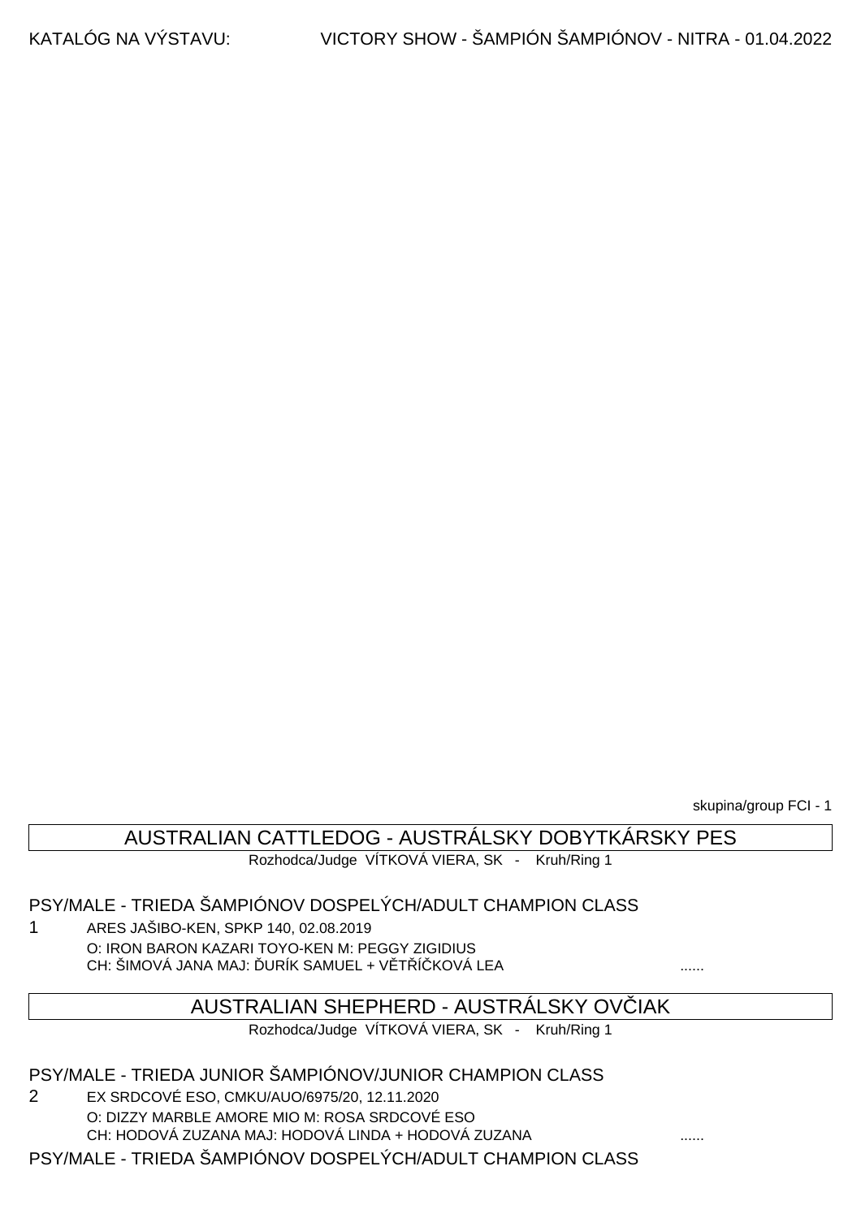KATALÓG NA VÝSTAVU: VICTORY SHOW - ŠAMPIÓN ŠAMPIÓNOV - NITRA - 01.04.2022

skupina/group FCI - 1

## AUSTRALIAN CATTLEDOG - AUSTRÁLSKY DOBYTKÁRSKY PES

Rozhodca/Judge VÍTKOVÁ VIERA, SK - Kruh/Ring 1

### PSY/MALE - TRIEDA ŠAMPIÓNOV DOSPELÝCH/ADULT CHAMPION CLASS

1 ARES JAŠIBO-KEN, SPKP 140, 02.08.2019
O: IRON BARON KAZARI TOYO-KEN M: PEGGY ZIGIDIUS
CH: ŠIMOVÁ JANA MAJ: ĎURÍK SAMUEL + VĚTŘÍČKOVÁ LEA ......

## AUSTRALIAN SHEPHERD - AUSTRÁLSKY OVČIAK

Rozhodca/Judge VÍTKOVÁ VIERA, SK - Kruh/Ring 1

### PSY/MALE - TRIEDA JUNIOR ŠAMPIÓNOV/JUNIOR CHAMPION CLASS

2 EX SRDCOVÉ ESO, CMKU/AUO/6975/20, 12.11.2020
O: DIZZY MARBLE AMORE MIO M: ROSA SRDCOVÉ ESO
CH: HODOVÁ ZUZANA MAJ: HODOVÁ LINDA + HODOVÁ ZUZANA ......

### PSY/MALE - TRIEDA ŠAMPIÓNOV DOSPELÝCH/ADULT CHAMPION CLASS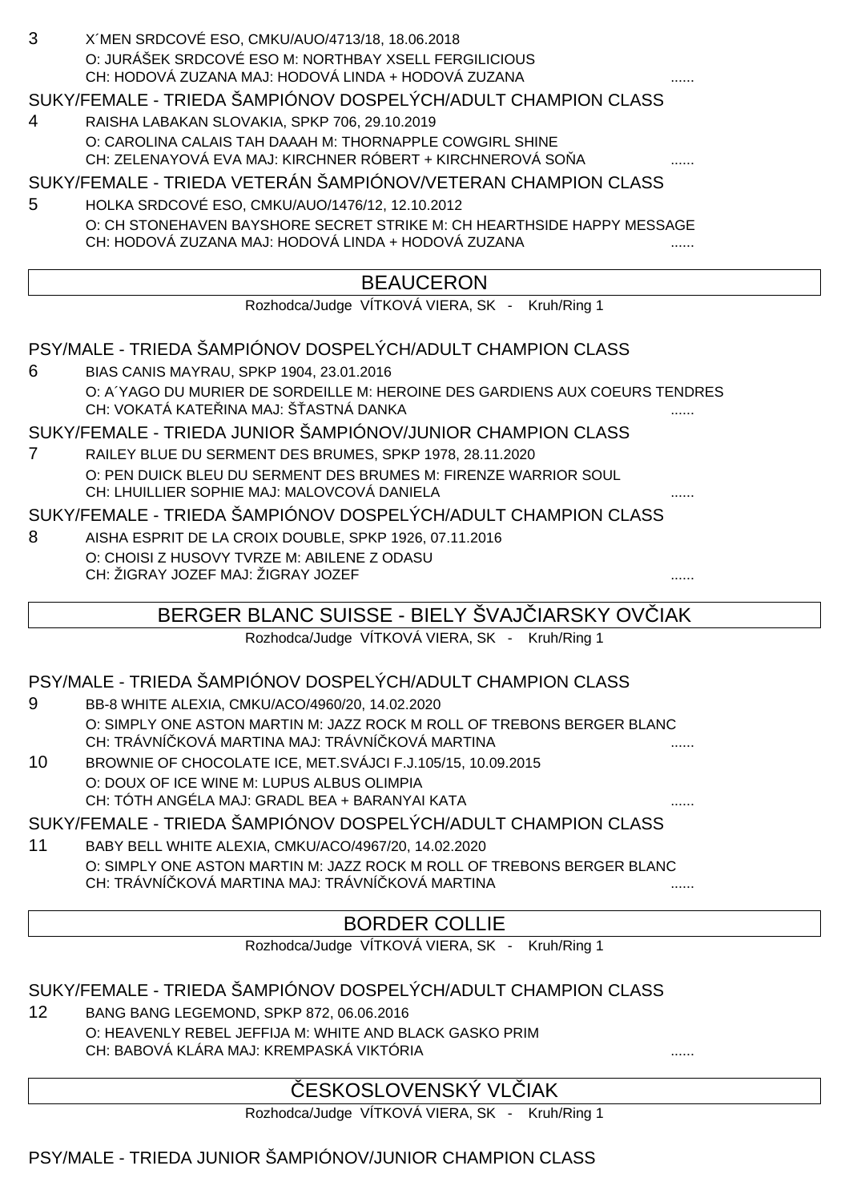3 X´MEN SRDCOVÉ ESO, CMKU/AUO/4713/18, 18.06.2018
O: JURÁŠEK SRDCOVÉ ESO M: NORTHBAY XSELL FERGILICIOUS
CH: HODOVÁ ZUZANA MAJ: HODOVÁ LINDA + HODOVÁ ZUZANA ......

SUKY/FEMALE - TRIEDA ŠAMPIÓNOV DOSPELÝCH/ADULT CHAMPION CLASS

4 RAISHA LABAKAN SLOVAKIA, SPKP 706, 29.10.2019
O: CAROLINA CALAIS TAH DAAAH M: THORNAPPLE COWGIRL SHINE
CH: ZELENAYOVÁ EVA MAJ: KIRCHNER RÓBERT + KIRCHNEROVÁ SOŇA ......

SUKY/FEMALE - TRIEDA VETERÁN ŠAMPIÓNOV/VETERAN CHAMPION CLASS

5 HOLKA SRDCOVÉ ESO, CMKU/AUO/1476/12, 12.10.2012
O: CH STONEHAVEN BAYSHORE SECRET STRIKE M: CH HEARTHSIDE HAPPY MESSAGE
CH: HODOVÁ ZUZANA MAJ: HODOVÁ LINDA + HODOVÁ ZUZANA ......

## BEAUCERON

Rozhodca/Judge VÍTKOVÁ VIERA, SK - Kruh/Ring 1

PSY/MALE - TRIEDA ŠAMPIÓNOV DOSPELÝCH/ADULT CHAMPION CLASS

6 BIAS CANIS MAYRAU, SPKP 1904, 23.01.2016
O: A´YAGO DU MURIER DE SORDEILLE M: HEROINE DES GARDIENS AUX COEURS TENDRES
CH: VOKATÁ KATEŘINA MAJ: ŠŤASTNÁ DANKA ......

SUKY/FEMALE - TRIEDA JUNIOR ŠAMPIÓNOV/JUNIOR CHAMPION CLASS

7 RAILEY BLUE DU SERMENT DES BRUMES, SPKP 1978, 28.11.2020
O: PEN DUICK BLEU DU SERMENT DES BRUMES M: FIRENZE WARRIOR SOUL
CH: LHUILLIER SOPHIE MAJ: MALOVCOVÁ DANIELA ......

SUKY/FEMALE - TRIEDA ŠAMPIÓNOV DOSPELÝCH/ADULT CHAMPION CLASS

8 AISHA ESPRIT DE LA CROIX DOUBLE, SPKP 1926, 07.11.2016
O: CHOISI Z HUSOVY TVRZE M: ABILENE Z ODASU
CH: ŽIGRAY JOZEF MAJ: ŽIGRAY JOZEF ......

## BERGER BLANC SUISSE - BIELY ŠVAJČIARSKY OVČIAK

Rozhodca/Judge VÍTKOVÁ VIERA, SK - Kruh/Ring 1

PSY/MALE - TRIEDA ŠAMPIÓNOV DOSPELÝCH/ADULT CHAMPION CLASS

9 BB-8 WHITE ALEXIA, CMKU/ACO/4960/20, 14.02.2020
O: SIMPLY ONE ASTON MARTIN M: JAZZ ROCK M ROLL OF TREBONS BERGER BLANC
CH: TRÁVNÍČKOVÁ MARTINA MAJ: TRÁVNÍČKOVÁ MARTINA ......

10 BROWNIE OF CHOCOLATE ICE, MET.SVÁJCI F.J.105/15, 10.09.2015
O: DOUX OF ICE WINE M: LUPUS ALBUS OLIMPIA
CH: TÓTH ANGÉLA MAJ: GRADL BEA + BARANYAI KATA ......

SUKY/FEMALE - TRIEDA ŠAMPIÓNOV DOSPELÝCH/ADULT CHAMPION CLASS

11 BABY BELL WHITE ALEXIA, CMKU/ACO/4967/20, 14.02.2020
O: SIMPLY ONE ASTON MARTIN M: JAZZ ROCK M ROLL OF TREBONS BERGER BLANC
CH: TRÁVNÍČKOVÁ MARTINA MAJ: TRÁVNÍČKOVÁ MARTINA ......

## BORDER COLLIE

Rozhodca/Judge VÍTKOVÁ VIERA, SK - Kruh/Ring 1

SUKY/FEMALE - TRIEDA ŠAMPIÓNOV DOSPELÝCH/ADULT CHAMPION CLASS

12 BANG BANG LEGEMOND, SPKP 872, 06.06.2016
O: HEAVENLY REBEL JEFFIJA M: WHITE AND BLACK GASKO PRIM
CH: BABOVÁ KLÁRA MAJ: KREMPASKÁ VIKTÓRIA ......

## ČESKOSLOVENSKÝ VLČIAK

Rozhodca/Judge VÍTKOVÁ VIERA, SK - Kruh/Ring 1

PSY/MALE - TRIEDA JUNIOR ŠAMPIÓNOV/JUNIOR CHAMPION CLASS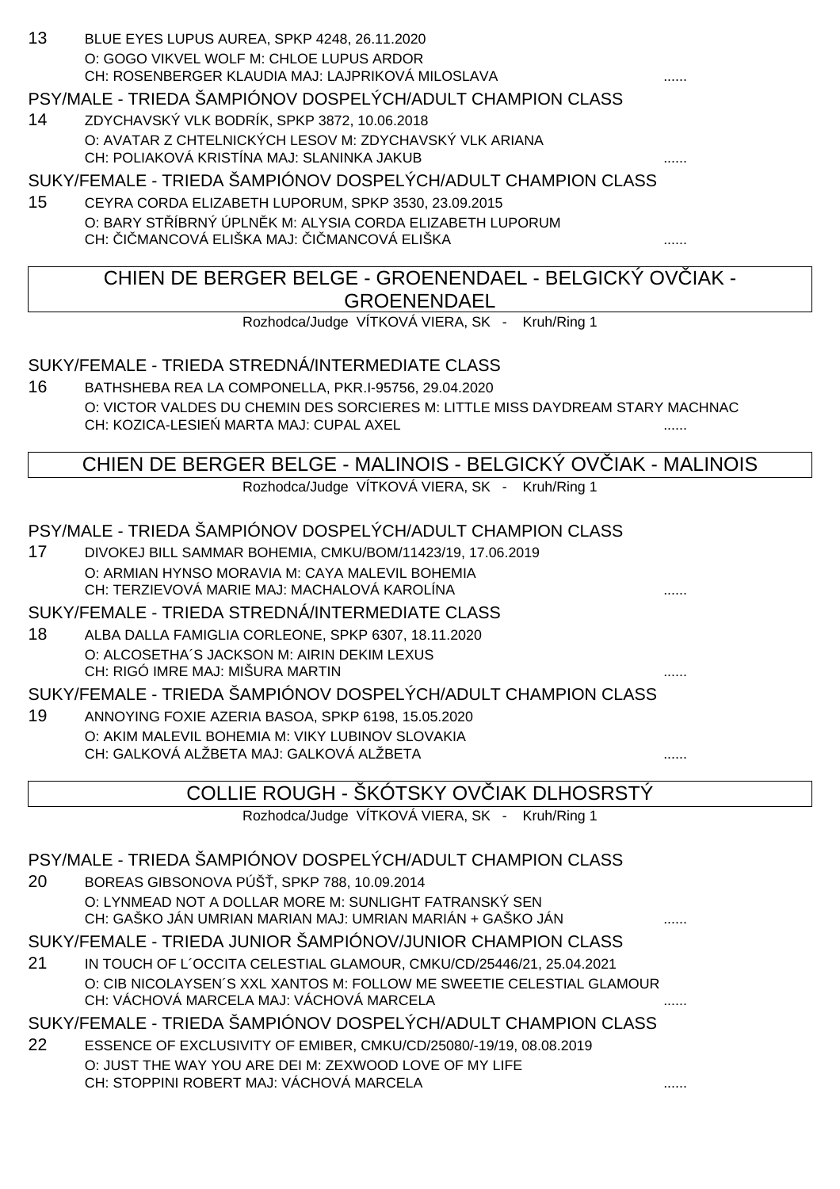13 BLUE EYES LUPUS AUREA, SPKP 4248, 26.11.2020
O: GOGO VIKVEL WOLF M: CHLOE LUPUS ARDOR
CH: ROSENBERGER KLAUDIA MAJ: LAJPRIKOVÁ MILOSLAVA ......

### PSY/MALE - TRIEDA ŠAMPIÓNOV DOSPELÝCH/ADULT CHAMPION CLASS

14 ZDYCHAVSKÝ VLK BODRÍK, SPKP 3872, 10.06.2018
O: AVATAR Z CHTELNICKÝCH LESOV M: ZDYCHAVSKÝ VLK ARIANA
CH: POLIAKOVÁ KRISTÍNA MAJ: SLANINKA JAKUB ......

### SUKY/FEMALE - TRIEDA ŠAMPIÓNOV DOSPELÝCH/ADULT CHAMPION CLASS

15 CEYRA CORDA ELIZABETH LUPORUM, SPKP 3530, 23.09.2015
O: BARY STŘÍBRNÝ ÚPLNĚK M: ALYSIA CORDA ELIZABETH LUPORUM
CH: ČIČMANCOVÁ ELIŠKA MAJ: ČIČMANCOVÁ ELIŠKA ......

## CHIEN DE BERGER BELGE - GROENENDAEL - BELGICKÝ OVČIAK - GROENENDAEL

Rozhodca/Judge VÍTKOVÁ VIERA, SK - Kruh/Ring 1

### SUKY/FEMALE - TRIEDA STREDNÁ/INTERMEDIATE CLASS

16 BATHSHEBA REA LA COMPONELLA, PKR.I-95756, 29.04.2020
O: VICTOR VALDES DU CHEMIN DES SORCIERES M: LITTLE MISS DAYDREAM STARY MACHNAC
CH: KOZICA-LESIEŃ MARTA MAJ: CUPAL AXEL ......

## CHIEN DE BERGER BELGE - MALINOIS - BELGICKÝ OVČIAK - MALINOIS

Rozhodca/Judge VÍTKOVÁ VIERA, SK - Kruh/Ring 1

### PSY/MALE - TRIEDA ŠAMPIÓNOV DOSPELÝCH/ADULT CHAMPION CLASS

17 DIVOKEJ BILL SAMMAR BOHEMIA, CMKU/BOM/11423/19, 17.06.2019
O: ARMIAN HYNSO MORAVIA M: CAYA MALEVIL BOHEMIA
CH: TERZIEVOVÁ MARIE MAJ: MACHALOVÁ KAROLÍNA ......

### SUKY/FEMALE - TRIEDA STREDNÁ/INTERMEDIATE CLASS

18 ALBA DALLA FAMIGLIA CORLEONE, SPKP 6307, 18.11.2020
O: ALCOSETHA´S JACKSON M: AIRIN DEKIM LEXUS
CH: RIGÓ IMRE MAJ: MIŠURA MARTIN ......

### SUKY/FEMALE - TRIEDA ŠAMPIÓNOV DOSPELÝCH/ADULT CHAMPION CLASS

19 ANNOYING FOXIE AZERIA BASOA, SPKP 6198, 15.05.2020
O: AKIM MALEVIL BOHEMIA M: VIKY LUBINOV SLOVAKIA
CH: GALKOVÁ ALŽBETA MAJ: GALKOVÁ ALŽBETA ......

## COLLIE ROUGH - ŠKÓTSKY OVČIAK DLHOSRSTÝ

Rozhodca/Judge VÍTKOVÁ VIERA, SK - Kruh/Ring 1

### PSY/MALE - TRIEDA ŠAMPIÓNOV DOSPELÝCH/ADULT CHAMPION CLASS

20 BOREAS GIBSONOVA PÚŠŤ, SPKP 788, 10.09.2014
O: LYNMEAD NOT A DOLLAR MORE M: SUNLIGHT FATRANSKÝ SEN
CH: GAŠKO JÁN UMRIAN MARIAN MAJ: UMRIAN MARIÁN + GAŠKO JÁN ......

### SUKY/FEMALE - TRIEDA JUNIOR ŠAMPIÓNOV/JUNIOR CHAMPION CLASS

21 IN TOUCH OF L´OCCITA CELESTIAL GLAMOUR, CMKU/CD/25446/21, 25.04.2021
O: CIB NICOLAYSEN´S XXL XANTOS M: FOLLOW ME SWEETIE CELESTIAL GLAMOUR
CH: VÁCHOVÁ MARCELA MAJ: VÁCHOVÁ MARCELA ......

### SUKY/FEMALE - TRIEDA ŠAMPIÓNOV DOSPELÝCH/ADULT CHAMPION CLASS

22 ESSENCE OF EXCLUSIVITY OF EMIBER, CMKU/CD/25080/-19/19, 08.08.2019
O: JUST THE WAY YOU ARE DEI M: ZEXWOOD LOVE OF MY LIFE
CH: STOPPINI ROBERT MAJ: VÁCHOVÁ MARCELA ......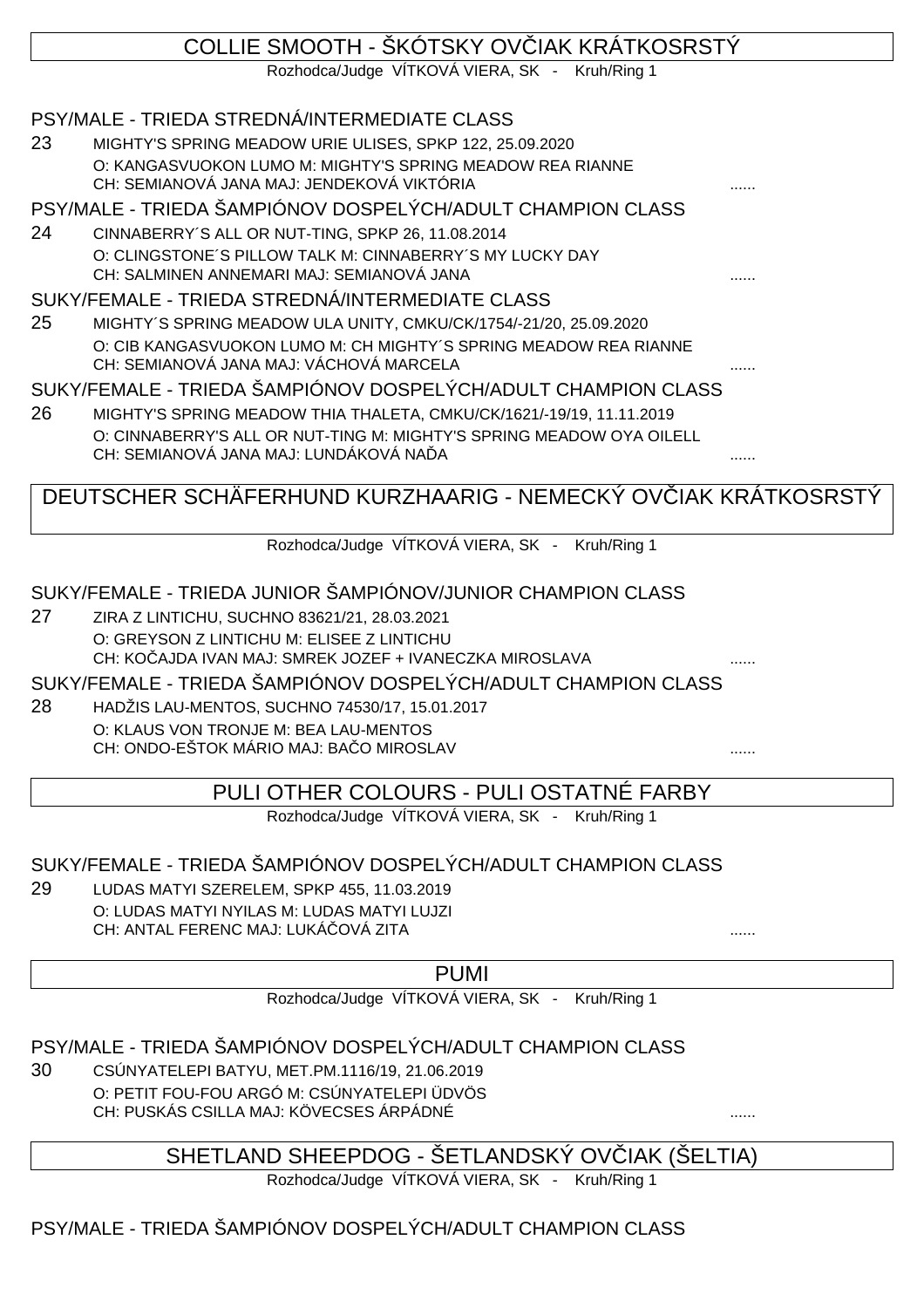## COLLIE SMOOTH - ŠKÓTSKY OVČIAK KRÁTKOSRSTÝ

Rozhodca/Judge VÍTKOVÁ VIERA, SK - Kruh/Ring 1

### PSY/MALE - TRIEDA STREDNÁ/INTERMEDIATE CLASS

23 MIGHTY'S SPRING MEADOW URIE ULISES, SPKP 122, 25.09.2020
O: KANGASVUOKON LUMO M: MIGHTY'S SPRING MEADOW REA RIANNE
CH: SEMIANOVÁ JANA MAJ: JENDEKOVÁ VIKTÓRIA ......

### PSY/MALE - TRIEDA ŠAMPIÓNOV DOSPELÝCH/ADULT CHAMPION CLASS

24 CINNABERRY´S ALL OR NUT-TING, SPKP 26, 11.08.2014
O: CLINGSTONE´S PILLOW TALK M: CINNABERRY´S MY LUCKY DAY
CH: SALMINEN ANNEMARI MAJ: SEMIANOVÁ JANA ......

### SUKY/FEMALE - TRIEDA STREDNÁ/INTERMEDIATE CLASS

25 MIGHTY´S SPRING MEADOW ULA UNITY, CMKU/CK/1754/-21/20, 25.09.2020
O: CIB KANGASVUOKON LUMO M: CH MIGHTY´S SPRING MEADOW REA RIANNE
CH: SEMIANOVÁ JANA MAJ: VÁCHOVÁ MARCELA ......

### SUKY/FEMALE - TRIEDA ŠAMPIÓNOV DOSPELÝCH/ADULT CHAMPION CLASS

26 MIGHTY'S SPRING MEADOW THIA THALETA, CMKU/CK/1621/-19/19, 11.11.2019
O: CINNABERRY'S ALL OR NUT-TING M: MIGHTY'S SPRING MEADOW OYA OILELL
CH: SEMIANOVÁ JANA MAJ: LUNDÁKOVÁ NAĎA ......

## DEUTSCHER SCHÄFERHUND KURZHAARIG - NEMECKÝ OVČIAK KRÁTKOSRSTÝ

Rozhodca/Judge VÍTKOVÁ VIERA, SK - Kruh/Ring 1

### SUKY/FEMALE - TRIEDA JUNIOR ŠAMPIÓNOV/JUNIOR CHAMPION CLASS

27 ZIRA Z LINTICHU, SUCHNO 83621/21, 28.03.2021
O: GREYSON Z LINTICHU M: ELISEE Z LINTICHU
CH: KOČAJDA IVAN MAJ: SMREK JOZEF + IVANECZKA MIROSLAVA ......

### SUKY/FEMALE - TRIEDA ŠAMPIÓNOV DOSPELÝCH/ADULT CHAMPION CLASS

28 HADŽIS LAU-MENTOS, SUCHNO 74530/17, 15.01.2017
O: KLAUS VON TRONJE M: BEA LAU-MENTOS
CH: ONDO-EŠTOK MÁRIO MAJ: BAČO MIROSLAV ......

## PULI OTHER COLOURS - PULI OSTATNÉ FARBY

Rozhodca/Judge VÍTKOVÁ VIERA, SK - Kruh/Ring 1

### SUKY/FEMALE - TRIEDA ŠAMPIÓNOV DOSPELÝCH/ADULT CHAMPION CLASS

29 LUDAS MATYI SZERELEM, SPKP 455, 11.03.2019
O: LUDAS MATYI NYILAS M: LUDAS MATYI LUJZI
CH: ANTAL FERENC MAJ: LUKÁČOVÁ ZITA ......

## PUMI

Rozhodca/Judge VÍTKOVÁ VIERA, SK - Kruh/Ring 1

### PSY/MALE - TRIEDA ŠAMPIÓNOV DOSPELÝCH/ADULT CHAMPION CLASS

30 CSÚNYATELEPI BATYU, MET.PM.1116/19, 21.06.2019
O: PETIT FOU-FOU ARGÓ M: CSÚNYATELEPI ÜDVÖS
CH: PUSKÁS CSILLA MAJ: KÖVECSES ÁRPÁDNÉ ......

## SHETLAND SHEEPDOG - ŠETLANDSKÝ OVČIAK (ŠELTIA)

Rozhodca/Judge VÍTKOVÁ VIERA, SK - Kruh/Ring 1

### PSY/MALE - TRIEDA ŠAMPIÓNOV DOSPELÝCH/ADULT CHAMPION CLASS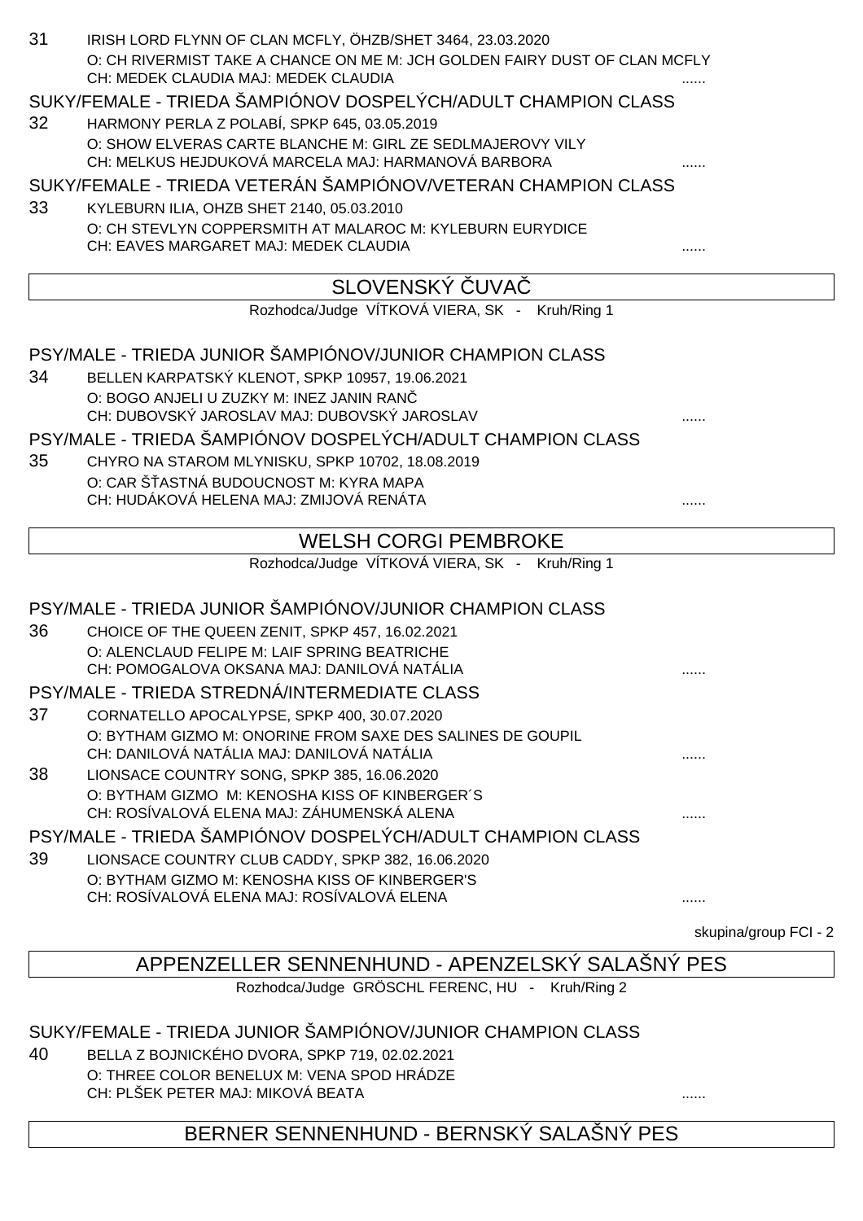31 IRISH LORD FLYNN OF CLAN MCFLY, ÖHZB/SHET 3464, 23.03.2020
O: CH RIVERMIST TAKE A CHANCE ON ME M: JCH GOLDEN FAIRY DUST OF CLAN MCFLY
CH: MEDEK CLAUDIA MAJ: MEDEK CLAUDIA ......

SUKY/FEMALE - TRIEDA ŠAMPIÓNOV DOSPELÝCH/ADULT CHAMPION CLASS

32 HARMONY PERLA Z POLABÍ, SPKP 645, 03.05.2019
O: SHOW ELVERAS CARTE BLANCHE M: GIRL ZE SEDLMAJEROVY VILY
CH: MELKUS HEJDUKOVÁ MARCELA MAJ: HARMANOVÁ BARBORA ......

SUKY/FEMALE - TRIEDA VETERÁN ŠAMPIÓNOV/VETERAN CHAMPION CLASS

33 KYLEBURN ILIA, OHZB SHET 2140, 05.03.2010
O: CH STEVLYN COPPERSMITH AT MALAROC M: KYLEBURN EURYDICE
CH: EAVES MARGARET MAJ: MEDEK CLAUDIA ......

## SLOVENSKÝ ČUVAČ

Rozhodca/Judge VÍTKOVÁ VIERA, SK - Kruh/Ring 1

PSY/MALE - TRIEDA JUNIOR ŠAMPIÓNOV/JUNIOR CHAMPION CLASS

34 BELLEN KARPATSKÝ KLENOT, SPKP 10957, 19.06.2021
O: BOGO ANJELI U ZUZKY M: INEZ JANIN RANČ
CH: DUBOVSKÝ JAROSLAV MAJ: DUBOVSKÝ JAROSLAV ......

PSY/MALE - TRIEDA ŠAMPIÓNOV DOSPELÝCH/ADULT CHAMPION CLASS

35 CHYRO NA STAROM MLYNISKU, SPKP 10702, 18.08.2019
O: CAR ŠŤASTNÁ BUDOUCNOST M: KYRA MAPA
CH: HUDÁKOVÁ HELENA MAJ: ZMIJOVÁ RENÁTA ......

## WELSH CORGI PEMBROKE

Rozhodca/Judge VÍTKOVÁ VIERA, SK - Kruh/Ring 1

PSY/MALE - TRIEDA JUNIOR ŠAMPIÓNOV/JUNIOR CHAMPION CLASS

36 CHOICE OF THE QUEEN ZENIT, SPKP 457, 16.02.2021
O: ALENCLAUD FELIPE M: LAIF SPRING BEATRICHE
CH: POMOGALOVA OKSANA MAJ: DANILOVÁ NATÁLIA ......

PSY/MALE - TRIEDA STREDNÁ/INTERMEDIATE CLASS

37 CORNATELLO APOCALYPSE, SPKP 400, 30.07.2020
O: BYTHAM GIZMO M: ONORINE FROM SAXE DES SALINES DE GOUPIL
CH: DANILOVÁ NATÁLIA MAJ: DANILOVÁ NATÁLIA ......

38 LIONSACE COUNTRY SONG, SPKP 385, 16.06.2020
O: BYTHAM GIZMO M: KENOSHA KISS OF KINBERGER´S
CH: ROSÍVALOVÁ ELENA MAJ: ZÁHUMENSKÁ ALENA ......

PSY/MALE - TRIEDA ŠAMPIÓNOV DOSPELÝCH/ADULT CHAMPION CLASS

39 LIONSACE COUNTRY CLUB CADDY, SPKP 382, 16.06.2020
O: BYTHAM GIZMO M: KENOSHA KISS OF KINBERGER'S
CH: ROSÍVALOVÁ ELENA MAJ: ROSÍVALOVÁ ELENA ......

skupina/group FCI - 2

## APPENZELLER SENNENHUND - APENZELSKÝ SALAŠNÝ PES

Rozhodca/Judge GRÖSCHL FERENC, HU - Kruh/Ring 2

SUKY/FEMALE - TRIEDA JUNIOR ŠAMPIÓNOV/JUNIOR CHAMPION CLASS

40 BELLA Z BOJNICKÉHO DVORA, SPKP 719, 02.02.2021
O: THREE COLOR BENELUX M: VENA SPOD HRÁDZE
CH: PLŠEK PETER MAJ: MIKOVÁ BEATA ......

## BERNER SENNENHUND - BERNSKÝ SALAŠNÝ PES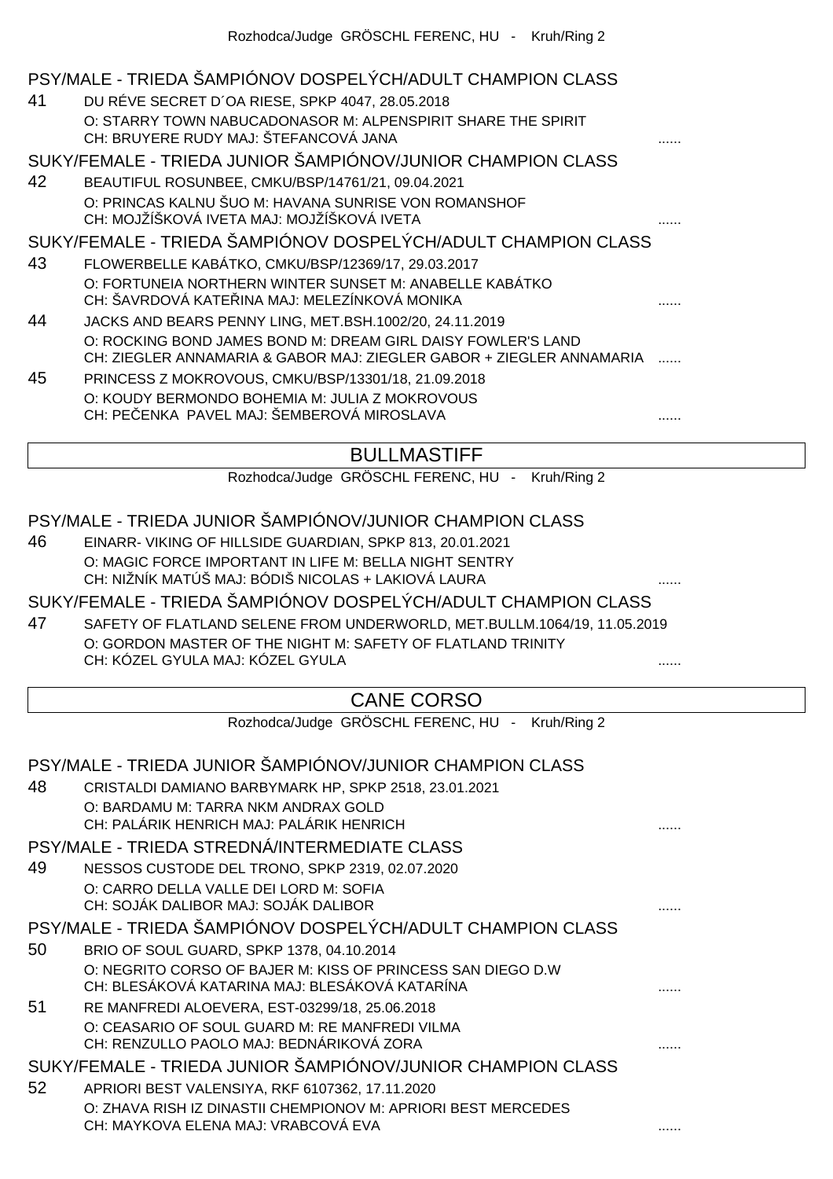Rozhodca/Judge GRÖSCHL FERENC, HU - Kruh/Ring 2

### PSY/MALE - TRIEDA ŠAMPIÓNOV DOSPELÝCH/ADULT CHAMPION CLASS

41 DU RÉVE SECRET D´OA RIESE, SPKP 4047, 28.05.2018
O: STARRY TOWN NABUCADONASOR M: ALPENSPIRIT SHARE THE SPIRIT
CH: BRUYERE RUDY MAJ: ŠTEFANCOVÁ JANA ......

### SUKY/FEMALE - TRIEDA JUNIOR ŠAMPIÓNOV/JUNIOR CHAMPION CLASS

42 BEAUTIFUL ROSUNBEE, CMKU/BSP/14761/21, 09.04.2021
O: PRINCAS KALNU ŠUO M: HAVANA SUNRISE VON ROMANSHOF
CH: MOJŽÍŠKOVÁ IVETA MAJ: MOJŽÍŠKOVÁ IVETA ......

### SUKY/FEMALE - TRIEDA ŠAMPIÓNOV DOSPELÝCH/ADULT CHAMPION CLASS

43 FLOWERBELLE KABÁTKO, CMKU/BSP/12369/17, 29.03.2017
O: FORTUNEIA NORTHERN WINTER SUNSET M: ANABELLE KABÁTKO
CH: ŠAVRDOVÁ KATEŘINA MAJ: MELEZÍNKOVÁ MONIKA ......

44 JACKS AND BEARS PENNY LING, MET.BSH.1002/20, 24.11.2019
O: ROCKING BOND JAMES BOND M: DREAM GIRL DAISY FOWLER'S LAND
CH: ZIEGLER ANNAMARIA & GABOR MAJ: ZIEGLER GABOR + ZIEGLER ANNAMARIA ......

45 PRINCESS Z MOKROVOUS, CMKU/BSP/13301/18, 21.09.2018
O: KOUDY BERMONDO BOHEMIA M: JULIA Z MOKROVOUS
CH: PEČENKA PAVEL MAJ: ŠEMBEROVÁ MIROSLAVA ......

## BULLMASTIFF

Rozhodca/Judge GRÖSCHL FERENC, HU - Kruh/Ring 2

### PSY/MALE - TRIEDA JUNIOR ŠAMPIÓNOV/JUNIOR CHAMPION CLASS

46 EINARR- VIKING OF HILLSIDE GUARDIAN, SPKP 813, 20.01.2021
O: MAGIC FORCE IMPORTANT IN LIFE M: BELLA NIGHT SENTRY
CH: NIŽNÍK MATÚŠ MAJ: BÓDIŠ NICOLAS + LAKIOVÁ LAURA ......

### SUKY/FEMALE - TRIEDA ŠAMPIÓNOV DOSPELÝCH/ADULT CHAMPION CLASS

47 SAFETY OF FLATLAND SELENE FROM UNDERWORLD, MET.BULLM.1064/19, 11.05.2019
O: GORDON MASTER OF THE NIGHT M: SAFETY OF FLATLAND TRINITY
CH: KÓZEL GYULA MAJ: KÓZEL GYULA ......

## CANE CORSO

Rozhodca/Judge GRÖSCHL FERENC, HU - Kruh/Ring 2

### PSY/MALE - TRIEDA JUNIOR ŠAMPIÓNOV/JUNIOR CHAMPION CLASS

48 CRISTALDI DAMIANO BARBYMARK HP, SPKP 2518, 23.01.2021
O: BARDAMU M: TARRA NKM ANDRAX GOLD
CH: PALÁRIK HENRICH MAJ: PALÁRIK HENRICH ......

### PSY/MALE - TRIEDA STREDNÁ/INTERMEDIATE CLASS

49 NESSOS CUSTODE DEL TRONO, SPKP 2319, 02.07.2020
O: CARRO DELLA VALLE DEI LORD M: SOFIA
CH: SOJÁK DALIBOR MAJ: SOJÁK DALIBOR ......

### PSY/MALE - TRIEDA ŠAMPIÓNOV DOSPELÝCH/ADULT CHAMPION CLASS

50 BRIO OF SOUL GUARD, SPKP 1378, 04.10.2014
O: NEGRITO CORSO OF BAJER M: KISS OF PRINCESS SAN DIEGO D.W
CH: BLESÁKOVÁ KATARINA MAJ: BLESÁKOVÁ KATARÍNA ......

51 RE MANFREDI ALOEVERA, EST-03299/18, 25.06.2018
O: CEASARIO OF SOUL GUARD M: RE MANFREDI VILMA
CH: RENZULLO PAOLO MAJ: BEDNÁRIKOVÁ ZORA ......

### SUKY/FEMALE - TRIEDA JUNIOR ŠAMPIÓNOV/JUNIOR CHAMPION CLASS

52 APRIORI BEST VALENSIYA, RKF 6107362, 17.11.2020
O: ZHAVA RISH IZ DINASTII CHEMPIONOV M: APRIORI BEST MERCEDES
CH: MAYKOVA ELENA MAJ: VRABCOVÁ EVA ......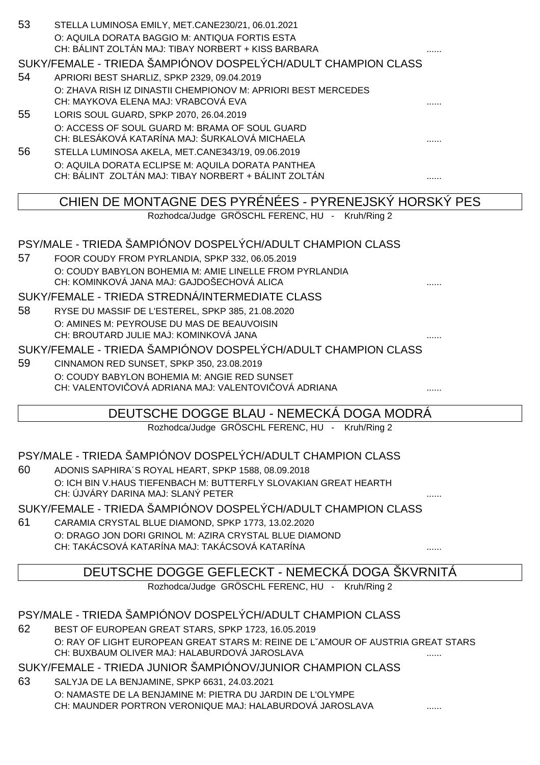53 STELLA LUMINOSA EMILY, MET.CANE230/21, 06.01.2021
O: AQUILA DORATA BAGGIO M: ANTIQUA FORTIS ESTA
CH: BÁLINT ZOLTÁN MAJ: TIBAY NORBERT + KISS BARBARA ......

SUKY/FEMALE - TRIEDA ŠAMPIÓNOV DOSPELÝCH/ADULT CHAMPION CLASS

54 APRIORI BEST SHARLIZ, SPKP 2329, 09.04.2019
O: ZHAVA RISH IZ DINASTII CHEMPIONOV M: APRIORI BEST MERCEDES
CH: MAYKOVA ELENA MAJ: VRABCOVÁ EVA ......

55 LORIS SOUL GUARD, SPKP 2070, 26.04.2019
O: ACCESS OF SOUL GUARD M: BRAMA OF SOUL GUARD
CH: BLESÁKOVÁ KATARÍNA MAJ: ŠURKALOVÁ MICHAELA ......

56 STELLA LUMINOSA AKELA, MET.CANE343/19, 09.06.2019
O: AQUILA DORATA ECLIPSE M: AQUILA DORATA PANTHEA
CH: BÁLINT ZOLTÁN MAJ: TIBAY NORBERT + BÁLINT ZOLTÁN ......

## CHIEN DE MONTAGNE DES PYRÉNÉES - PYRENEJSKÝ HORSKÝ PES

Rozhodca/Judge GRÖSCHL FERENC, HU - Kruh/Ring 2

PSY/MALE - TRIEDA ŠAMPIÓNOV DOSPELÝCH/ADULT CHAMPION CLASS

57 FOOR COUDY FROM PYRLANDIA, SPKP 332, 06.05.2019
O: COUDY BABYLON BOHEMIA M: AMIE LINELLE FROM PYRLANDIA
CH: KOMINKOVÁ JANA MAJ: GAJDOŠECHOVÁ ALICA ......

SUKY/FEMALE - TRIEDA STREDNÁ/INTERMEDIATE CLASS

58 RYSE DU MASSIF DE L'ESTEREL, SPKP 385, 21.08.2020
O: AMINES M: PEYROUSE DU MAS DE BEAUVOISIN
CH: BROUTARD JULIE MAJ: KOMINKOVÁ JANA ......

SUKY/FEMALE - TRIEDA ŠAMPIÓNOV DOSPELÝCH/ADULT CHAMPION CLASS

59 CINNAMON RED SUNSET, SPKP 350, 23.08.2019
O: COUDY BABYLON BOHEMIA M: ANGIE RED SUNSET
CH: VALENTOVIČOVÁ ADRIANA MAJ: VALENTOVIČOVÁ ADRIANA ......

## DEUTSCHE DOGGE BLAU - NEMECKÁ DOGA MODRÁ

Rozhodca/Judge GRÖSCHL FERENC, HU - Kruh/Ring 2

PSY/MALE - TRIEDA ŠAMPIÓNOV DOSPELÝCH/ADULT CHAMPION CLASS

60 ADONIS SAPHIRA´S ROYAL HEART, SPKP 1588, 08.09.2018
O: ICH BIN V.HAUS TIEFENBACH M: BUTTERFLY SLOVAKIAN GREAT HEARTH
CH: ÚJVÁRY DARINA MAJ: SLANÝ PETER ......

SUKY/FEMALE - TRIEDA ŠAMPIÓNOV DOSPELÝCH/ADULT CHAMPION CLASS

61 CARAMIA CRYSTAL BLUE DIAMOND, SPKP 1773, 13.02.2020
O: DRAGO JON DORI GRINOL M: AZIRA CRYSTAL BLUE DIAMOND
CH: TAKÁCSOVÁ KATARÍNA MAJ: TAKÁCSOVÁ KATARÍNA ......

## DEUTSCHE DOGGE GEFLECKT - NEMECKÁ DOGA ŠKVRNITÁ

Rozhodca/Judge GRÖSCHL FERENC, HU - Kruh/Ring 2

PSY/MALE - TRIEDA ŠAMPIÓNOV DOSPELÝCH/ADULT CHAMPION CLASS

62 BEST OF EUROPEAN GREAT STARS, SPKP 1723, 16.05.2019
O: RAY OF LIGHT EUROPEAN GREAT STARS M: REINE DE LˇAMOUR OF AUSTRIA GREAT STARS
CH: BUXBAUM OLIVER MAJ: HALABURDOVÁ JAROSLAVA ......

SUKY/FEMALE - TRIEDA JUNIOR ŠAMPIÓNOV/JUNIOR CHAMPION CLASS

63 SALYJA DE LA BENJAMINE, SPKP 6631, 24.03.2021
O: NAMASTE DE LA BENJAMINE M: PIETRA DU JARDIN DE L'OLYMPE
CH: MAUNDER PORTRON VERONIQUE MAJ: HALABURDOVÁ JAROSLAVA ......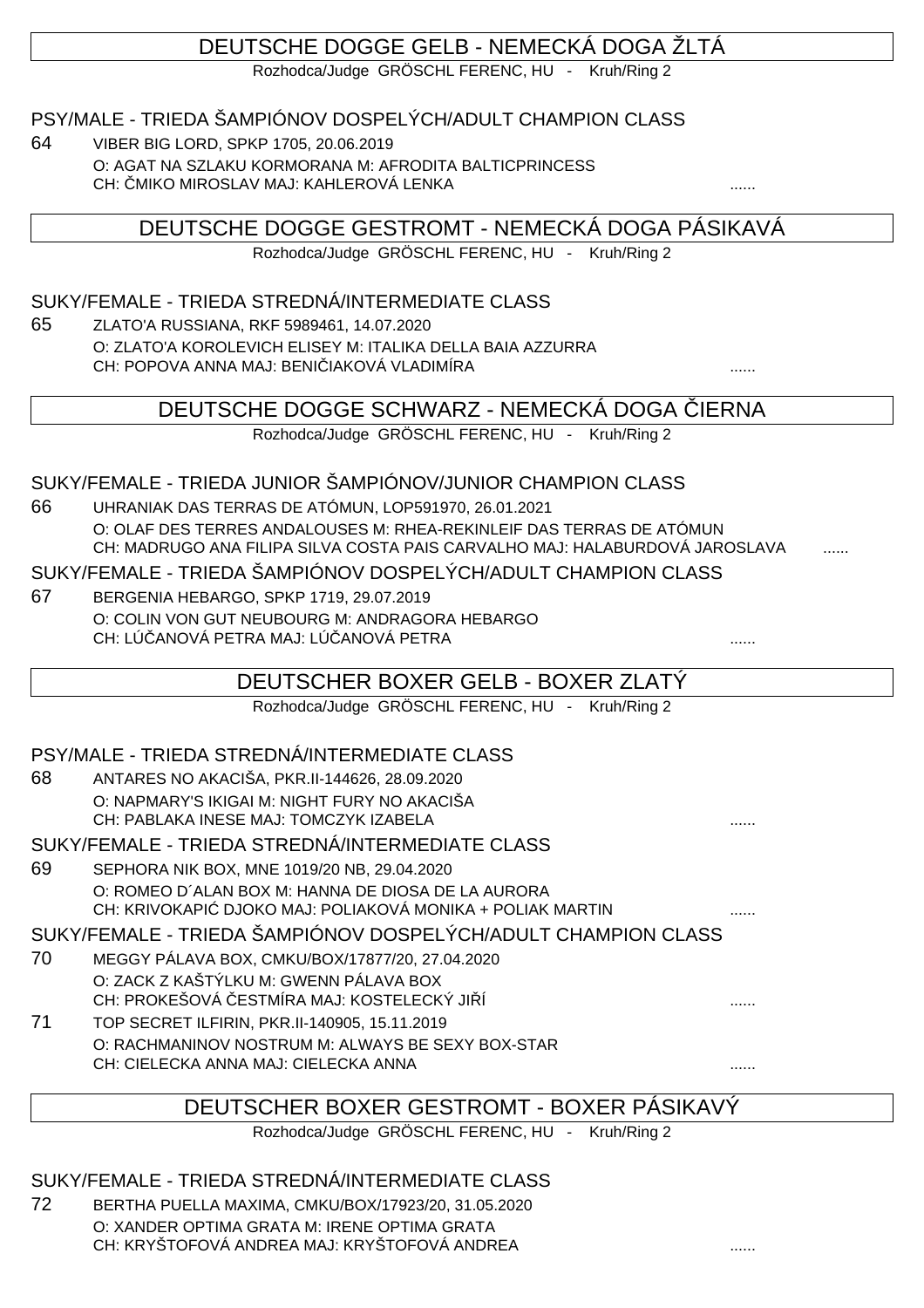## DEUTSCHE DOGGE GELB - NEMECKÁ DOGA ŽLTÁ

Rozhodca/Judge GRÖSCHL FERENC, HU - Kruh/Ring 2

### PSY/MALE - TRIEDA ŠAMPIÓNOV DOSPELÝCH/ADULT CHAMPION CLASS

64 VIBER BIG LORD, SPKP 1705, 20.06.2019
O: AGAT NA SZLAKU KORMORANA M: AFRODITA BALTICPRINCESS
CH: ČMIKO MIROSLAV MAJ: KAHLEROVÁ LENKA ......

## DEUTSCHE DOGGE GESTROMT - NEMECKÁ DOGA PÁSIKAVÁ

Rozhodca/Judge GRÖSCHL FERENC, HU - Kruh/Ring 2

### SUKY/FEMALE - TRIEDA STREDNÁ/INTERMEDIATE CLASS

65 ZLATO'A RUSSIANA, RKF 5989461, 14.07.2020
O: ZLATO'A KOROLEVICH ELISEY M: ITALIKA DELLA BAIA AZZURRA
CH: POPOVA ANNA MAJ: BENIČIAKOVÁ VLADIMÍRA ......

## DEUTSCHE DOGGE SCHWARZ - NEMECKÁ DOGA ČIERNA

Rozhodca/Judge GRÖSCHL FERENC, HU - Kruh/Ring 2

### SUKY/FEMALE - TRIEDA JUNIOR ŠAMPIÓNOV/JUNIOR CHAMPION CLASS

66 UHRANIAK DAS TERRAS DE ATÓMUN, LOP591970, 26.01.2021
O: OLAF DES TERRES ANDALOUSES M: RHEA-REKINLEIF DAS TERRAS DE ATÓMUN
CH: MADRUGO ANA FILIPA SILVA COSTA PAIS CARVALHO MAJ: HALABURDOVÁ JAROSLAVA ......

### SUKY/FEMALE - TRIEDA ŠAMPIÓNOV DOSPELÝCH/ADULT CHAMPION CLASS

67 BERGENIA HEBARGO, SPKP 1719, 29.07.2019
O: COLIN VON GUT NEUBOURG M: ANDRAGORA HEBARGO
CH: LÚČANOVÁ PETRA MAJ: LÚČANOVÁ PETRA ......

## DEUTSCHER BOXER GELB - BOXER ZLATÝ

Rozhodca/Judge GRÖSCHL FERENC, HU - Kruh/Ring 2

### PSY/MALE - TRIEDA STREDNÁ/INTERMEDIATE CLASS

68 ANTARES NO AKACIŠA, PKR.II-144626, 28.09.2020
O: NAPMARY'S IKIGAI M: NIGHT FURY NO AKACIŠA
CH: PABLAKA INESE MAJ: TOMCZYK IZABELA ......

### SUKY/FEMALE - TRIEDA STREDNÁ/INTERMEDIATE CLASS

69 SEPHORA NIK BOX, MNE 1019/20 NB, 29.04.2020
O: ROMEO D´ALAN BOX M: HANNA DE DIOSA DE LA AURORA
CH: KRIVOKAPIĆ DJOKO MAJ: POLIAKOVÁ MONIKA + POLIAK MARTIN ......

### SUKY/FEMALE - TRIEDA ŠAMPIÓNOV DOSPELÝCH/ADULT CHAMPION CLASS

70 MEGGY PÁLAVA BOX, CMKU/BOX/17877/20, 27.04.2020
O: ZACK Z KAŠTÝLKU M: GWENN PÁLAVA BOX
CH: PROKEŠOVÁ ČESTMÍRA MAJ: KOSTELECKÝ JIŘÍ ......

71 TOP SECRET ILFIRIN, PKR.II-140905, 15.11.2019
O: RACHMANINOV NOSTRUM M: ALWAYS BE SEXY BOX-STAR
CH: CIELECKA ANNA MAJ: CIELECKA ANNA ......

## DEUTSCHER BOXER GESTROMT - BOXER PÁSIKAVÝ

Rozhodca/Judge GRÖSCHL FERENC, HU - Kruh/Ring 2

### SUKY/FEMALE - TRIEDA STREDNÁ/INTERMEDIATE CLASS

72 BERTHA PUELLA MAXIMA, CMKU/BOX/17923/20, 31.05.2020
O: XANDER OPTIMA GRATA M: IRENE OPTIMA GRATA
CH: KRYŠTOFOVÁ ANDREA MAJ: KRYŠTOFOVÁ ANDREA ......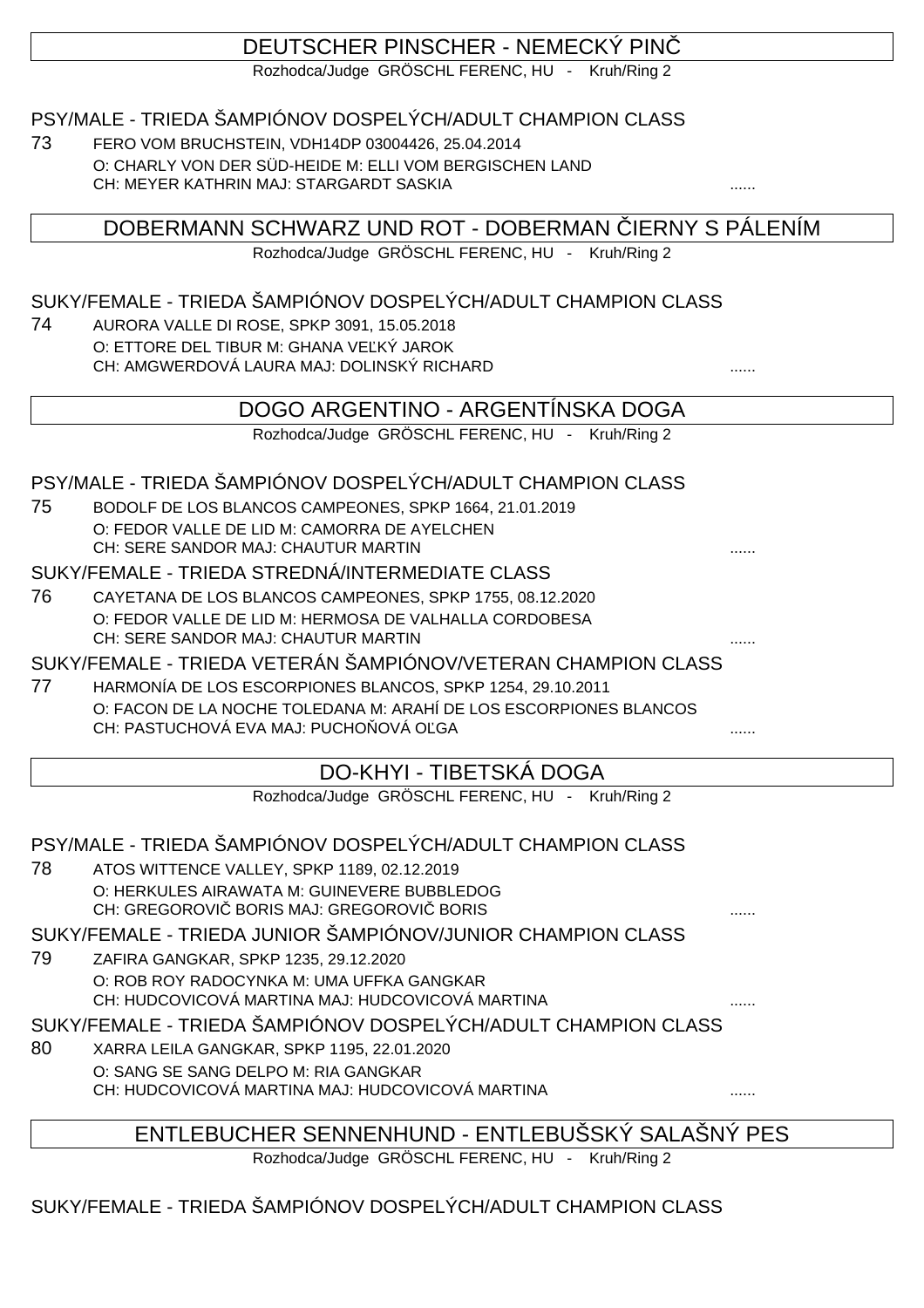## DEUTSCHER PINSCHER - NEMECKÝ PINČ

Rozhodca/Judge GRÖSCHL FERENC, HU - Kruh/Ring 2

### PSY/MALE - TRIEDA ŠAMPIÓNOV DOSPELÝCH/ADULT CHAMPION CLASS

73 FERO VOM BRUCHSTEIN, VDH14DP 03004426, 25.04.2014
O: CHARLY VON DER SÜD-HEIDE M: ELLI VOM BERGISCHEN LAND
CH: MEYER KATHRIN MAJ: STARGARDT SASKIA ......

## DOBERMANN SCHWARZ UND ROT - DOBERMAN ČIERNY S PÁLENÍM

Rozhodca/Judge GRÖSCHL FERENC, HU - Kruh/Ring 2

### SUKY/FEMALE - TRIEDA ŠAMPIÓNOV DOSPELÝCH/ADULT CHAMPION CLASS

74 AURORA VALLE DI ROSE, SPKP 3091, 15.05.2018
O: ETTORE DEL TIBUR M: GHANA VEĽKÝ JAROK
CH: AMGWERDOVÁ LAURA MAJ: DOLINSKÝ RICHARD ......

## DOGO ARGENTINO - ARGENTÍNSKA DOGA

Rozhodca/Judge GRÖSCHL FERENC, HU - Kruh/Ring 2

### PSY/MALE - TRIEDA ŠAMPIÓNOV DOSPELÝCH/ADULT CHAMPION CLASS

75 BODOLF DE LOS BLANCOS CAMPEONES, SPKP 1664, 21.01.2019
O: FEDOR VALLE DE LID M: CAMORRA DE AYELCHEN
CH: SERE SANDOR MAJ: CHAUTUR MARTIN ......

### SUKY/FEMALE - TRIEDA STREDNÁ/INTERMEDIATE CLASS

76 CAYETANA DE LOS BLANCOS CAMPEONES, SPKP 1755, 08.12.2020
O: FEDOR VALLE DE LID M: HERMOSA DE VALHALLA CORDOBESA
CH: SERE SANDOR MAJ: CHAUTUR MARTIN ......

### SUKY/FEMALE - TRIEDA VETERÁN ŠAMPIÓNOV/VETERAN CHAMPION CLASS

77 HARMONÍA DE LOS ESCORPIONES BLANCOS, SPKP 1254, 29.10.2011
O: FACON DE LA NOCHE TOLEDANA M: ARAHÍ DE LOS ESCORPIONES BLANCOS
CH: PASTUCHOVÁ EVA MAJ: PUCHOŇOVÁ OĽGA ......

## DO-KHYI - TIBETSKÁ DOGA

Rozhodca/Judge GRÖSCHL FERENC, HU - Kruh/Ring 2

### PSY/MALE - TRIEDA ŠAMPIÓNOV DOSPELÝCH/ADULT CHAMPION CLASS

78 ATOS WITTENCE VALLEY, SPKP 1189, 02.12.2019
O: HERKULES AIRAWATA M: GUINEVERE BUBBLEDOG
CH: GREGOROVIČ BORIS MAJ: GREGOROVIČ BORIS ......

### SUKY/FEMALE - TRIEDA JUNIOR ŠAMPIÓNOV/JUNIOR CHAMPION CLASS

79 ZAFIRA GANGKAR, SPKP 1235, 29.12.2020
O: ROB ROY RADOCYNKA M: UMA UFFKA GANGKAR
CH: HUDCOVICOVÁ MARTINA MAJ: HUDCOVICOVÁ MARTINA ......

### SUKY/FEMALE - TRIEDA ŠAMPIÓNOV DOSPELÝCH/ADULT CHAMPION CLASS

80 XARRA LEILA GANGKAR, SPKP 1195, 22.01.2020
O: SANG SE SANG DELPO M: RIA GANGKAR
CH: HUDCOVICOVÁ MARTINA MAJ: HUDCOVICOVÁ MARTINA ......

## ENTLEBUCHER SENNENHUND - ENTLEBUŠSKÝ SALAŠNÝ PES

Rozhodca/Judge GRÖSCHL FERENC, HU - Kruh/Ring 2

### SUKY/FEMALE - TRIEDA ŠAMPIÓNOV DOSPELÝCH/ADULT CHAMPION CLASS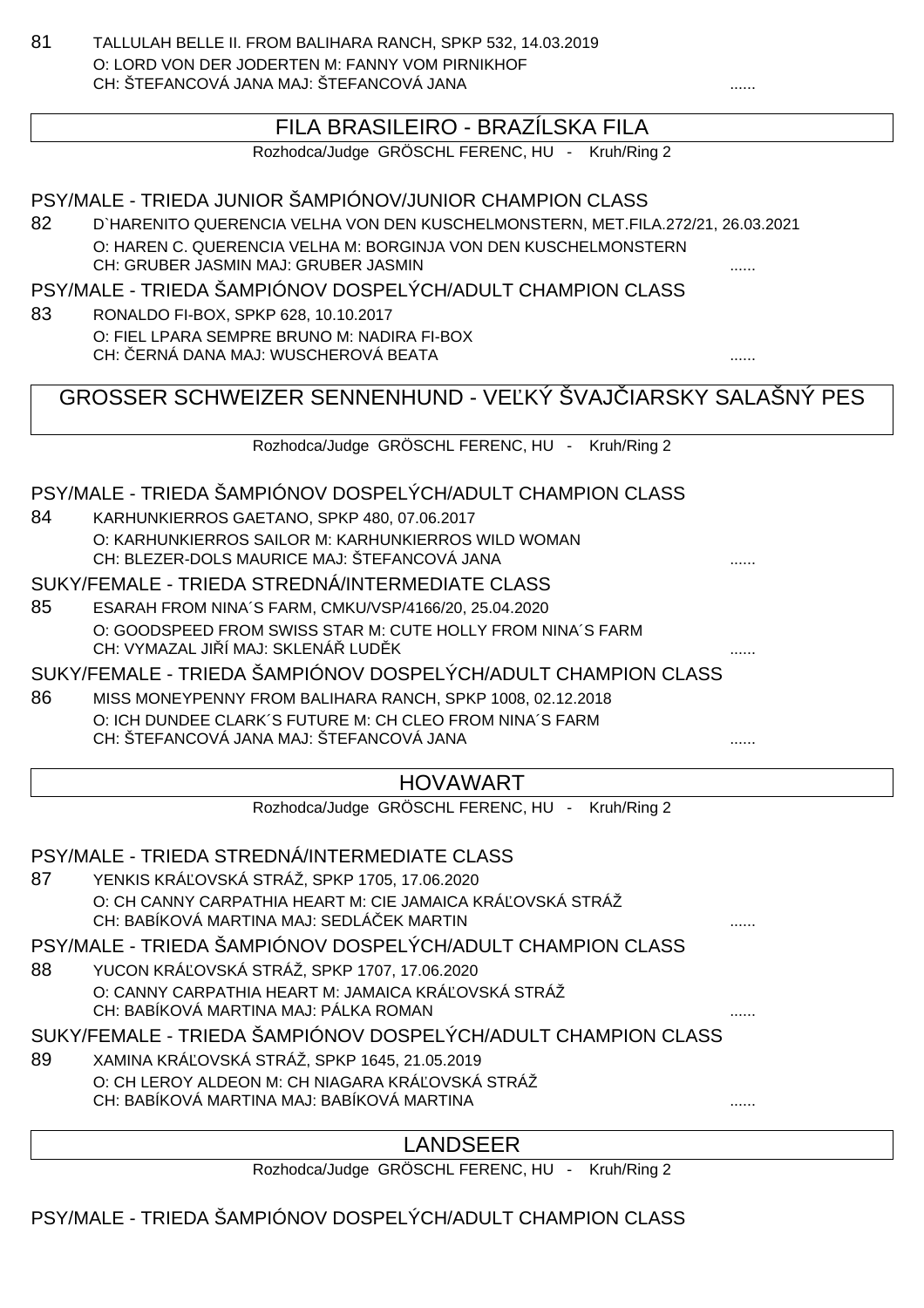81 TALLULAH BELLE II. FROM BALIHARA RANCH, SPKP 532, 14.03.2019
O: LORD VON DER JODERTEN M: FANNY VOM PIRNIKHOF
CH: ŠTEFANCOVÁ JANA MAJ: ŠTEFANCOVÁ JANA ......

## FILA BRASILEIRO - BRAZÍLSKA FILA

Rozhodca/Judge GRÖSCHL FERENC, HU - Kruh/Ring 2

### PSY/MALE - TRIEDA JUNIOR ŠAMPIÓNOV/JUNIOR CHAMPION CLASS

82 D`HARENITO QUERENCIA VELHA VON DEN KUSCHELMONSTERN, MET.FILA.272/21, 26.03.2021
O: HAREN C. QUERENCIA VELHA M: BORGINJA VON DEN KUSCHELMONSTERN
CH: GRUBER JASMIN MAJ: GRUBER JASMIN ......

### PSY/MALE - TRIEDA ŠAMPIÓNOV DOSPELÝCH/ADULT CHAMPION CLASS

83 RONALDO FI-BOX, SPKP 628, 10.10.2017
O: FIEL LPARA SEMPRE BRUNO M: NADIRA FI-BOX
CH: ČERNÁ DANA MAJ: WUSCHEROVÁ BEATA ......

## GROSSER SCHWEIZER SENNENHUND - VEĽKÝ ŠVAJČIARSKY SALAŠNÝ PES

Rozhodca/Judge GRÖSCHL FERENC, HU - Kruh/Ring 2

### PSY/MALE - TRIEDA ŠAMPIÓNOV DOSPELÝCH/ADULT CHAMPION CLASS

84 KARHUNKIERROS GAETANO, SPKP 480, 07.06.2017
O: KARHUNKIERROS SAILOR M: KARHUNKIERROS WILD WOMAN
CH: BLEZER-DOLS MAURICE MAJ: ŠTEFANCOVÁ JANA ......

### SUKY/FEMALE - TRIEDA STREDNÁ/INTERMEDIATE CLASS

85 ESARAH FROM NINA´S FARM, CMKU/VSP/4166/20, 25.04.2020
O: GOODSPEED FROM SWISS STAR M: CUTE HOLLY FROM NINA´S FARM
CH: VYMAZAL JIŘÍ MAJ: SKLENÁŘ LUDĚK ......

### SUKY/FEMALE - TRIEDA ŠAMPIÓNOV DOSPELÝCH/ADULT CHAMPION CLASS

86 MISS MONEYPENNY FROM BALIHARA RANCH, SPKP 1008, 02.12.2018
O: ICH DUNDEE CLARK´S FUTURE M: CH CLEO FROM NINA´S FARM
CH: ŠTEFANCOVÁ JANA MAJ: ŠTEFANCOVÁ JANA ......

## HOVAWART

Rozhodca/Judge GRÖSCHL FERENC, HU - Kruh/Ring 2

### PSY/MALE - TRIEDA STREDNÁ/INTERMEDIATE CLASS

87 YENKIS KRÁĽOVSKÁ STRÁŽ, SPKP 1705, 17.06.2020
O: CH CANNY CARPATHIA HEART M: CIE JAMAICA KRÁĽOVSKÁ STRÁŽ
CH: BABÍKOVÁ MARTINA MAJ: SEDLÁČEK MARTIN ......

### PSY/MALE - TRIEDA ŠAMPIÓNOV DOSPELÝCH/ADULT CHAMPION CLASS

88 YUCON KRÁĽOVSKÁ STRÁŽ, SPKP 1707, 17.06.2020
O: CANNY CARPATHIA HEART M: JAMAICA KRÁĽOVSKÁ STRÁŽ
CH: BABÍKOVÁ MARTINA MAJ: PÁLKA ROMAN ......

### SUKY/FEMALE - TRIEDA ŠAMPIÓNOV DOSPELÝCH/ADULT CHAMPION CLASS

89 XAMINA KRÁĽOVSKÁ STRÁŽ, SPKP 1645, 21.05.2019
O: CH LEROY ALDEON M: CH NIAGARA KRÁĽOVSKÁ STRÁŽ
CH: BABÍKOVÁ MARTINA MAJ: BABÍKOVÁ MARTINA ......

## LANDSEER

Rozhodca/Judge GRÖSCHL FERENC, HU - Kruh/Ring 2

### PSY/MALE - TRIEDA ŠAMPIÓNOV DOSPELÝCH/ADULT CHAMPION CLASS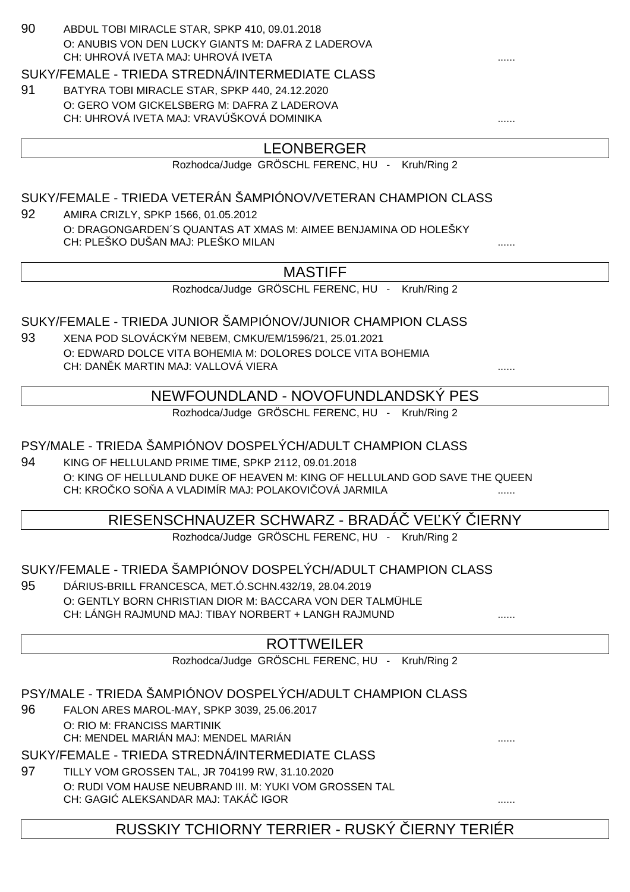90 ABDUL TOBI MIRACLE STAR, SPKP 410, 09.01.2018
O: ANUBIS VON DEN LUCKY GIANTS M: DAFRA Z LADEROVA
CH: UHROVÁ IVETA MAJ: UHROVÁ IVETA ......

### SUKY/FEMALE - TRIEDA STREDNÁ/INTERMEDIATE CLASS

91 BATYRA TOBI MIRACLE STAR, SPKP 440, 24.12.2020
O: GERO VOM GICKELSBERG M: DAFRA Z LADEROVA
CH: UHROVÁ IVETA MAJ: VRAVÚŠKOVÁ DOMINIKA ......

## LEONBERGER

Rozhodca/Judge GRÖSCHL FERENC, HU - Kruh/Ring 2

### SUKY/FEMALE - TRIEDA VETERÁN ŠAMPIÓNOV/VETERAN CHAMPION CLASS

92 AMIRA CRIZLY, SPKP 1566, 01.05.2012
O: DRAGONGARDEN´S QUANTAS AT XMAS M: AIMEE BENJAMINA OD HOLEŠKY
CH: PLEŠKO DUŠAN MAJ: PLEŠKO MILAN ......

## MASTIFF

Rozhodca/Judge GRÖSCHL FERENC, HU - Kruh/Ring 2

### SUKY/FEMALE - TRIEDA JUNIOR ŠAMPIÓNOV/JUNIOR CHAMPION CLASS

93 XENA POD SLOVÁCKÝM NEBEM, CMKU/EM/1596/21, 25.01.2021
O: EDWARD DOLCE VITA BOHEMIA M: DOLORES DOLCE VITA BOHEMIA
CH: DANĚK MARTIN MAJ: VALLOVÁ VIERA ......

## NEWFOUNDLAND - NOVOFUNDLANDSKÝ PES

Rozhodca/Judge GRÖSCHL FERENC, HU - Kruh/Ring 2

### PSY/MALE - TRIEDA ŠAMPIÓNOV DOSPELÝCH/ADULT CHAMPION CLASS

94 KING OF HELLULAND PRIME TIME, SPKP 2112, 09.01.2018
O: KING OF HELLULAND DUKE OF HEAVEN M: KING OF HELLULAND GOD SAVE THE QUEEN
CH: KROČKO SOŇA A VLADIMÍR MAJ: POLAKOVIČOVÁ JARMILA ......

## RIESENSCHNAUZER SCHWARZ - BRADÁČ VEĽKÝ ČIERNY

Rozhodca/Judge GRÖSCHL FERENC, HU - Kruh/Ring 2

### SUKY/FEMALE - TRIEDA ŠAMPIÓNOV DOSPELÝCH/ADULT CHAMPION CLASS

95 DÁRIUS-BRILL FRANCESCA, MET.Ó.SCHN.432/19, 28.04.2019
O: GENTLY BORN CHRISTIAN DIOR M: BACCARA VON DER TALMÜHLE
CH: LÁNGH RAJMUND MAJ: TIBAY NORBERT + LANGH RAJMUND ......

## ROTTWEILER

Rozhodca/Judge GRÖSCHL FERENC, HU - Kruh/Ring 2

### PSY/MALE - TRIEDA ŠAMPIÓNOV DOSPELÝCH/ADULT CHAMPION CLASS

96 FALON ARES MAROL-MAY, SPKP 3039, 25.06.2017
O: RIO M: FRANCISS MARTINIK
CH: MENDEL MARIÁN MAJ: MENDEL MARIÁN ......

### SUKY/FEMALE - TRIEDA STREDNÁ/INTERMEDIATE CLASS

97 TILLY VOM GROSSEN TAL, JR 704199 RW, 31.10.2020
O: RUDI VOM HAUSE NEUBRAND III. M: YUKI VOM GROSSEN TAL
CH: GAGIĆ ALEKSANDAR MAJ: TAKÁČ IGOR ......

## RUSSKIY TCHIORNY TERRIER - RUSKÝ ČIERNY TERIÉR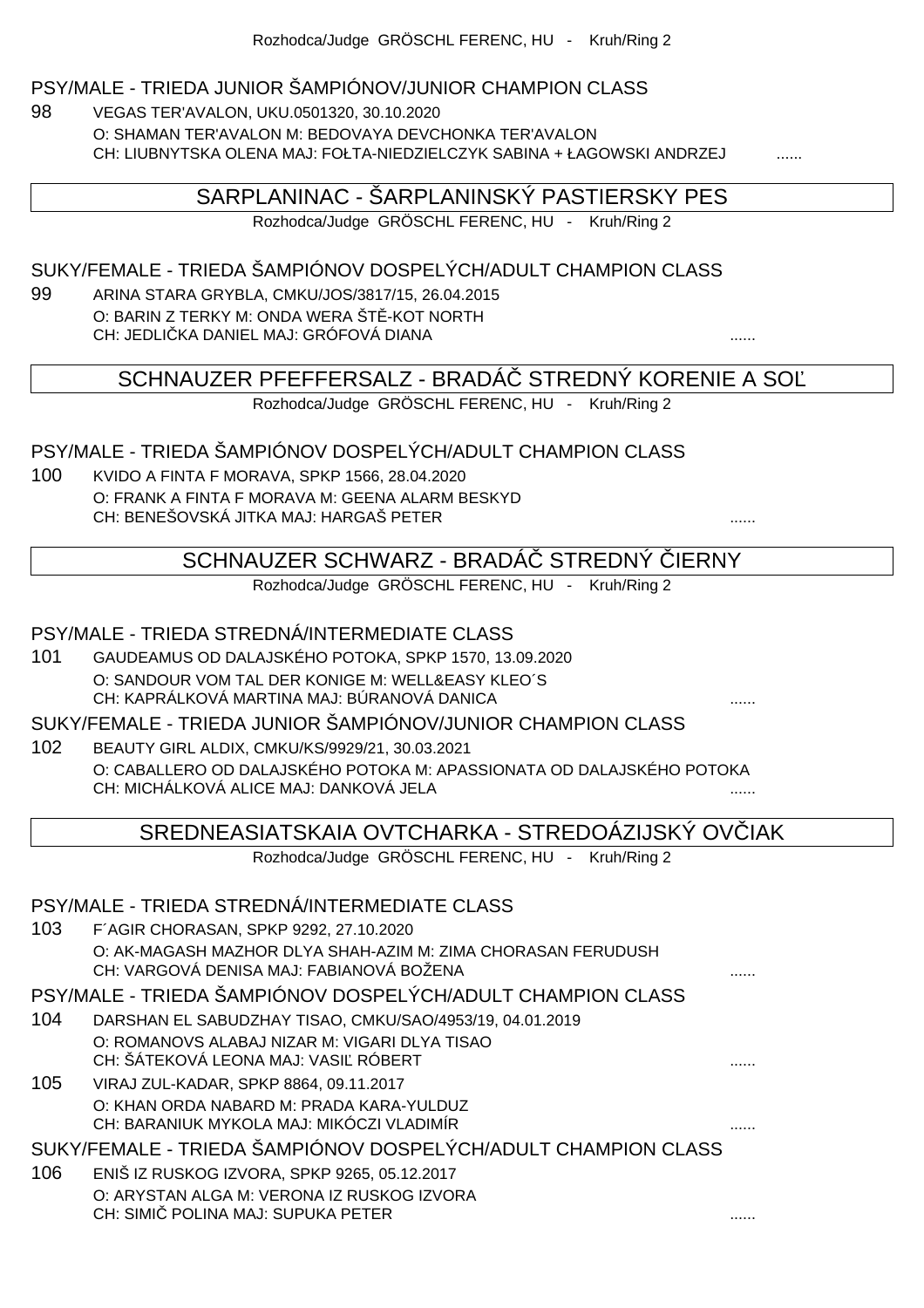Rozhodca/Judge GRÖSCHL FERENC, HU - Kruh/Ring 2

PSY/MALE - TRIEDA JUNIOR ŠAMPIÓNOV/JUNIOR CHAMPION CLASS

98 VEGAS TER'AVALON, UKU.0501320, 30.10.2020
O: SHAMAN TER'AVALON M: BEDOVAYA DEVCHONKA TER'AVALON
CH: LIUBNYTSKA OLENA MAJ: FOŁTA-NIEDZIELCZYK SABINA + ŁAGOWSKI ANDRZEJ ......

## SARPLANINAC - ŠARPLANINSKÝ PASTIERSKY PES

Rozhodca/Judge GRÖSCHL FERENC, HU - Kruh/Ring 2

SUKY/FEMALE - TRIEDA ŠAMPIÓNOV DOSPELÝCH/ADULT CHAMPION CLASS

99 ARINA STARA GRYBLA, CMKU/JOS/3817/15, 26.04.2015
O: BARIN Z TERKY M: ONDA WERA ŠTĚ-KOT NORTH
CH: JEDLIČKA DANIEL MAJ: GRÓFOVÁ DIANA ......

## SCHNAUZER PFEFFERSALZ - BRADÁČ STREDNÝ KORENIE A SOĽ

Rozhodca/Judge GRÖSCHL FERENC, HU - Kruh/Ring 2

PSY/MALE - TRIEDA ŠAMPIÓNOV DOSPELÝCH/ADULT CHAMPION CLASS

100 KVIDO A FINTA F MORAVA, SPKP 1566, 28.04.2020
O: FRANK A FINTA F MORAVA M: GEENA ALARM BESKYD
CH: BENEŠOVSKÁ JITKA MAJ: HARGAŠ PETER ......

## SCHNAUZER SCHWARZ - BRADÁČ STREDNÝ ČIERNY

Rozhodca/Judge GRÖSCHL FERENC, HU - Kruh/Ring 2

PSY/MALE - TRIEDA STREDNÁ/INTERMEDIATE CLASS

101 GAUDEAMUS OD DALAJSKÉHO POTOKA, SPKP 1570, 13.09.2020
O: SANDOUR VOM TAL DER KONIGE M: WELL&EASY KLEO´S
CH: KAPRÁLKOVÁ MARTINA MAJ: BÚRANOVÁ DANICA ......

SUKY/FEMALE - TRIEDA JUNIOR ŠAMPIÓNOV/JUNIOR CHAMPION CLASS

102 BEAUTY GIRL ALDIX, CMKU/KS/9929/21, 30.03.2021
O: CABALLERO OD DALAJSKÉHO POTOKA M: APASSIONATA OD DALAJSKÉHO POTOKA
CH: MICHÁLKOVÁ ALICE MAJ: DANKOVÁ JELA ......

## SREDNEASIATSKAIA OVTCHARKA - STREDOÁZIJSKÝ OVČIAK

Rozhodca/Judge GRÖSCHL FERENC, HU - Kruh/Ring 2

PSY/MALE - TRIEDA STREDNÁ/INTERMEDIATE CLASS

103 F´AGIR CHORASAN, SPKP 9292, 27.10.2020
O: AK-MAGASH MAZHOR DLYA SHAH-AZIM M: ZIMA CHORASAN FERUDUSH
CH: VARGOVÁ DENISA MAJ: FABIANOVÁ BOŽENA ......

PSY/MALE - TRIEDA ŠAMPIÓNOV DOSPELÝCH/ADULT CHAMPION CLASS

104 DARSHAN EL SABUDZHAY TISAO, CMKU/SAO/4953/19, 04.01.2019
O: ROMANOVS ALABAJ NIZAR M: VIGARI DLYA TISAO
CH: ŠÁTEKOVÁ LEONA MAJ: VASIĽ RÓBERT ......

105 VIRAJ ZUL-KADAR, SPKP 8864, 09.11.2017
O: KHAN ORDA NABARD M: PRADA KARA-YULDUZ
CH: BARANIUK MYKOLA MAJ: MIKÓCZI VLADIMÍR ......

SUKY/FEMALE - TRIEDA ŠAMPIÓNOV DOSPELÝCH/ADULT CHAMPION CLASS

106 ENIŠ IZ RUSKOG IZVORA, SPKP 9265, 05.12.2017
O: ARYSTAN ALGA M: VERONA IZ RUSKOG IZVORA
CH: SIMIČ POLINA MAJ: SUPUKA PETER ......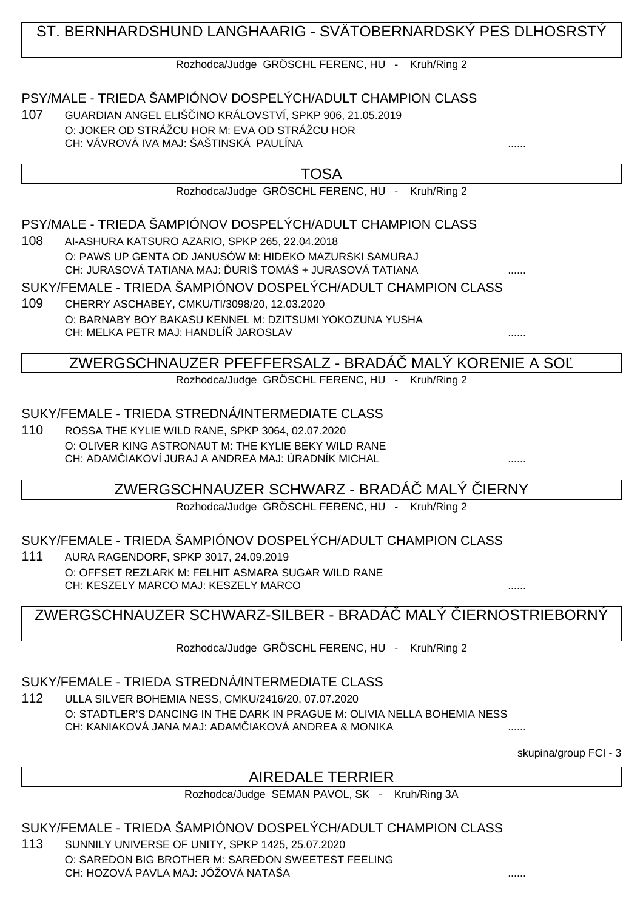## ST. BERNHARDSHUND LANGHAARIG - SVÄTOBERNARDSKÝ PES DLHOSRSTÝ

Rozhodca/Judge GRÖSCHL FERENC, HU - Kruh/Ring 2

### PSY/MALE - TRIEDA ŠAMPIÓNOV DOSPELÝCH/ADULT CHAMPION CLASS

107 GUARDIAN ANGEL ELIŠČINO KRÁLOVSTVÍ, SPKP 906, 21.05.2019
O: JOKER OD STRÁŽCU HOR M: EVA OD STRÁŽCU HOR
CH: VÁVROVÁ IVA MAJ: ŠAŠTINSKÁ PAULÍNA ......

## TOSA

Rozhodca/Judge GRÖSCHL FERENC, HU - Kruh/Ring 2

### PSY/MALE - TRIEDA ŠAMPIÓNOV DOSPELÝCH/ADULT CHAMPION CLASS

108 AI-ASHURA KATSURO AZARIO, SPKP 265, 22.04.2018
O: PAWS UP GENTA OD JANUSÓW M: HIDEKO MAZURSKI SAMURAJ
CH: JURASOVÁ TATIANA MAJ: ĎURIŠ TOMÁŠ + JURASOVÁ TATIANA ......

### SUKY/FEMALE - TRIEDA ŠAMPIÓNOV DOSPELÝCH/ADULT CHAMPION CLASS

109 CHERRY ASCHABEY, CMKU/TI/3098/20, 12.03.2020
O: BARNABY BOY BAKASU KENNEL M: DZITSUMI YOKOZUNA YUSHA
CH: MELKA PETR MAJ: HANDLÍŘ JAROSLAV ......

## ZWERGSCHNAUZER PFEFFERSALZ - BRADÁČ MALÝ KORENIE A SOĽ

Rozhodca/Judge GRÖSCHL FERENC, HU - Kruh/Ring 2

### SUKY/FEMALE - TRIEDA STREDNÁ/INTERMEDIATE CLASS

110 ROSSA THE KYLIE WILD RANE, SPKP 3064, 02.07.2020
O: OLIVER KING ASTRONAUT M: THE KYLIE BEKY WILD RANE
CH: ADAMČIAKOVÍ JURAJ A ANDREA MAJ: ÚRADNÍK MICHAL ......

## ZWERGSCHNAUZER SCHWARZ - BRADÁČ MALÝ ČIERNY

Rozhodca/Judge GRÖSCHL FERENC, HU - Kruh/Ring 2

### SUKY/FEMALE - TRIEDA ŠAMPIÓNOV DOSPELÝCH/ADULT CHAMPION CLASS

111 AURA RAGENDORF, SPKP 3017, 24.09.2019
O: OFFSET REZLARK M: FELHIT ASMARA SUGAR WILD RANE
CH: KESZELY MARCO MAJ: KESZELY MARCO ......

## ZWERGSCHNAUZER SCHWARZ-SILBER - BRADÁČ MALÝ ČIERNOSTRIEBORNÝ

Rozhodca/Judge GRÖSCHL FERENC, HU - Kruh/Ring 2

### SUKY/FEMALE - TRIEDA STREDNÁ/INTERMEDIATE CLASS

112 ULLA SILVER BOHEMIA NESS, CMKU/2416/20, 07.07.2020
O: STADTLER'S DANCING IN THE DARK IN PRAGUE M: OLIVIA NELLA BOHEMIA NESS
CH: KANIAKOVÁ JANA MAJ: ADAMČIAKOVÁ ANDREA & MONIKA ......

skupina/group FCI - 3

## AIREDALE TERRIER

Rozhodca/Judge SEMAN PAVOL, SK - Kruh/Ring 3A

### SUKY/FEMALE - TRIEDA ŠAMPIÓNOV DOSPELÝCH/ADULT CHAMPION CLASS

113 SUNNILY UNIVERSE OF UNITY, SPKP 1425, 25.07.2020
O: SAREDON BIG BROTHER M: SAREDON SWEETEST FEELING
CH: HOZOVÁ PAVLA MAJ: JÓŽOVÁ NATAŠA ......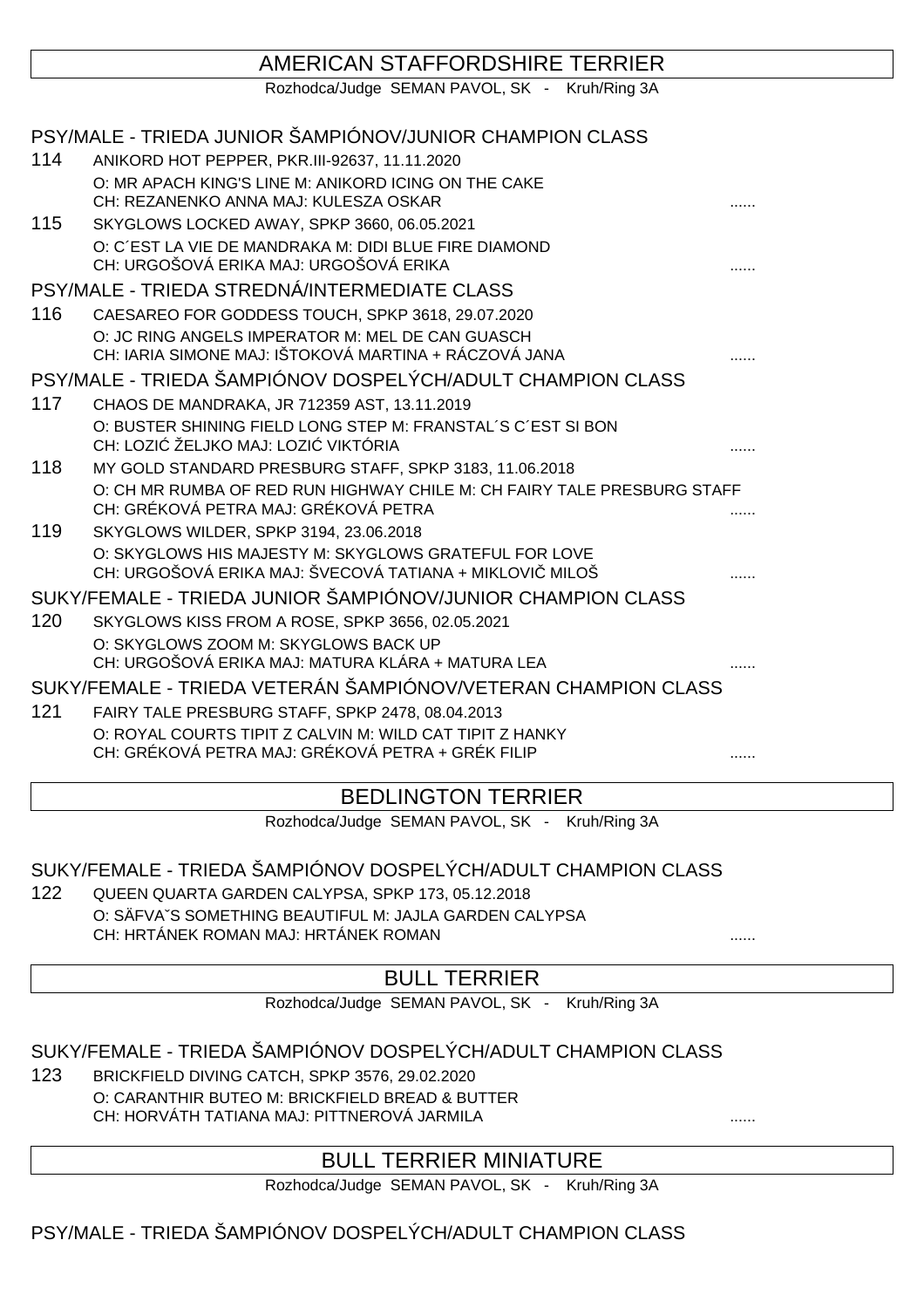## AMERICAN STAFFORDSHIRE TERRIER

Rozhodca/Judge SEMAN PAVOL, SK - Kruh/Ring 3A

### PSY/MALE - TRIEDA JUNIOR ŠAMPIÓNOV/JUNIOR CHAMPION CLASS

114 ANIKORD HOT PEPPER, PKR.III-92637, 11.11.2020
O: MR APACH KING'S LINE M: ANIKORD ICING ON THE CAKE
CH: REZANENKO ANNA MAJ: KULESZA OSKAR ......

115 SKYGLOWS LOCKED AWAY, SPKP 3660, 06.05.2021
O: C´EST LA VIE DE MANDRAKA M: DIDI BLUE FIRE DIAMOND
CH: URGOŠOVÁ ERIKA MAJ: URGOŠOVÁ ERIKA ......

### PSY/MALE - TRIEDA STREDNÁ/INTERMEDIATE CLASS

116 CAESAREO FOR GODDESS TOUCH, SPKP 3618, 29.07.2020
O: JC RING ANGELS IMPERATOR M: MEL DE CAN GUASCH
CH: IARIA SIMONE MAJ: IŠTOKOVÁ MARTINA + RÁCZOVÁ JANA ......

### PSY/MALE - TRIEDA ŠAMPIÓNOV DOSPELÝCH/ADULT CHAMPION CLASS

117 CHAOS DE MANDRAKA, JR 712359 AST, 13.11.2019
O: BUSTER SHINING FIELD LONG STEP M: FRANSTAL´S C´EST SI BON
CH: LOZIĆ ŽELJKO MAJ: LOZIĆ VIKTÓRIA ......

118 MY GOLD STANDARD PRESBURG STAFF, SPKP 3183, 11.06.2018
O: CH MR RUMBA OF RED RUN HIGHWAY CHILE M: CH FAIRY TALE PRESBURG STAFF
CH: GRÉKOVÁ PETRA MAJ: GRÉKOVÁ PETRA ......

119 SKYGLOWS WILDER, SPKP 3194, 23.06.2018
O: SKYGLOWS HIS MAJESTY M: SKYGLOWS GRATEFUL FOR LOVE
CH: URGOŠOVÁ ERIKA MAJ: ŠVECOVÁ TATIANA + MIKLOVIČ MILOŠ ......

### SUKY/FEMALE - TRIEDA JUNIOR ŠAMPIÓNOV/JUNIOR CHAMPION CLASS

120 SKYGLOWS KISS FROM A ROSE, SPKP 3656, 02.05.2021
O: SKYGLOWS ZOOM M: SKYGLOWS BACK UP
CH: URGOŠOVÁ ERIKA MAJ: MATURA KLÁRA + MATURA LEA ......

### SUKY/FEMALE - TRIEDA VETERÁN ŠAMPIÓNOV/VETERAN CHAMPION CLASS

121 FAIRY TALE PRESBURG STAFF, SPKP 2478, 08.04.2013
O: ROYAL COURTS TIPIT Z CALVIN M: WILD CAT TIPIT Z HANKY
CH: GRÉKOVÁ PETRA MAJ: GRÉKOVÁ PETRA + GRÉK FILIP ......

## BEDLINGTON TERRIER

Rozhodca/Judge SEMAN PAVOL, SK - Kruh/Ring 3A

### SUKY/FEMALE - TRIEDA ŠAMPIÓNOV DOSPELÝCH/ADULT CHAMPION CLASS

122 QUEEN QUARTA GARDEN CALYPSA, SPKP 173, 05.12.2018
O: SÄFVA˘S SOMETHING BEAUTIFUL M: JAJLA GARDEN CALYPSA
CH: HRTÁNEK ROMAN MAJ: HRTÁNEK ROMAN ......

## BULL TERRIER

Rozhodca/Judge SEMAN PAVOL, SK - Kruh/Ring 3A

### SUKY/FEMALE - TRIEDA ŠAMPIÓNOV DOSPELÝCH/ADULT CHAMPION CLASS

123 BRICKFIELD DIVING CATCH, SPKP 3576, 29.02.2020
O: CARANTHIR BUTEO M: BRICKFIELD BREAD & BUTTER
CH: HORVÁTH TATIANA MAJ: PITTNEROVÁ JARMILA ......

## BULL TERRIER MINIATURE

Rozhodca/Judge SEMAN PAVOL, SK - Kruh/Ring 3A

### PSY/MALE - TRIEDA ŠAMPIÓNOV DOSPELÝCH/ADULT CHAMPION CLASS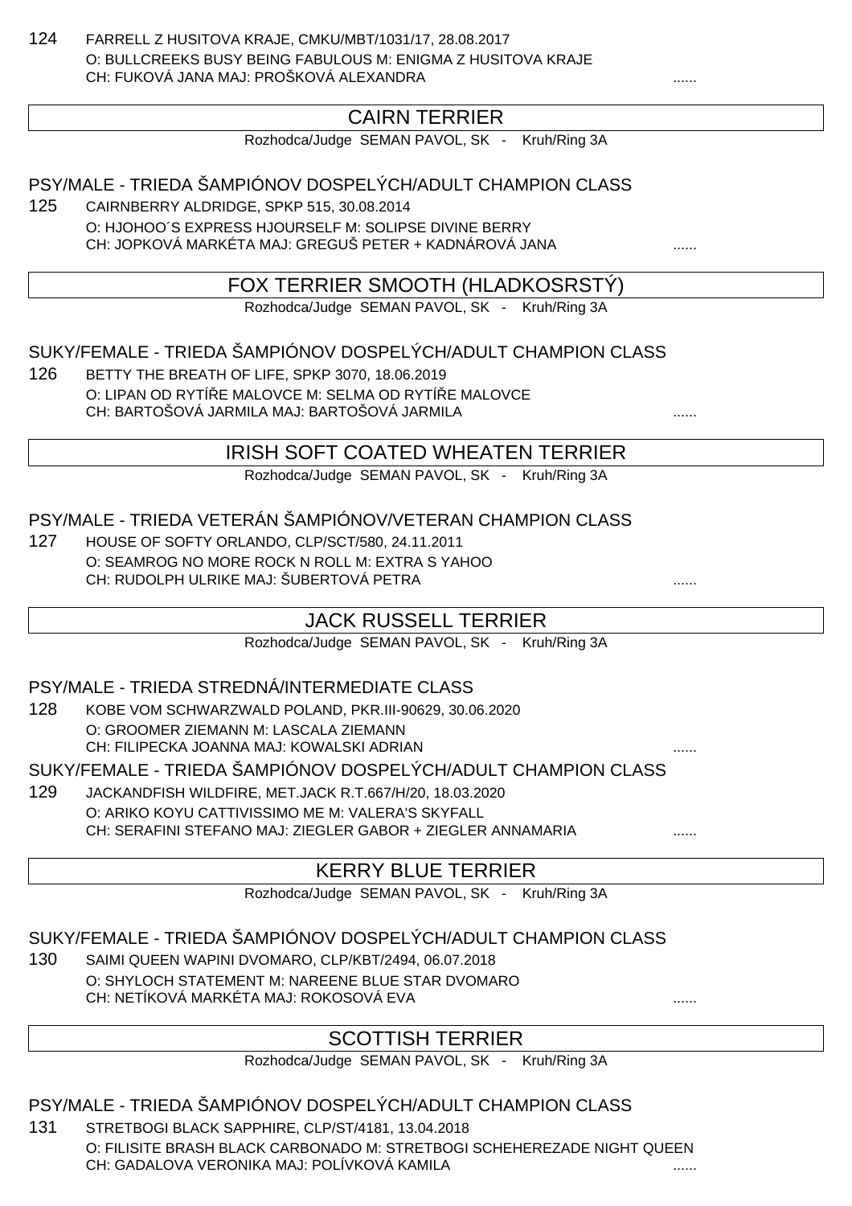124 FARRELL Z HUSITOVA KRAJE, CMKU/MBT/1031/17, 28.08.2017
O: BULLCREEKS BUSY BEING FABULOUS M: ENIGMA Z HUSITOVA KRAJE
CH: FUKOVÁ JANA MAJ: PROŠKOVÁ ALEXANDRA ......

## CAIRN TERRIER

Rozhodca/Judge SEMAN PAVOL, SK - Kruh/Ring 3A

### PSY/MALE - TRIEDA ŠAMPIÓNOV DOSPELÝCH/ADULT CHAMPION CLASS

125 CAIRNBERRY ALDRIDGE, SPKP 515, 30.08.2014
O: HJOHOO´S EXPRESS HJOURSELF M: SOLIPSE DIVINE BERRY
CH: JOPKOVÁ MARKÉTA MAJ: GREGUŠ PETER + KADNÁROVÁ JANA ......

## FOX TERRIER SMOOTH (HLADKOSRSTÝ)

Rozhodca/Judge SEMAN PAVOL, SK - Kruh/Ring 3A

### SUKY/FEMALE - TRIEDA ŠAMPIÓNOV DOSPELÝCH/ADULT CHAMPION CLASS

126 BETTY THE BREATH OF LIFE, SPKP 3070, 18.06.2019
O: LIPAN OD RYTÍŘE MALOVCE M: SELMA OD RYTÍŘE MALOVCE
CH: BARTOŠOVÁ JARMILA MAJ: BARTOŠOVÁ JARMILA ......

## IRISH SOFT COATED WHEATEN TERRIER

Rozhodca/Judge SEMAN PAVOL, SK - Kruh/Ring 3A

### PSY/MALE - TRIEDA VETERÁN ŠAMPIÓNOV/VETERAN CHAMPION CLASS

127 HOUSE OF SOFTY ORLANDO, CLP/SCT/580, 24.11.2011
O: SEAMROG NO MORE ROCK N ROLL M: EXTRA S YAHOO
CH: RUDOLPH ULRIKE MAJ: ŠUBERTOVÁ PETRA ......

## JACK RUSSELL TERRIER

Rozhodca/Judge SEMAN PAVOL, SK - Kruh/Ring 3A

### PSY/MALE - TRIEDA STREDNÁ/INTERMEDIATE CLASS

128 KOBE VOM SCHWARZWALD POLAND, PKR.III-90629, 30.06.2020
O: GROOMER ZIEMANN M: LASCALA ZIEMANN
CH: FILIPECKA JOANNA MAJ: KOWALSKI ADRIAN ......

### SUKY/FEMALE - TRIEDA ŠAMPIÓNOV DOSPELÝCH/ADULT CHAMPION CLASS

129 JACKANDFISH WILDFIRE, MET.JACK R.T.667/H/20, 18.03.2020
O: ARIKO KOYU CATTIVISSIMO ME M: VALERA'S SKYFALL
CH: SERAFINI STEFANO MAJ: ZIEGLER GABOR + ZIEGLER ANNAMARIA ......

## KERRY BLUE TERRIER

Rozhodca/Judge SEMAN PAVOL, SK - Kruh/Ring 3A

### SUKY/FEMALE - TRIEDA ŠAMPIÓNOV DOSPELÝCH/ADULT CHAMPION CLASS

130 SAIMI QUEEN WAPINI DVOMARO, CLP/KBT/2494, 06.07.2018
O: SHYLOCH STATEMENT M: NAREENE BLUE STAR DVOMARO
CH: NETÍKOVÁ MARKÉTA MAJ: ROKOSOVÁ EVA ......

## SCOTTISH TERRIER

Rozhodca/Judge SEMAN PAVOL, SK - Kruh/Ring 3A

### PSY/MALE - TRIEDA ŠAMPIÓNOV DOSPELÝCH/ADULT CHAMPION CLASS

131 STRETBOGI BLACK SAPPHIRE, CLP/ST/4181, 13.04.2018
O: FILISITE BRASH BLACK CARBONADO M: STRETBOGI SCHEHEREZADE NIGHT QUEEN
CH: GADALOVA VERONIKA MAJ: POLÍVKOVÁ KAMILA ......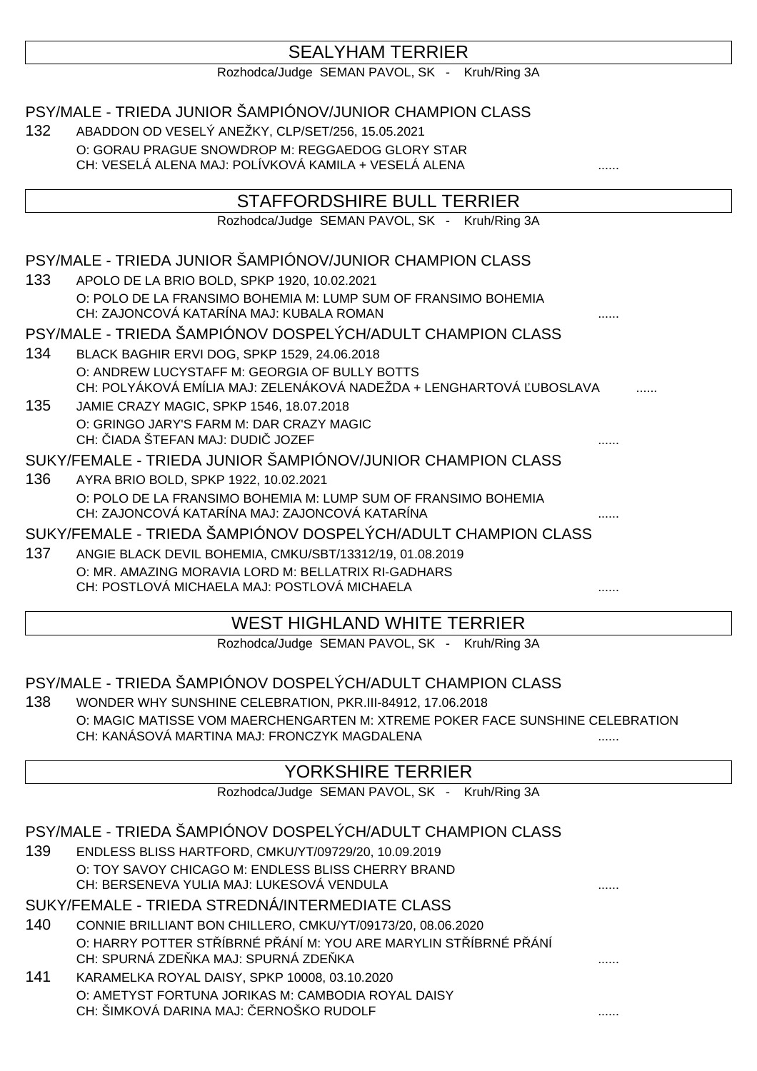## SEALYHAM TERRIER

Rozhodca/Judge SEMAN PAVOL, SK - Kruh/Ring 3A

### PSY/MALE - TRIEDA JUNIOR ŠAMPIÓNOV/JUNIOR CHAMPION CLASS

132 ABADDON OD VESELÝ ANEŽKY, CLP/SET/256, 15.05.2021
O: GORAU PRAGUE SNOWDROP M: REGGAEDOG GLORY STAR
CH: VESELÁ ALENA MAJ: POLÍVKOVÁ KAMILA + VESELÁ ALENA ......

## STAFFORDSHIRE BULL TERRIER

Rozhodca/Judge SEMAN PAVOL, SK - Kruh/Ring 3A

### PSY/MALE - TRIEDA JUNIOR ŠAMPIÓNOV/JUNIOR CHAMPION CLASS

133 APOLO DE LA BRIO BOLD, SPKP 1920, 10.02.2021
O: POLO DE LA FRANSIMO BOHEMIA M: LUMP SUM OF FRANSIMO BOHEMIA
CH: ZAJONCOVÁ KATARÍNA MAJ: KUBALA ROMAN ......

### PSY/MALE - TRIEDA ŠAMPIÓNOV DOSPELÝCH/ADULT CHAMPION CLASS

134 BLACK BAGHIR ERVI DOG, SPKP 1529, 24.06.2018
O: ANDREW LUCYSTAFF M: GEORGIA OF BULLY BOTTS
CH: POLYÁKOVÁ EMÍLIA MAJ: ZELENÁKOVÁ NADEŽDA + LENGHARTOVÁ ĽUBOSLAVA ......

135 JAMIE CRAZY MAGIC, SPKP 1546, 18.07.2018
O: GRINGO JARY'S FARM M: DAR CRAZY MAGIC
CH: ČIADA ŠTEFAN MAJ: DUDIČ JOZEF ......

### SUKY/FEMALE - TRIEDA JUNIOR ŠAMPIÓNOV/JUNIOR CHAMPION CLASS

136 AYRA BRIO BOLD, SPKP 1922, 10.02.2021
O: POLO DE LA FRANSIMO BOHEMIA M: LUMP SUM OF FRANSIMO BOHEMIA
CH: ZAJONCOVÁ KATARÍNA MAJ: ZAJONCOVÁ KATARÍNA ......

### SUKY/FEMALE - TRIEDA ŠAMPIÓNOV DOSPELÝCH/ADULT CHAMPION CLASS

137 ANGIE BLACK DEVIL BOHEMIA, CMKU/SBT/13312/19, 01.08.2019
O: MR. AMAZING MORAVIA LORD M: BELLATRIX RI-GADHARS
CH: POSTLOVÁ MICHAELA MAJ: POSTLOVÁ MICHAELA ......

## WEST HIGHLAND WHITE TERRIER

Rozhodca/Judge SEMAN PAVOL, SK - Kruh/Ring 3A

### PSY/MALE - TRIEDA ŠAMPIÓNOV DOSPELÝCH/ADULT CHAMPION CLASS

138 WONDER WHY SUNSHINE CELEBRATION, PKR.III-84912, 17.06.2018
O: MAGIC MATISSE VOM MAERCHENGARTEN M: XTREME POKER FACE SUNSHINE CELEBRATION
CH: KANÁSOVÁ MARTINA MAJ: FRONCZYK MAGDALENA ......

## YORKSHIRE TERRIER

Rozhodca/Judge SEMAN PAVOL, SK - Kruh/Ring 3A

### PSY/MALE - TRIEDA ŠAMPIÓNOV DOSPELÝCH/ADULT CHAMPION CLASS

139 ENDLESS BLISS HARTFORD, CMKU/YT/09729/20, 10.09.2019
O: TOY SAVOY CHICAGO M: ENDLESS BLISS CHERRY BRAND
CH: BERSENEVA YULIA MAJ: LUKESOVÁ VENDULA ......

### SUKY/FEMALE - TRIEDA STREDNÁ/INTERMEDIATE CLASS

140 CONNIE BRILLIANT BON CHILLERO, CMKU/YT/09173/20, 08.06.2020
O: HARRY POTTER STŘÍBRNÉ PŘÁNÍ M: YOU ARE MARYLIN STŘÍBRNÉ PŘÁNÍ
CH: SPURNÁ ZDEŇKA MAJ: SPURNÁ ZDEŇKA ......

141 KARAMELKA ROYAL DAISY, SPKP 10008, 03.10.2020
O: AMETYST FORTUNA JORIKAS M: CAMBODIA ROYAL DAISY
CH: ŠIMKOVÁ DARINA MAJ: ČERNOŠKO RUDOLF ......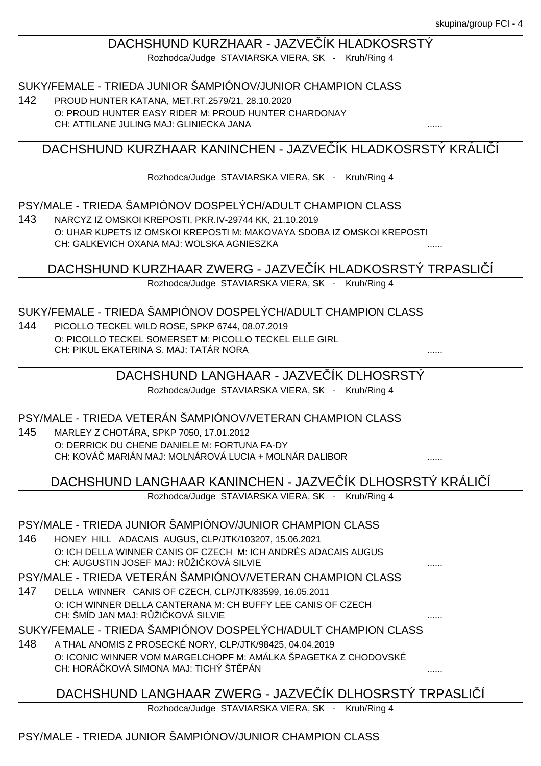## DACHSHUND KURZHAAR - JAZVEČÍK HLADKOSRSTÝ

Rozhodca/Judge STAVIARSKA VIERA, SK - Kruh/Ring 4

### SUKY/FEMALE - TRIEDA JUNIOR ŠAMPIÓNOV/JUNIOR CHAMPION CLASS

142 PROUD HUNTER KATANA, MET.RT.2579/21, 28.10.2020
O: PROUD HUNTER EASY RIDER M: PROUD HUNTER CHARDONAY
CH: ATTILANE JULING MAJ: GLINIECKA JANA ......

## DACHSHUND KURZHAAR KANINCHEN - JAZVEČÍK HLADKOSRSTÝ KRÁLIČÍ

Rozhodca/Judge STAVIARSKA VIERA, SK - Kruh/Ring 4

### PSY/MALE - TRIEDA ŠAMPIÓNOV DOSPELÝCH/ADULT CHAMPION CLASS

143 NARCYZ IZ OMSKOI KREPOSTI, PKR.IV-29744 KK, 21.10.2019
O: UHAR KUPETS IZ OMSKOI KREPOSTI M: MAKOVAYA SDOBA IZ OMSKOI KREPOSTI
CH: GALKEVICH OXANA MAJ: WOLSKA AGNIESZKA ......

## DACHSHUND KURZHAAR ZWERG - JAZVEČÍK HLADKOSRSTÝ TRPASLIČÍ

Rozhodca/Judge STAVIARSKA VIERA, SK - Kruh/Ring 4

### SUKY/FEMALE - TRIEDA ŠAMPIÓNOV DOSPELÝCH/ADULT CHAMPION CLASS

144 PICOLLO TECKEL WILD ROSE, SPKP 6744, 08.07.2019
O: PICOLLO TECKEL SOMERSET M: PICOLLO TECKEL ELLE GIRL
CH: PIKUL EKATERINA S. MAJ: TATÁR NORA ......

## DACHSHUND LANGHAAR - JAZVEČÍK DLHOSRSTÝ

Rozhodca/Judge STAVIARSKA VIERA, SK - Kruh/Ring 4

### PSY/MALE - TRIEDA VETERÁN ŠAMPIÓNOV/VETERAN CHAMPION CLASS

145 MARLEY Z CHOTÁRA, SPKP 7050, 17.01.2012
O: DERRICK DU CHENE DANIELE M: FORTUNA FA-DY
CH: KOVÁČ MARIÁN MAJ: MOLNÁROVÁ LUCIA + MOLNÁR DALIBOR ......

## DACHSHUND LANGHAAR KANINCHEN - JAZVEČÍK DLHOSRSTÝ KRÁLIČÍ

Rozhodca/Judge STAVIARSKA VIERA, SK - Kruh/Ring 4

### PSY/MALE - TRIEDA JUNIOR ŠAMPIÓNOV/JUNIOR CHAMPION CLASS

146 HONEY HILL ADACAIS AUGUS, CLP/JTK/103207, 15.06.2021
O: ICH DELLA WINNER CANIS OF CZECH M: ICH ANDRÉS ADACAIS AUGUS
CH: AUGUSTIN JOSEF MAJ: RŮŽIČKOVÁ SILVIE ......

### PSY/MALE - TRIEDA VETERÁN ŠAMPIÓNOV/VETERAN CHAMPION CLASS

147 DELLA WINNER CANIS OF CZECH, CLP/JTK/83599, 16.05.2011
O: ICH WINNER DELLA CANTERANA M: CH BUFFY LEE CANIS OF CZECH
CH: ŠMÍD JAN MAJ: RŮŽIČKOVÁ SILVIE ......

### SUKY/FEMALE - TRIEDA ŠAMPIÓNOV DOSPELÝCH/ADULT CHAMPION CLASS

148 A THAL ANOMIS Z PROSECKÉ NORY, CLP/JTK/98425, 04.04.2019
O: ICONIC WINNER VOM MARGELCHOPF M: AMÁLKA ŠPAGETKA Z CHODOVSKÉ
CH: HORÁČKOVÁ SIMONA MAJ: TICHÝ ŠTĚPÁN ......

## DACHSHUND LANGHAAR ZWERG - JAZVEČÍK DLHOSRSTÝ TRPASLIČÍ

Rozhodca/Judge STAVIARSKA VIERA, SK - Kruh/Ring 4

### PSY/MALE - TRIEDA JUNIOR ŠAMPIÓNOV/JUNIOR CHAMPION CLASS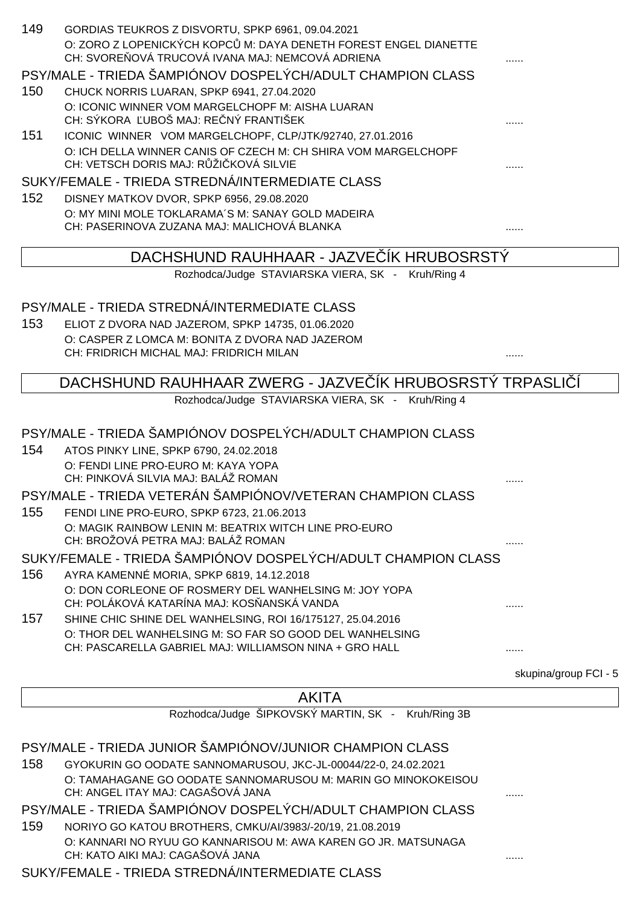149 GORDIAS TEUKROS Z DISVORTU, SPKP 6961, 09.04.2021
O: ZORO Z LOPENICKÝCH KOPCŮ M: DAYA DENETH FOREST ENGEL DIANETTE
CH: SVOREŇOVÁ TRUCOVÁ IVANA MAJ: NEMCOVÁ ADRIENA ......

PSY/MALE - TRIEDA ŠAMPIÓNOV DOSPELÝCH/ADULT CHAMPION CLASS

150 CHUCK NORRIS LUARAN, SPKP 6941, 27.04.2020
O: ICONIC WINNER VOM MARGELCHOPF M: AISHA LUARAN
CH: SÝKORA ĽUBOŠ MAJ: REČNÝ FRANTIŠEK ......

151 ICONIC WINNER VOM MARGELCHOPF, CLP/JTK/92740, 27.01.2016
O: ICH DELLA WINNER CANIS OF CZECH M: CH SHIRA VOM MARGELCHOPF
CH: VETSCH DORIS MAJ: RŮŽIČKOVÁ SILVIE ......

SUKY/FEMALE - TRIEDA STREDNÁ/INTERMEDIATE CLASS

152 DISNEY MATKOV DVOR, SPKP 6956, 29.08.2020
O: MY MINI MOLE TOKLARAMA´S M: SANAY GOLD MADEIRA
CH: PASERINOVA ZUZANA MAJ: MALICHOVÁ BLANKA ......

## DACHSHUND RAUHHAAR - JAZVEČÍK HRUBOSRSTÝ

Rozhodca/Judge STAVIARSKA VIERA, SK - Kruh/Ring 4

PSY/MALE - TRIEDA STREDNÁ/INTERMEDIATE CLASS

153 ELIOT Z DVORA NAD JAZEROM, SPKP 14735, 01.06.2020
O: CASPER Z LOMCA M: BONITA Z DVORA NAD JAZEROM
CH: FRIDRICH MICHAL MAJ: FRIDRICH MILAN ......

## DACHSHUND RAUHHAAR ZWERG - JAZVEČÍK HRUBOSRSTÝ TRPASLIČÍ

Rozhodca/Judge STAVIARSKA VIERA, SK - Kruh/Ring 4

PSY/MALE - TRIEDA ŠAMPIÓNOV DOSPELÝCH/ADULT CHAMPION CLASS

154 ATOS PINKY LINE, SPKP 6790, 24.02.2018
O: FENDI LINE PRO-EURO M: KAYA YOPA
CH: PINKOVÁ SILVIA MAJ: BALÁŽ ROMAN ......

PSY/MALE - TRIEDA VETERÁN ŠAMPIÓNOV/VETERAN CHAMPION CLASS

155 FENDI LINE PRO-EURO, SPKP 6723, 21.06.2013
O: MAGIK RAINBOW LENIN M: BEATRIX WITCH LINE PRO-EURO
CH: BROŽOVÁ PETRA MAJ: BALÁŽ ROMAN ......

SUKY/FEMALE - TRIEDA ŠAMPIÓNOV DOSPELÝCH/ADULT CHAMPION CLASS

156 AYRA KAMENNÉ MORIA, SPKP 6819, 14.12.2018
O: DON CORLEONE OF ROSMERY DEL WANHELSING M: JOY YOPA
CH: POLÁKOVÁ KATARÍNA MAJ: KOSŇANSKÁ VANDA ......

157 SHINE CHIC SHINE DEL WANHELSING, ROI 16/175127, 25.04.2016
O: THOR DEL WANHELSING M: SO FAR SO GOOD DEL WANHELSING
CH: PASCARELLA GABRIEL MAJ: WILLIAMSON NINA + GRO HALL ......

skupina/group FCI - 5

## AKITA

Rozhodca/Judge ŠIPKOVSKÝ MARTIN, SK - Kruh/Ring 3B

PSY/MALE - TRIEDA JUNIOR ŠAMPIÓNOV/JUNIOR CHAMPION CLASS

158 GYOKURIN GO OODATE SANNOMARUSOU, JKC-JL-00044/22-0, 24.02.2021
O: TAMAHAGANE GO OODATE SANNOMARUSOU M: MARIN GO MINOKOKEISOU
CH: ANGEL ITAY MAJ: CAGAŠOVÁ JANA ......

PSY/MALE - TRIEDA ŠAMPIÓNOV DOSPELÝCH/ADULT CHAMPION CLASS

159 NORIYO GO KATOU BROTHERS, CMKU/AI/3983/-20/19, 21.08.2019
O: KANNARI NO RYUU GO KANNARISOU M: AWA KAREN GO JR. MATSUNAGA
CH: KATO AIKI MAJ: CAGAŠOVÁ JANA ......

SUKY/FEMALE - TRIEDA STREDNÁ/INTERMEDIATE CLASS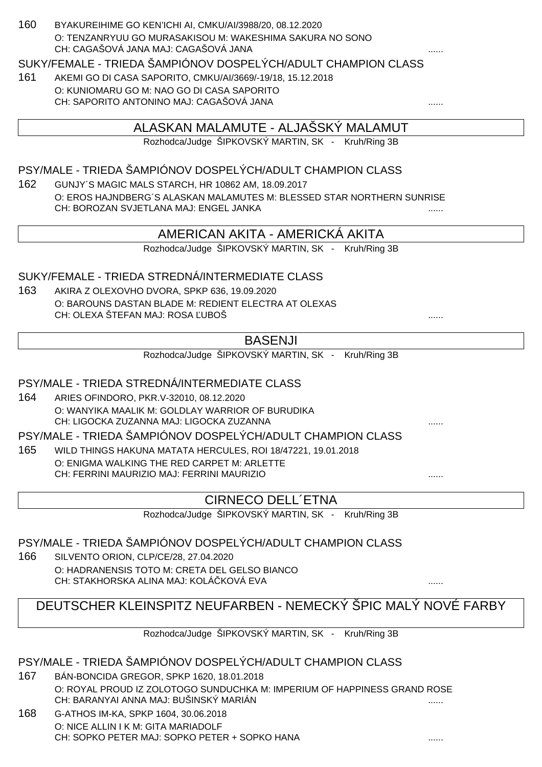160 BYAKUREIHIME GO KEN'ICHI AI, CMKU/AI/3988/20, 08.12.2020
O: TENZANRYUU GO MURASAKISOU M: WAKESHIMA SAKURA NO SONO
CH: CAGAŠOVÁ JANA MAJ: CAGAŠOVÁ JANA ......

SUKY/FEMALE - TRIEDA ŠAMPIÓNOV DOSPELÝCH/ADULT CHAMPION CLASS

161 AKEMI GO DI CASA SAPORITO, CMKU/AI/3669/-19/18, 15.12.2018
O: KUNIOMARU GO M: NAO GO DI CASA SAPORITO
CH: SAPORITO ANTONINO MAJ: CAGAŠOVÁ JANA ......

## ALASKAN MALAMUTE - ALJAŠSKÝ MALAMUT

Rozhodca/Judge ŠIPKOVSKÝ MARTIN, SK - Kruh/Ring 3B

PSY/MALE - TRIEDA ŠAMPIÓNOV DOSPELÝCH/ADULT CHAMPION CLASS

162 GUNJY´S MAGIC MALS STARCH, HR 10862 AM, 18.09.2017
O: EROS HAJNDBERG´S ALASKAN MALAMUTES M: BLESSED STAR NORTHERN SUNRISE
CH: BOROZAN SVJETLANA MAJ: ENGEL JANKA ......

## AMERICAN AKITA - AMERICKÁ AKITA

Rozhodca/Judge ŠIPKOVSKÝ MARTIN, SK - Kruh/Ring 3B

SUKY/FEMALE - TRIEDA STREDNÁ/INTERMEDIATE CLASS

163 AKIRA Z OLEXOVHO DVORA, SPKP 636, 19.09.2020
O: BAROUNS DASTAN BLADE M: REDIENT ELECTRA AT OLEXAS
CH: OLEXA ŠTEFAN MAJ: ROSA ĽUBOŠ ......

## BASENJI

Rozhodca/Judge ŠIPKOVSKÝ MARTIN, SK - Kruh/Ring 3B

PSY/MALE - TRIEDA STREDNÁ/INTERMEDIATE CLASS

164 ARIES OFINDORO, PKR.V-32010, 08.12.2020
O: WANYIKA MAALIK M: GOLDLAY WARRIOR OF BURUDIKA
CH: LIGOCKA ZUZANNA MAJ: LIGOCKA ZUZANNA ......

PSY/MALE - TRIEDA ŠAMPIÓNOV DOSPELÝCH/ADULT CHAMPION CLASS

165 WILD THINGS HAKUNA MATATA HERCULES, ROI 18/47221, 19.01.2018
O: ENIGMA WALKING THE RED CARPET M: ARLETTE
CH: FERRINI MAURIZIO MAJ: FERRINI MAURIZIO ......

## CIRNECO DELL´ETNA

Rozhodca/Judge ŠIPKOVSKÝ MARTIN, SK - Kruh/Ring 3B

PSY/MALE - TRIEDA ŠAMPIÓNOV DOSPELÝCH/ADULT CHAMPION CLASS

166 SILVENTO ORION, CLP/CE/28, 27.04.2020
O: HADRANENSIS TOTO M: CRETA DEL GELSO BIANCO
CH: STAKHORSKA ALINA MAJ: KOLÁČKOVÁ EVA ......

## DEUTSCHER KLEINSPITZ NEUFARBEN - NEMECKÝ ŠPIC MALÝ NOVÉ FARBY

Rozhodca/Judge ŠIPKOVSKÝ MARTIN, SK - Kruh/Ring 3B

PSY/MALE - TRIEDA ŠAMPIÓNOV DOSPELÝCH/ADULT CHAMPION CLASS

167 BÁN-BONCIDA GREGOR, SPKP 1620, 18.01.2018
O: ROYAL PROUD IZ ZOLOTOGO SUNDUCHKA M: IMPERIUM OF HAPPINESS GRAND ROSE
CH: BARANYAI ANNA MAJ: BUŠINSKÝ MARIÁN ......

168 G-ATHOS IM-KA, SPKP 1604, 30.06.2018
O: NICE ALLIN I K M: GITA MARIADOLF
CH: SOPKO PETER MAJ: SOPKO PETER + SOPKO HANA ......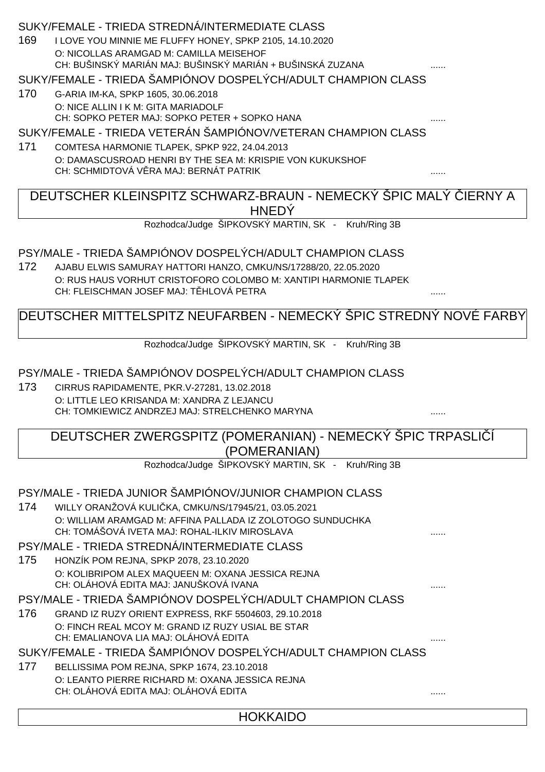### SUKY/FEMALE - TRIEDA STREDNÁ/INTERMEDIATE CLASS

169 I LOVE YOU MINNIE ME FLUFFY HONEY, SPKP 2105, 14.10.2020
O: NICOLLAS ARAMGAD M: CAMILLA MEISEHOF
CH: BUŠINSKÝ MARIÁN MAJ: BUŠINSKÝ MARIÁN + BUŠINSKÁ ZUZANA ......

### SUKY/FEMALE - TRIEDA ŠAMPIÓNOV DOSPELÝCH/ADULT CHAMPION CLASS

170 G-ARIA IM-KA, SPKP 1605, 30.06.2018
O: NICE ALLIN I K M: GITA MARIADOLF
CH: SOPKO PETER MAJ: SOPKO PETER + SOPKO HANA ......

### SUKY/FEMALE - TRIEDA VETERÁN ŠAMPIÓNOV/VETERAN CHAMPION CLASS

171 COMTESA HARMONIE TLAPEK, SPKP 922, 24.04.2013
O: DAMASCUSROAD HENRI BY THE SEA M: KRISPIE VON KUKUKSHOF
CH: SCHMIDTOVÁ VĚRA MAJ: BERNÁT PATRIK ......

## DEUTSCHER KLEINSPITZ SCHWARZ-BRAUN - NEMECKÝ ŠPIC MALÝ ČIERNY A HNEDÝ

Rozhodca/Judge ŠIPKOVSKÝ MARTIN, SK - Kruh/Ring 3B

### PSY/MALE - TRIEDA ŠAMPIÓNOV DOSPELÝCH/ADULT CHAMPION CLASS

172 AJABU ELWIS SAMURAY HATTORI HANZO, CMKU/NS/17288/20, 22.05.2020
O: RUS HAUS VORHUT CRISTOFORO COLOMBO M: XANTIPI HARMONIE TLAPEK
CH: FLEISCHMAN JOSEF MAJ: TĚHLOVÁ PETRA ......

## DEUTSCHER MITTELSPITZ NEUFARBEN - NEMECKÝ ŠPIC STREDNÝ NOVÉ FARBY

Rozhodca/Judge ŠIPKOVSKÝ MARTIN, SK - Kruh/Ring 3B

### PSY/MALE - TRIEDA ŠAMPIÓNOV DOSPELÝCH/ADULT CHAMPION CLASS

173 CIRRUS RAPIDAMENTE, PKR.V-27281, 13.02.2018
O: LITTLE LEO KRISANDA M: XANDRA Z LEJANCU
CH: TOMKIEWICZ ANDRZEJ MAJ: STRELCHENKO MARYNA ......

## DEUTSCHER ZWERGSPITZ (POMERANIAN) - NEMECKÝ ŠPIC TRPASLIČÍ (POMERANIAN)

Rozhodca/Judge ŠIPKOVSKÝ MARTIN, SK - Kruh/Ring 3B

### PSY/MALE - TRIEDA JUNIOR ŠAMPIÓNOV/JUNIOR CHAMPION CLASS

174 WILLY ORANŽOVÁ KULIČKA, CMKU/NS/17945/21, 03.05.2021
O: WILLIAM ARAMGAD M: AFFINA PALLADA IZ ZOLOTOGO SUNDUCHKA
CH: TOMÁŠOVÁ IVETA MAJ: ROHAL-ILKIV MIROSLAVA ......

### PSY/MALE - TRIEDA STREDNÁ/INTERMEDIATE CLASS

175 HONZÍK POM REJNA, SPKP 2078, 23.10.2020
O: KOLIBRIPOM ALEX MAQUEEN M: OXANA JESSICA REJNA
CH: OLÁHOVÁ EDITA MAJ: JANUŠKOVÁ IVANA ......

### PSY/MALE - TRIEDA ŠAMPIÓNOV DOSPELÝCH/ADULT CHAMPION CLASS

176 GRAND IZ RUZY ORIENT EXPRESS, RKF 5504603, 29.10.2018
O: FINCH REAL MCOY M: GRAND IZ RUZY USIAL BE STAR
CH: EMALIANOVA LIA MAJ: OLÁHOVÁ EDITA ......

### SUKY/FEMALE - TRIEDA ŠAMPIÓNOV DOSPELÝCH/ADULT CHAMPION CLASS

177 BELLISSIMA POM REJNA, SPKP 1674, 23.10.2018
O: LEANTO PIERRE RICHARD M: OXANA JESSICA REJNA
CH: OLÁHOVÁ EDITA MAJ: OLÁHOVÁ EDITA ......

## HOKKAIDO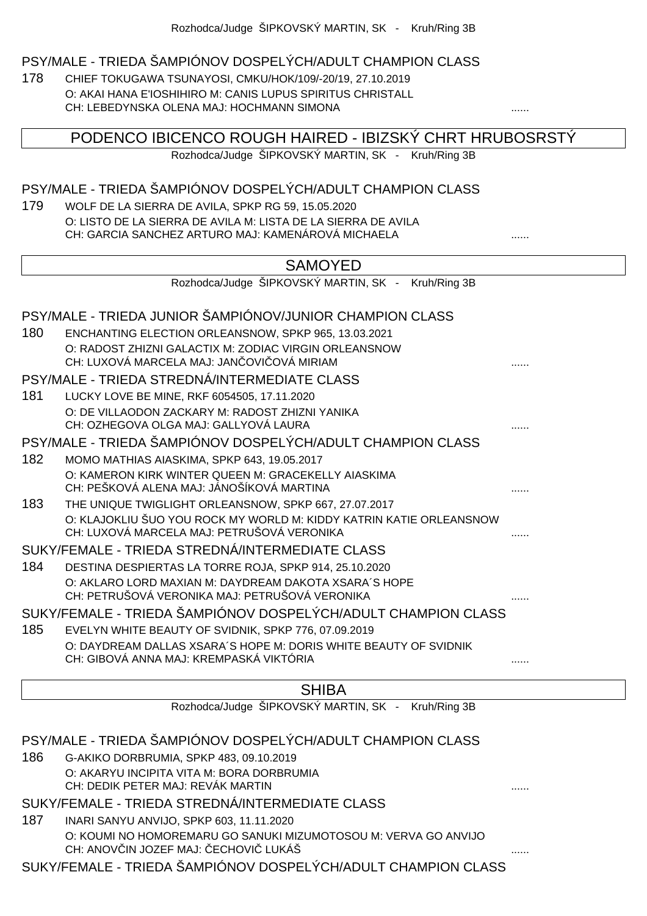Rozhodca/Judge ŠIPKOVSKÝ MARTIN, SK - Kruh/Ring 3B

PSY/MALE - TRIEDA ŠAMPIÓNOV DOSPELÝCH/ADULT CHAMPION CLASS

178 CHIEF TOKUGAWA TSUNAYOSI, CMKU/HOK/109/-20/19, 27.10.2019
O: AKAI HANA E'IOSHIHIRO M: CANIS LUPUS SPIRITUS CHRISTALL
CH: LEBEDYNSKA OLENA MAJ: HOCHMANN SIMONA ......

## PODENCO IBICENCO ROUGH HAIRED - IBIZSKÝ CHRT HRUBOSRSTÝ

Rozhodca/Judge ŠIPKOVSKÝ MARTIN, SK - Kruh/Ring 3B

PSY/MALE - TRIEDA ŠAMPIÓNOV DOSPELÝCH/ADULT CHAMPION CLASS

179 WOLF DE LA SIERRA DE AVILA, SPKP RG 59, 15.05.2020
O: LISTO DE LA SIERRA DE AVILA M: LISTA DE LA SIERRA DE AVILA
CH: GARCIA SANCHEZ ARTURO MAJ: KAMENÁROVÁ MICHAELA ......

## SAMOYED

Rozhodca/Judge ŠIPKOVSKÝ MARTIN, SK - Kruh/Ring 3B

PSY/MALE - TRIEDA JUNIOR ŠAMPIÓNOV/JUNIOR CHAMPION CLASS

180 ENCHANTING ELECTION ORLEANSNOW, SPKP 965, 13.03.2021
O: RADOST ZHIZNI GALACTIX M: ZODIAC VIRGIN ORLEANSNOW
CH: LUXOVÁ MARCELA MAJ: JANČOVIČOVÁ MIRIAM ......

PSY/MALE - TRIEDA STREDNÁ/INTERMEDIATE CLASS

181 LUCKY LOVE BE MINE, RKF 6054505, 17.11.2020
O: DE VILLAODON ZACKARY M: RADOST ZHIZNI YANIKA
CH: OZHEGOVA OLGA MAJ: GALLYOVÁ LAURA ......

PSY/MALE - TRIEDA ŠAMPIÓNOV DOSPELÝCH/ADULT CHAMPION CLASS

182 MOMO MATHIAS AIASKIMA, SPKP 643, 19.05.2017
O: KAMERON KIRK WINTER QUEEN M: GRACEKELLY AIASKIMA
CH: PEŠKOVÁ ALENA MAJ: JÁNOŠÍKOVÁ MARTINA ......

183 THE UNIQUE TWIGLIGHT ORLEANSNOW, SPKP 667, 27.07.2017
O: KLAJOKLIU ŠUO YOU ROCK MY WORLD M: KIDDY KATRIN KATIE ORLEANSNOW
CH: LUXOVÁ MARCELA MAJ: PETRUŠOVÁ VERONIKA ......

SUKY/FEMALE - TRIEDA STREDNÁ/INTERMEDIATE CLASS

184 DESTINA DESPIERTAS LA TORRE ROJA, SPKP 914, 25.10.2020
O: AKLARO LORD MAXIAN M: DAYDREAM DAKOTA XSARA´S HOPE
CH: PETRUŠOVÁ VERONIKA MAJ: PETRUŠOVÁ VERONIKA ......

SUKY/FEMALE - TRIEDA ŠAMPIÓNOV DOSPELÝCH/ADULT CHAMPION CLASS

185 EVELYN WHITE BEAUTY OF SVIDNIK, SPKP 776, 07.09.2019
O: DAYDREAM DALLAS XSARA´S HOPE M: DORIS WHITE BEAUTY OF SVIDNIK
CH: GIBOVÁ ANNA MAJ: KREMPASKÁ VIKTÓRIA ......

## SHIBA

Rozhodca/Judge ŠIPKOVSKÝ MARTIN, SK - Kruh/Ring 3B

PSY/MALE - TRIEDA ŠAMPIÓNOV DOSPELÝCH/ADULT CHAMPION CLASS

186 G-AKIKO DORBRUMIA, SPKP 483, 09.10.2019
O: AKARYU INCIPITA VITA M: BORA DORBRUMIA
CH: DEDIK PETER MAJ: REVÁK MARTIN ......

SUKY/FEMALE - TRIEDA STREDNÁ/INTERMEDIATE CLASS

187 INARI SANYU ANVIJO, SPKP 603, 11.11.2020
O: KOUMI NO HOMOREMARU GO SANUKI MIZUMOTOSOU M: VERVA GO ANVIJO
CH: ANOVČIN JOZEF MAJ: ČECHOVIČ LUKÁŠ ......

SUKY/FEMALE - TRIEDA ŠAMPIÓNOV DOSPELÝCH/ADULT CHAMPION CLASS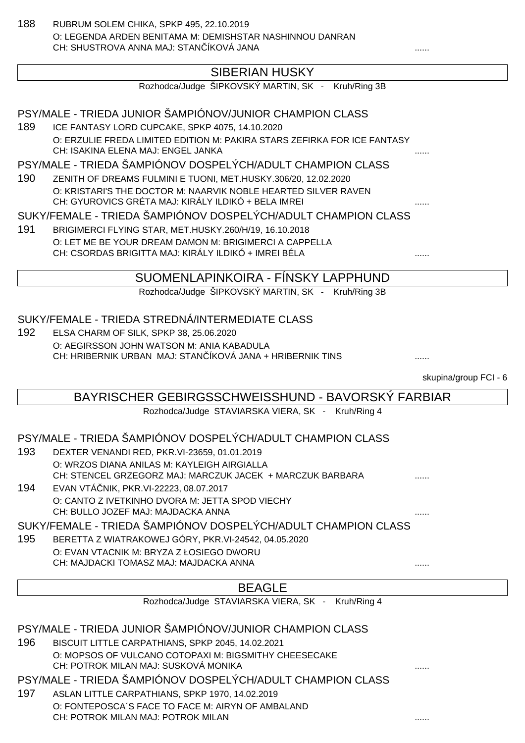188 RUBRUM SOLEM CHIKA, SPKP 495, 22.10.2019
O: LEGENDA ARDEN BENITAMA M: DEMISHSTAR NASHINNOU DANRAN
CH: SHUSTROVA ANNA MAJ: STANČÍKOVÁ JANA ......

## SIBERIAN HUSKY

Rozhodca/Judge ŠIPKOVSKÝ MARTIN, SK - Kruh/Ring 3B

### PSY/MALE - TRIEDA JUNIOR ŠAMPIÓNOV/JUNIOR CHAMPION CLASS

189 ICE FANTASY LORD CUPCAKE, SPKP 4075, 14.10.2020
O: ERZULIE FREDA LIMITED EDITION M: PAKIRA STARS ZEFIRKA FOR ICE FANTASY
CH: ISAKINA ELENA MAJ: ENGEL JANKA ......

### PSY/MALE - TRIEDA ŠAMPIÓNOV DOSPELÝCH/ADULT CHAMPION CLASS

190 ZENITH OF DREAMS FULMINI E TUONI, MET.HUSKY.306/20, 12.02.2020
O: KRISTARI'S THE DOCTOR M: NAARVIK NOBLE HEARTED SILVER RAVEN
CH: GYUROVICS GRÉTA MAJ: KIRÁLY ILDIKÓ + BELA IMREI ......

### SUKY/FEMALE - TRIEDA ŠAMPIÓNOV DOSPELÝCH/ADULT CHAMPION CLASS

191 BRIGIMERCI FLYING STAR, MET.HUSKY.260/H/19, 16.10.2018
O: LET ME BE YOUR DREAM DAMON M: BRIGIMERCI A CAPPELLA
CH: CSORDAS BRIGITTA MAJ: KIRÁLY ILDIKÓ + IMREI BÉLA ......

## SUOMENLAPINKOIRA - FÍNSKY LAPPHUND

Rozhodca/Judge ŠIPKOVSKÝ MARTIN, SK - Kruh/Ring 3B

### SUKY/FEMALE - TRIEDA STREDNÁ/INTERMEDIATE CLASS

192 ELSA CHARM OF SILK, SPKP 38, 25.06.2020
O: AEGIRSSON JOHN WATSON M: ANIA KABADULA
CH: HRIBERNIK URBAN MAJ: STANČÍKOVÁ JANA + HRIBERNIK TINS ......

skupina/group FCI - 6

## BAYRISCHER GEBIRGSSCHWEISSHUND - BAVORSKÝ FARBIAR

Rozhodca/Judge STAVIARSKA VIERA, SK - Kruh/Ring 4

### PSY/MALE - TRIEDA ŠAMPIÓNOV DOSPELÝCH/ADULT CHAMPION CLASS

193 DEXTER VENANDI RED, PKR.VI-23659, 01.01.2019
O: WRZOS DIANA ANILAS M: KAYLEIGH AIRGIALLA
CH: STENCEL GRZEGORZ MAJ: MARCZUK JACEK + MARCZUK BARBARA ......

194 EVAN VTÁČNIK, PKR.VI-22223, 08.07.2017
O: CANTO Z IVETKINHO DVORA M: JETTA SPOD VIECHY
CH: BULLO JOZEF MAJ: MAJDACKA ANNA ......

### SUKY/FEMALE - TRIEDA ŠAMPIÓNOV DOSPELÝCH/ADULT CHAMPION CLASS

195 BERETTA Z WIATRAKOWEJ GÓRY, PKR.VI-24542, 04.05.2020
O: EVAN VTACNIK M: BRYZA Z ŁOSIEGO DWORU
CH: MAJDACKI TOMASZ MAJ: MAJDACKA ANNA ......

## BEAGLE

Rozhodca/Judge STAVIARSKA VIERA, SK - Kruh/Ring 4

### PSY/MALE - TRIEDA JUNIOR ŠAMPIÓNOV/JUNIOR CHAMPION CLASS

196 BISCUIT LITTLE CARPATHIANS, SPKP 2045, 14.02.2021
O: MOPSOS OF VULCANO COTOPAXI M: BIGSMITHY CHEESECAKE
CH: POTROK MILAN MAJ: SUSKOVÁ MONIKA ......

### PSY/MALE - TRIEDA ŠAMPIÓNOV DOSPELÝCH/ADULT CHAMPION CLASS

197 ASLAN LITTLE CARPATHIANS, SPKP 1970, 14.02.2019
O: FONTEPOSCA´S FACE TO FACE M: AIRYN OF AMBALAND
CH: POTROK MILAN MAJ: POTROK MILAN ......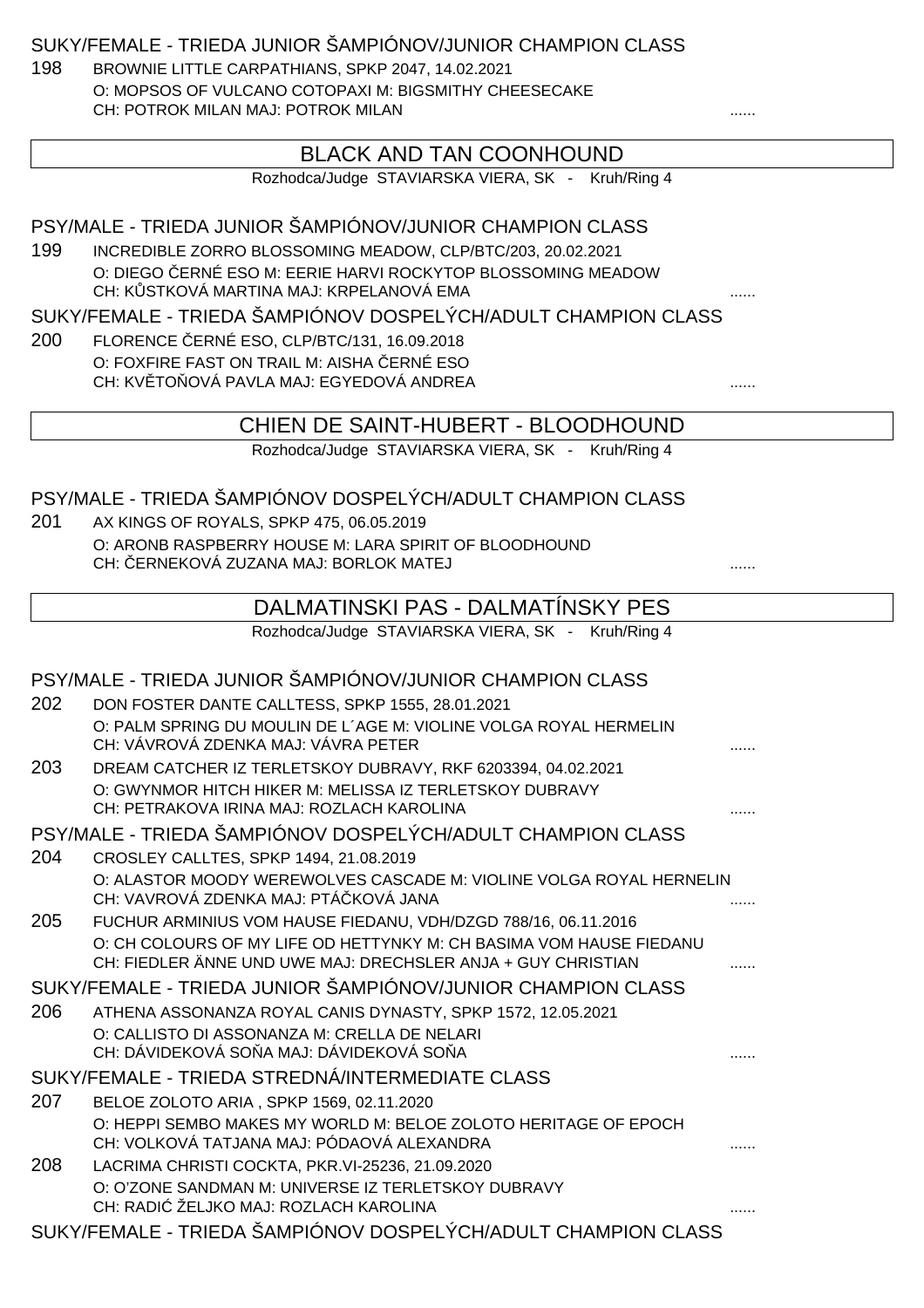SUKY/FEMALE - TRIEDA JUNIOR ŠAMPIÓNOV/JUNIOR CHAMPION CLASS

198 BROWNIE LITTLE CARPATHIANS, SPKP 2047, 14.02.2021
O: MOPSOS OF VULCANO COTOPAXI M: BIGSMITHY CHEESECAKE
CH: POTROK MILAN MAJ: POTROK MILAN ......

## BLACK AND TAN COONHOUND

Rozhodca/Judge STAVIARSKA VIERA, SK - Kruh/Ring 4

PSY/MALE - TRIEDA JUNIOR ŠAMPIÓNOV/JUNIOR CHAMPION CLASS

199 INCREDIBLE ZORRO BLOSSOMING MEADOW, CLP/BTC/203, 20.02.2021
O: DIEGO ČERNÉ ESO M: EERIE HARVI ROCKYTOP BLOSSOMING MEADOW
CH: KŮSTKOVÁ MARTINA MAJ: KRPELANOVÁ EMA ......

SUKY/FEMALE - TRIEDA ŠAMPIÓNOV DOSPELÝCH/ADULT CHAMPION CLASS

200 FLORENCE ČERNÉ ESO, CLP/BTC/131, 16.09.2018
O: FOXFIRE FAST ON TRAIL M: AISHA ČERNÉ ESO
CH: KVĚTOŇOVÁ PAVLA MAJ: EGYEDOVÁ ANDREA ......

## CHIEN DE SAINT-HUBERT - BLOODHOUND

Rozhodca/Judge STAVIARSKA VIERA, SK - Kruh/Ring 4

PSY/MALE - TRIEDA ŠAMPIÓNOV DOSPELÝCH/ADULT CHAMPION CLASS

201 AX KINGS OF ROYALS, SPKP 475, 06.05.2019
O: ARONB RASPBERRY HOUSE M: LARA SPIRIT OF BLOODHOUND
CH: ČERNEKOVÁ ZUZANA MAJ: BORLOK MATEJ ......

## DALMATINSKI PAS - DALMATÍNSKY PES

Rozhodca/Judge STAVIARSKA VIERA, SK - Kruh/Ring 4

PSY/MALE - TRIEDA JUNIOR ŠAMPIÓNOV/JUNIOR CHAMPION CLASS

202 DON FOSTER DANTE CALLTESS, SPKP 1555, 28.01.2021
O: PALM SPRING DU MOULIN DE L´AGE M: VIOLINE VOLGA ROYAL HERMELIN
CH: VÁVROVÁ ZDENKA MAJ: VÁVRA PETER ......

203 DREAM CATCHER IZ TERLETSKOY DUBRAVY, RKF 6203394, 04.02.2021
O: GWYNMOR HITCH HIKER M: MELISSA IZ TERLETSKOY DUBRAVY
CH: PETRAKOVA IRINA MAJ: ROZLACH KAROLINA ......

PSY/MALE - TRIEDA ŠAMPIÓNOV DOSPELÝCH/ADULT CHAMPION CLASS

204 CROSLEY CALLTES, SPKP 1494, 21.08.2019
O: ALASTOR MOODY WEREWOLVES CASCADE M: VIOLINE VOLGA ROYAL HERNELIN
CH: VAVROVÁ ZDENKA MAJ: PTÁČKOVÁ JANA ......

205 FUCHUR ARMINIUS VOM HAUSE FIEDANU, VDH/DZGD 788/16, 06.11.2016
O: CH COLOURS OF MY LIFE OD HETTYNKY M: CH BASIMA VOM HAUSE FIEDANU
CH: FIEDLER ÄNNE UND UWE MAJ: DRECHSLER ANJA + GUY CHRISTIAN ......

SUKY/FEMALE - TRIEDA JUNIOR ŠAMPIÓNOV/JUNIOR CHAMPION CLASS

206 ATHENA ASSONANZA ROYAL CANIS DYNASTY, SPKP 1572, 12.05.2021
O: CALLISTO DI ASSONANZA M: CRELLA DE NELARI
CH: DÁVIDEKOVÁ SOŇA MAJ: DÁVIDEKOVÁ SOŇA ......

SUKY/FEMALE - TRIEDA STREDNÁ/INTERMEDIATE CLASS

207 BELOE ZOLOTO ARIA , SPKP 1569, 02.11.2020
O: HEPPI SEMBO MAKES MY WORLD M: BELOE ZOLOTO HERITAGE OF EPOCH
CH: VOLKOVÁ TATJANA MAJ: PÓDAOVÁ ALEXANDRA ......

208 LACRIMA CHRISTI COCKTA, PKR.VI-25236, 21.09.2020
O: O'ZONE SANDMAN M: UNIVERSE IZ TERLETSKOY DUBRAVY
CH: RADIĆ ŽELJKO MAJ: ROZLACH KAROLINA ......

SUKY/FEMALE - TRIEDA ŠAMPIÓNOV DOSPELÝCH/ADULT CHAMPION CLASS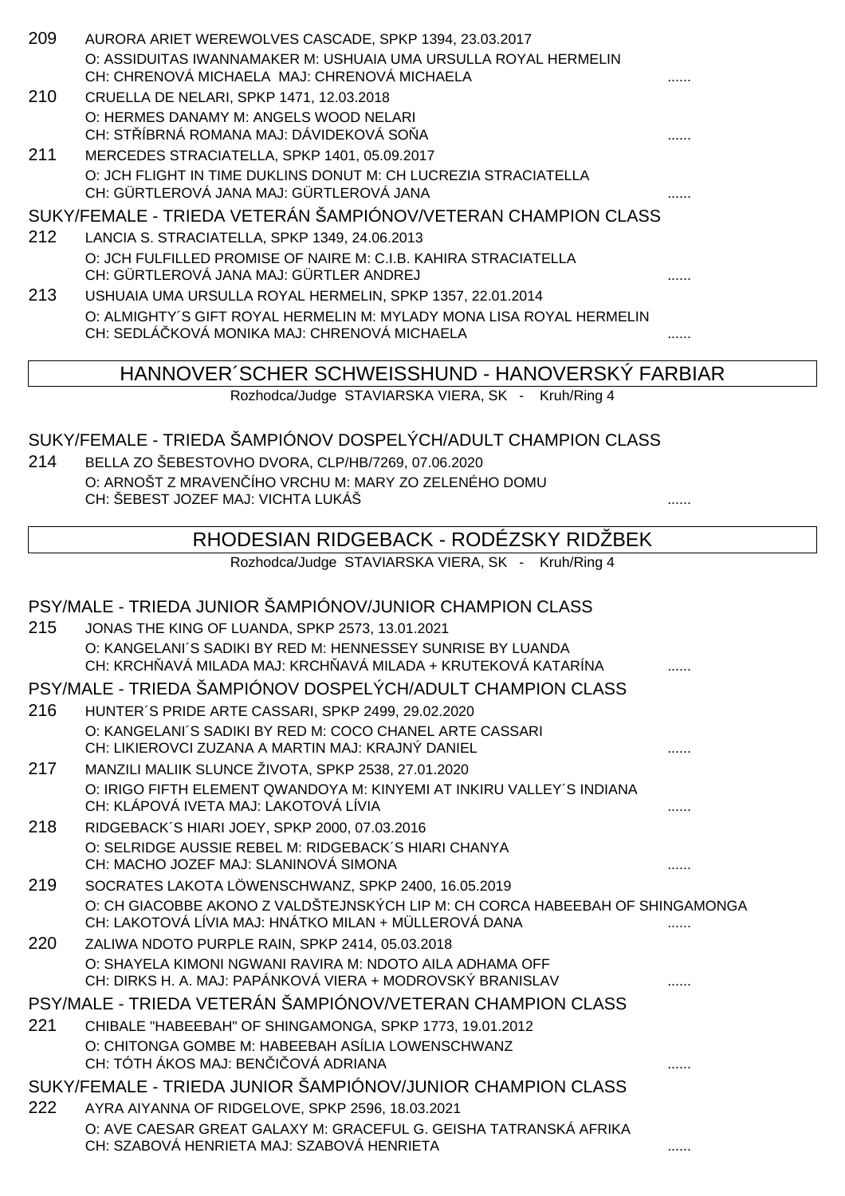209 AURORA ARIET WEREWOLVES CASCADE, SPKP 1394, 23.03.2017
O: ASSIDUITAS IWANNAMAKER M: USHUAIA UMA URSULLA ROYAL HERMELIN
CH: CHRENOVÁ MICHAELA MAJ: CHRENOVÁ MICHAELA ......

210 CRUELLA DE NELARI, SPKP 1471, 12.03.2018
O: HERMES DANAMY M: ANGELS WOOD NELARI
CH: STŘÍBRNÁ ROMANA MAJ: DÁVIDEKOVÁ SOŇA ......

211 MERCEDES STRACIATELLA, SPKP 1401, 05.09.2017
O: JCH FLIGHT IN TIME DUKLINS DONUT M: CH LUCREZIA STRACIATELLA
CH: GÜRTLEROVÁ JANA MAJ: GÜRTLEROVÁ JANA ......

SUKY/FEMALE - TRIEDA VETERÁN ŠAMPIÓNOV/VETERAN CHAMPION CLASS

212 LANCIA S. STRACIATELLA, SPKP 1349, 24.06.2013
O: JCH FULFILLED PROMISE OF NAIRE M: C.I.B. KAHIRA STRACIATELLA
CH: GÜRTLEROVÁ JANA MAJ: GÜRTLER ANDREJ ......

213 USHUAIA UMA URSULLA ROYAL HERMELIN, SPKP 1357, 22.01.2014
O: ALMIGHTY´S GIFT ROYAL HERMELIN M: MYLADY MONA LISA ROYAL HERMELIN
CH: SEDLÁČKOVÁ MONIKA MAJ: CHRENOVÁ MICHAELA ......

## HANNOVER´SCHER SCHWEISSHUND - HANOVERSKÝ FARBIAR

Rozhodca/Judge STAVIARSKA VIERA, SK - Kruh/Ring 4

SUKY/FEMALE - TRIEDA ŠAMPIÓNOV DOSPELÝCH/ADULT CHAMPION CLASS

214 BELLA ZO ŠEBESTOVHO DVORA, CLP/HB/7269, 07.06.2020
O: ARNOŠT Z MRAVENČÍHO VRCHU M: MARY ZO ZELENÉHO DOMU
CH: ŠEBEST JOZEF MAJ: VICHTA LUKÁŠ ......

## RHODESIAN RIDGEBACK - RODÉZSKY RIDŽBEK

Rozhodca/Judge STAVIARSKA VIERA, SK - Kruh/Ring 4

PSY/MALE - TRIEDA JUNIOR ŠAMPIÓNOV/JUNIOR CHAMPION CLASS

215 JONAS THE KING OF LUANDA, SPKP 2573, 13.01.2021
O: KANGELANI´S SADIKI BY RED M: HENNESSEY SUNRISE BY LUANDA
CH: KRCHŇAVÁ MILADA MAJ: KRCHŇAVÁ MILADA + KRUTEKOVÁ KATARÍNA ......

PSY/MALE - TRIEDA ŠAMPIÓNOV DOSPELÝCH/ADULT CHAMPION CLASS

216 HUNTER´S PRIDE ARTE CASSARI, SPKP 2499, 29.02.2020
O: KANGELANI´S SADIKI BY RED M: COCO CHANEL ARTE CASSARI
CH: LIKIEROVCI ZUZANA A MARTIN MAJ: KRAJNÝ DANIEL ......

217 MANZILI MALIIK SLUNCE ŽIVOTA, SPKP 2538, 27.01.2020
O: IRIGO FIFTH ELEMENT QWANDOYA M: KINYEMI AT INKIRU VALLEY´S INDIANA
CH: KLÁPOVÁ IVETA MAJ: LAKOTOVÁ LÍVIA ......

218 RIDGEBACK´S HIARI JOEY, SPKP 2000, 07.03.2016
O: SELRIDGE AUSSIE REBEL M: RIDGEBACK´S HIARI CHANYA
CH: MACHO JOZEF MAJ: SLANINOVÁ SIMONA ......

219 SOCRATES LAKOTA LÖWENSCHWANZ, SPKP 2400, 16.05.2019
O: CH GIACOBBE AKONO Z VALDŠTEJNSKÝCH LIP M: CH CORCA HABEEBAH OF SHINGAMONGA
CH: LAKOTOVÁ LÍVIA MAJ: HNÁTKO MILAN + MÜLLEROVÁ DANA ......

220 ZALIWA NDOTO PURPLE RAIN, SPKP 2414, 05.03.2018
O: SHAYELA KIMONI NGWANI RAVIRA M: NDOTO AILA ADHAMA OFF
CH: DIRKS H. A. MAJ: PAPÁNKOVÁ VIERA + MODROVSKÝ BRANISLAV ......

PSY/MALE - TRIEDA VETERÁN ŠAMPIÓNOV/VETERAN CHAMPION CLASS

221 CHIBALE "HABEEBAH" OF SHINGAMONGA, SPKP 1773, 19.01.2012
O: CHITONGA GOMBE M: HABEEBAH ASÍLIA LOWENSCHWANZ
CH: TÓTH ÁKOS MAJ: BENČIČOVÁ ADRIANA ......

SUKY/FEMALE - TRIEDA JUNIOR ŠAMPIÓNOV/JUNIOR CHAMPION CLASS

222 AYRA AIYANNA OF RIDGELOVE, SPKP 2596, 18.03.2021
O: AVE CAESAR GREAT GALAXY M: GRACEFUL G. GEISHA TATRANSKÁ AFRIKA
CH: SZABOVÁ HENRIETA MAJ: SZABOVÁ HENRIETA ......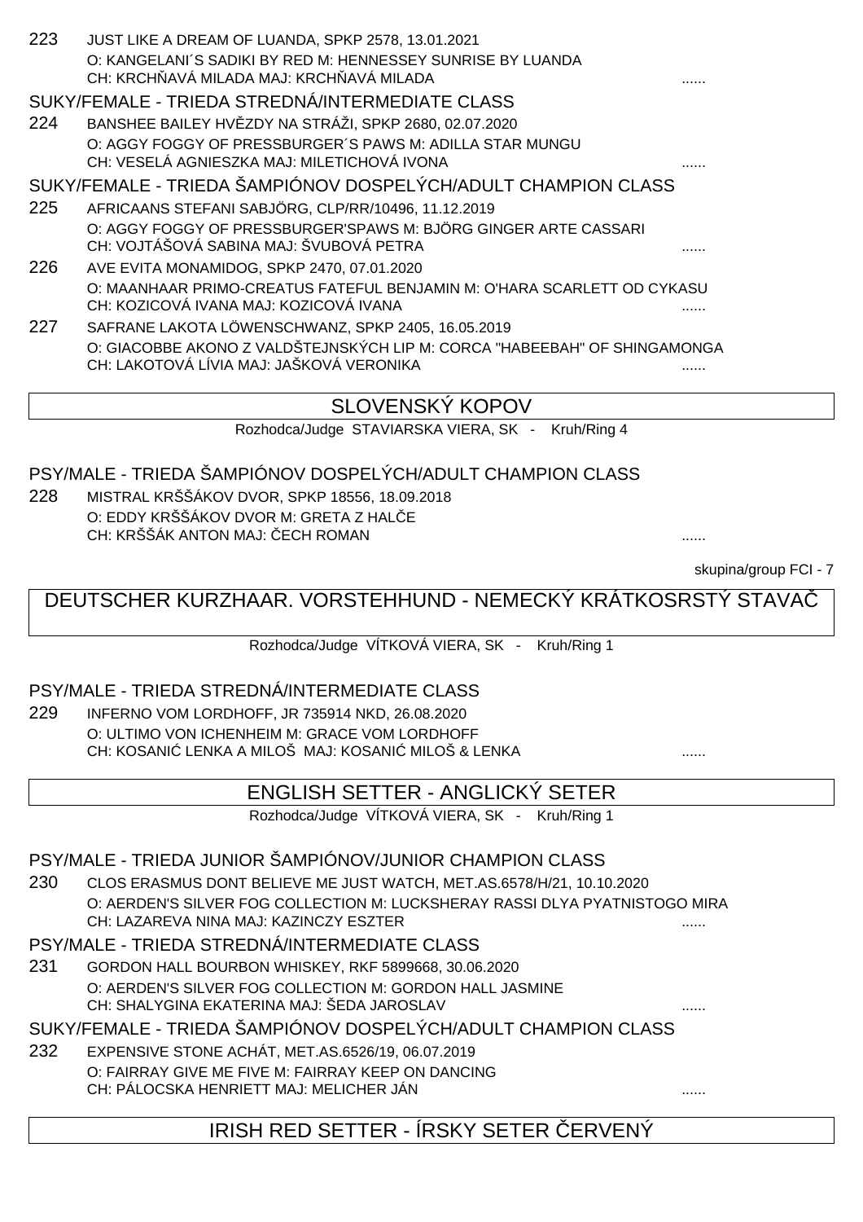223 JUST LIKE A DREAM OF LUANDA, SPKP 2578, 13.01.2021
O: KANGELANI´S SADIKI BY RED M: HENNESSEY SUNRISE BY LUANDA
CH: KRCHŇAVÁ MILADA MAJ: KRCHŇAVÁ MILADA ......

### SUKY/FEMALE - TRIEDA STREDNÁ/INTERMEDIATE CLASS

224 BANSHEE BAILEY HVĚZDY NA STRÁŽI, SPKP 2680, 02.07.2020
O: AGGY FOGGY OF PRESSBURGER´S PAWS M: ADILLA STAR MUNGU
CH: VESELÁ AGNIESZKA MAJ: MILETICHOVÁ IVONA ......

### SUKY/FEMALE - TRIEDA ŠAMPIÓNOV DOSPELÝCH/ADULT CHAMPION CLASS

225 AFRICAANS STEFANI SABJÖRG, CLP/RR/10496, 11.12.2019
O: AGGY FOGGY OF PRESSBURGER'SPAWS M: BJÖRG GINGER ARTE CASSARI
CH: VOJTÁŠOVÁ SABINA MAJ: ŠVUBOVÁ PETRA ......

226 AVE EVITA MONAMIDOG, SPKP 2470, 07.01.2020
O: MAANHAAR PRIMO-CREATUS FATEFUL BENJAMIN M: O'HARA SCARLETT OD CYKASU
CH: KOZICOVÁ IVANA MAJ: KOZICOVÁ IVANA ......

227 SAFRANE LAKOTA LÖWENSCHWANZ, SPKP 2405, 16.05.2019
O: GIACOBBE AKONO Z VALDŠTEJNSKÝCH LIP M: CORCA "HABEEBAH" OF SHINGAMONGA
CH: LAKOTOVÁ LÍVIA MAJ: JAŠKOVÁ VERONIKA ......

## SLOVENSKÝ KOPOV

Rozhodca/Judge STAVIARSKA VIERA, SK - Kruh/Ring 4

### PSY/MALE - TRIEDA ŠAMPIÓNOV DOSPELÝCH/ADULT CHAMPION CLASS

228 MISTRAL KRŠŠÁKOV DVOR, SPKP 18556, 18.09.2018
O: EDDY KRŠŠÁKOV DVOR M: GRETA Z HALČE
CH: KRŠŠÁK ANTON MAJ: ČECH ROMAN ......

skupina/group FCI - 7

## DEUTSCHER KURZHAAR. VORSTEHHUND - NEMECKÝ KRÁTKOSRSTÝ STAVAČ

Rozhodca/Judge VÍTKOVÁ VIERA, SK - Kruh/Ring 1

### PSY/MALE - TRIEDA STREDNÁ/INTERMEDIATE CLASS

229 INFERNO VOM LORDHOFF, JR 735914 NKD, 26.08.2020
O: ULTIMO VON ICHENHEIM M: GRACE VOM LORDHOFF
CH: KOSANIĆ LENKA A MILOŠ MAJ: KOSANIĆ MILOŠ & LENKA ......

## ENGLISH SETTER - ANGLICKÝ SETER

Rozhodca/Judge VÍTKOVÁ VIERA, SK - Kruh/Ring 1

### PSY/MALE - TRIEDA JUNIOR ŠAMPIÓNOV/JUNIOR CHAMPION CLASS

230 CLOS ERASMUS DONT BELIEVE ME JUST WATCH, MET.AS.6578/H/21, 10.10.2020
O: AERDEN'S SILVER FOG COLLECTION M: LUCKSHERAY RASSI DLYA PYATNISTOGO MIRA
CH: LAZAREVA NINA MAJ: KAZINCZY ESZTER ......

### PSY/MALE - TRIEDA STREDNÁ/INTERMEDIATE CLASS

231 GORDON HALL BOURBON WHISKEY, RKF 5899668, 30.06.2020
O: AERDEN'S SILVER FOG COLLECTION M: GORDON HALL JASMINE
CH: SHALYGINA EKATERINA MAJ: ŠEDA JAROSLAV ......

### SUKY/FEMALE - TRIEDA ŠAMPIÓNOV DOSPELÝCH/ADULT CHAMPION CLASS

232 EXPENSIVE STONE ACHÁT, MET.AS.6526/19, 06.07.2019
O: FAIRRAY GIVE ME FIVE M: FAIRRAY KEEP ON DANCING
CH: PÁLOCSKA HENRIETT MAJ: MELICHER JÁN ......

## IRISH RED SETTER - ÍRSKY SETER ČERVENÝ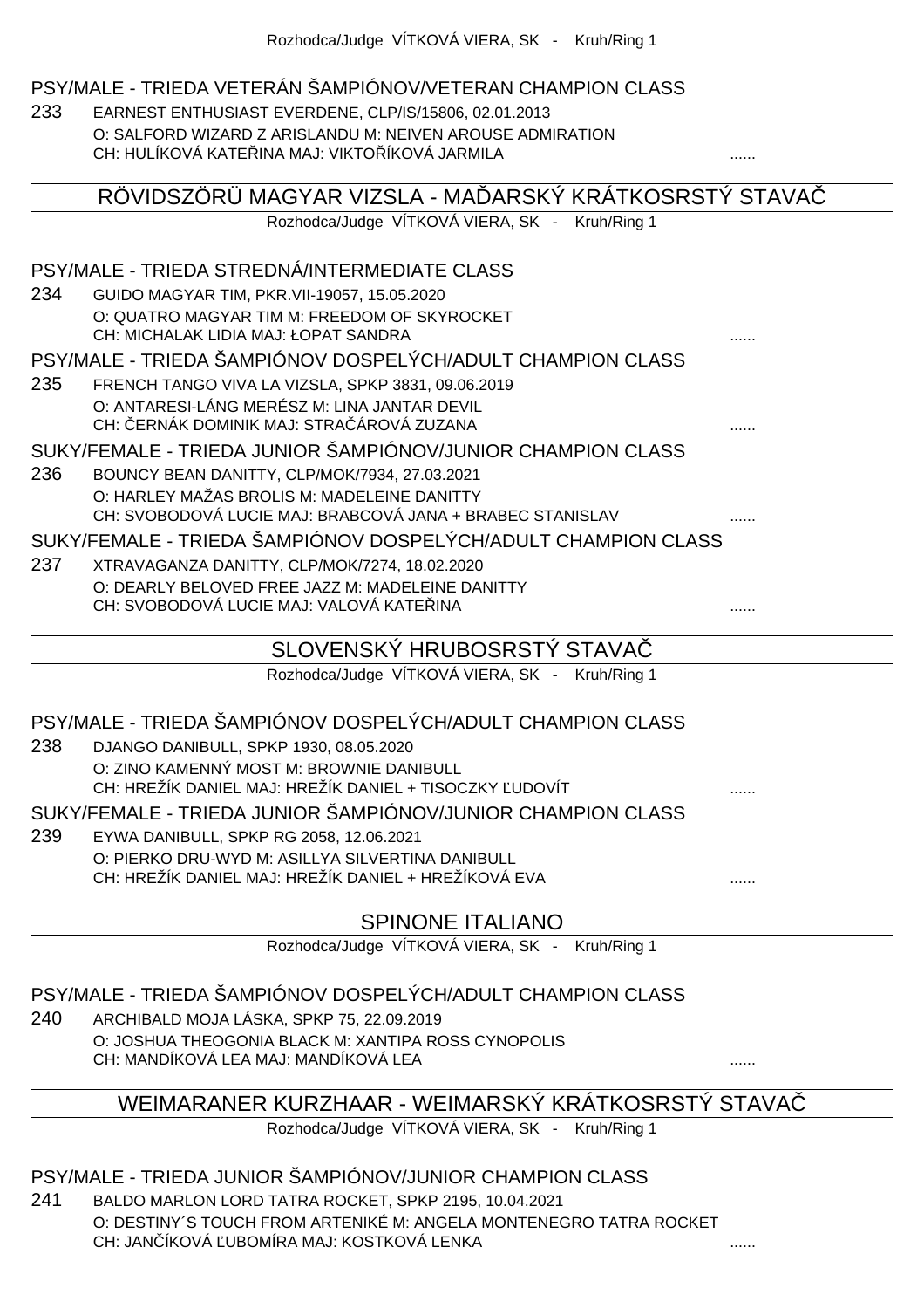Rozhodca/Judge VÍTKOVÁ VIERA, SK - Kruh/Ring 1

### PSY/MALE - TRIEDA VETERÁN ŠAMPIÓNOV/VETERAN CHAMPION CLASS

233 EARNEST ENTHUSIAST EVERDENE, CLP/IS/15806, 02.01.2013
O: SALFORD WIZARD Z ARISLANDU M: NEIVEN AROUSE ADMIRATION
CH: HULÍKOVÁ KATEŘINA MAJ: VIKTOŘÍKOVÁ JARMILA ......

## RÖVIDSZÖRÜ MAGYAR VIZSLA - MAĎARSKÝ KRÁTKOSRSTÝ STAVAČ

Rozhodca/Judge VÍTKOVÁ VIERA, SK - Kruh/Ring 1

### PSY/MALE - TRIEDA STREDNÁ/INTERMEDIATE CLASS

234 GUIDO MAGYAR TIM, PKR.VII-19057, 15.05.2020
O: QUATRO MAGYAR TIM M: FREEDOM OF SKYROCKET
CH: MICHALAK LIDIA MAJ: ŁOPAT SANDRA ......

### PSY/MALE - TRIEDA ŠAMPIÓNOV DOSPELÝCH/ADULT CHAMPION CLASS

235 FRENCH TANGO VIVA LA VIZSLA, SPKP 3831, 09.06.2019
O: ANTARESI-LÁNG MERÉSZ M: LINA JANTAR DEVIL
CH: ČERNÁK DOMINIK MAJ: STRAČÁROVÁ ZUZANA ......

### SUKY/FEMALE - TRIEDA JUNIOR ŠAMPIÓNOV/JUNIOR CHAMPION CLASS

236 BOUNCY BEAN DANITTY, CLP/MOK/7934, 27.03.2021
O: HARLEY MAŽAS BROLIS M: MADELEINE DANITTY
CH: SVOBODOVÁ LUCIE MAJ: BRABCOVÁ JANA + BRABEC STANISLAV ......

### SUKY/FEMALE - TRIEDA ŠAMPIÓNOV DOSPELÝCH/ADULT CHAMPION CLASS

237 XTRAVAGANZA DANITTY, CLP/MOK/7274, 18.02.2020
O: DEARLY BELOVED FREE JAZZ M: MADELEINE DANITTY
CH: SVOBODOVÁ LUCIE MAJ: VALOVÁ KATEŘINA ......

## SLOVENSKÝ HRUBOSRSTÝ STAVAČ

Rozhodca/Judge VÍTKOVÁ VIERA, SK - Kruh/Ring 1

### PSY/MALE - TRIEDA ŠAMPIÓNOV DOSPELÝCH/ADULT CHAMPION CLASS

238 DJANGO DANIBULL, SPKP 1930, 08.05.2020
O: ZINO KAMENNÝ MOST M: BROWNIE DANIBULL
CH: HREŽÍK DANIEL MAJ: HREŽÍK DANIEL + TISOCZKY ĽUDOVÍT ......

### SUKY/FEMALE - TRIEDA JUNIOR ŠAMPIÓNOV/JUNIOR CHAMPION CLASS

239 EYWA DANIBULL, SPKP RG 2058, 12.06.2021
O: PIERKO DRU-WYD M: ASILLYA SILVERTINA DANIBULL
CH: HREŽÍK DANIEL MAJ: HREŽÍK DANIEL + HREŽÍKOVÁ EVA ......

## SPINONE ITALIANO

Rozhodca/Judge VÍTKOVÁ VIERA, SK - Kruh/Ring 1

### PSY/MALE - TRIEDA ŠAMPIÓNOV DOSPELÝCH/ADULT CHAMPION CLASS

240 ARCHIBALD MOJA LÁSKA, SPKP 75, 22.09.2019
O: JOSHUA THEOGONIA BLACK M: XANTIPA ROSS CYNOPOLIS
CH: MANDÍKOVÁ LEA MAJ: MANDÍKOVÁ LEA ......

## WEIMARANER KURZHAAR - WEIMARSKÝ KRÁTKOSRSTÝ STAVAČ

Rozhodca/Judge VÍTKOVÁ VIERA, SK - Kruh/Ring 1

### PSY/MALE - TRIEDA JUNIOR ŠAMPIÓNOV/JUNIOR CHAMPION CLASS

241 BALDO MARLON LORD TATRA ROCKET, SPKP 2195, 10.04.2021
O: DESTINY´S TOUCH FROM ARTENIKÉ M: ANGELA MONTENEGRO TATRA ROCKET
CH: JANČÍKOVÁ ĽUBOMÍRA MAJ: KOSTKOVÁ LENKA ......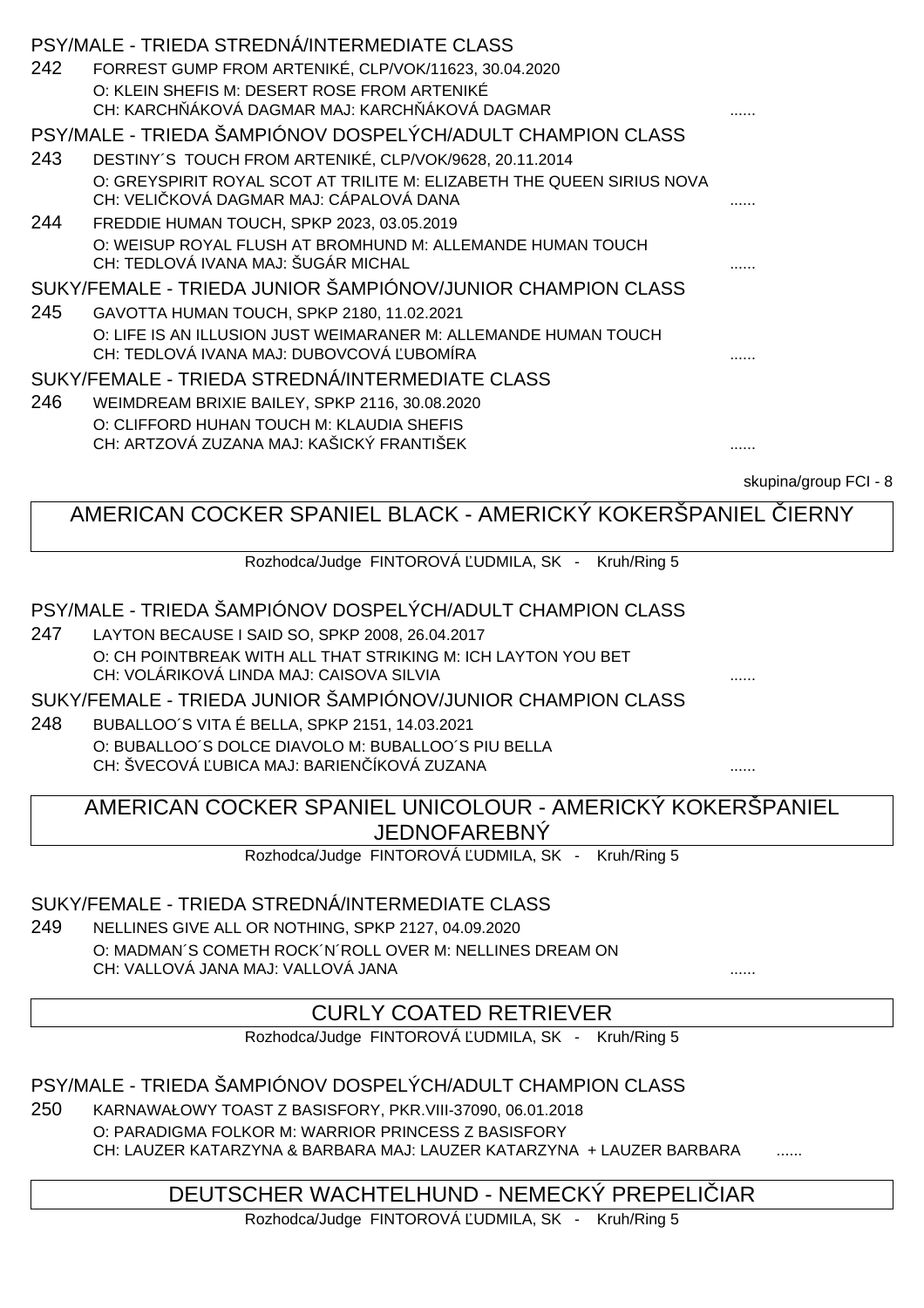PSY/MALE - TRIEDA STREDNÁ/INTERMEDIATE CLASS

242 FORREST GUMP FROM ARTENIKÉ, CLP/VOK/11623, 30.04.2020
O: KLEIN SHEFIS M: DESERT ROSE FROM ARTENIKÉ
CH: KARCHŇÁKOVÁ DAGMAR MAJ: KARCHŇÁKOVÁ DAGMAR ......

PSY/MALE - TRIEDA ŠAMPIÓNOV DOSPELÝCH/ADULT CHAMPION CLASS

243 DESTINY´S TOUCH FROM ARTENIKÉ, CLP/VOK/9628, 20.11.2014
O: GREYSPIRIT ROYAL SCOT AT TRILITE M: ELIZABETH THE QUEEN SIRIUS NOVA
CH: VELIČKOVÁ DAGMAR MAJ: CÁPALOVÁ DANA ......

244 FREDDIE HUMAN TOUCH, SPKP 2023, 03.05.2019
O: WEISUP ROYAL FLUSH AT BROMHUND M: ALLEMANDE HUMAN TOUCH
CH: TEDLOVÁ IVANA MAJ: ŠUGÁR MICHAL ......

SUKY/FEMALE - TRIEDA JUNIOR ŠAMPIÓNOV/JUNIOR CHAMPION CLASS

245 GAVOTTA HUMAN TOUCH, SPKP 2180, 11.02.2021
O: LIFE IS AN ILLUSION JUST WEIMARANER M: ALLEMANDE HUMAN TOUCH
CH: TEDLOVÁ IVANA MAJ: DUBOVCOVÁ ĽUBOMÍRA ......

SUKY/FEMALE - TRIEDA STREDNÁ/INTERMEDIATE CLASS

246 WEIMDREAM BRIXIE BAILEY, SPKP 2116, 30.08.2020
O: CLIFFORD HUHAN TOUCH M: KLAUDIA SHEFIS
CH: ARTZOVÁ ZUZANA MAJ: KAŠICKÝ FRANTIŠEK ......

skupina/group FCI - 8

## AMERICAN COCKER SPANIEL BLACK - AMERICKÝ KOKERŠPANIEL ČIERNY

Rozhodca/Judge FINTOROVÁ ĽUDMILA, SK - Kruh/Ring 5

PSY/MALE - TRIEDA ŠAMPIÓNOV DOSPELÝCH/ADULT CHAMPION CLASS

247 LAYTON BECAUSE I SAID SO, SPKP 2008, 26.04.2017
O: CH POINTBREAK WITH ALL THAT STRIKING M: ICH LAYTON YOU BET
CH: VOLÁRIKOVÁ LINDA MAJ: CAISOVA SILVIA ......

SUKY/FEMALE - TRIEDA JUNIOR ŠAMPIÓNOV/JUNIOR CHAMPION CLASS

248 BUBALLOO´S VITA É BELLA, SPKP 2151, 14.03.2021
O: BUBALLOO´S DOLCE DIAVOLO M: BUBALLOO´S PIU BELLA
CH: ŠVECOVÁ ĽUBICA MAJ: BARIENČÍKOVÁ ZUZANA ......

## AMERICAN COCKER SPANIEL UNICOLOUR - AMERICKÝ KOKERŠPANIEL JEDNOFAREBNÝ

Rozhodca/Judge FINTOROVÁ ĽUDMILA, SK - Kruh/Ring 5

SUKY/FEMALE - TRIEDA STREDNÁ/INTERMEDIATE CLASS

249 NELLINES GIVE ALL OR NOTHING, SPKP 2127, 04.09.2020
O: MADMAN´S COMETH ROCK´N´ROLL OVER M: NELLINES DREAM ON
CH: VALLOVÁ JANA MAJ: VALLOVÁ JANA ......

## CURLY COATED RETRIEVER

Rozhodca/Judge FINTOROVÁ ĽUDMILA, SK - Kruh/Ring 5

PSY/MALE - TRIEDA ŠAMPIÓNOV DOSPELÝCH/ADULT CHAMPION CLASS

250 KARNAWAŁOWY TOAST Z BASISFORY, PKR.VIII-37090, 06.01.2018
O: PARADIGMA FOLKOR M: WARRIOR PRINCESS Z BASISFORY
CH: LAUZER KATARZYNA & BARBARA MAJ: LAUZER KATARZYNA + LAUZER BARBARA ......

## DEUTSCHER WACHTELHUND - NEMECKÝ PREPELIČIAR

Rozhodca/Judge FINTOROVÁ ĽUDMILA, SK - Kruh/Ring 5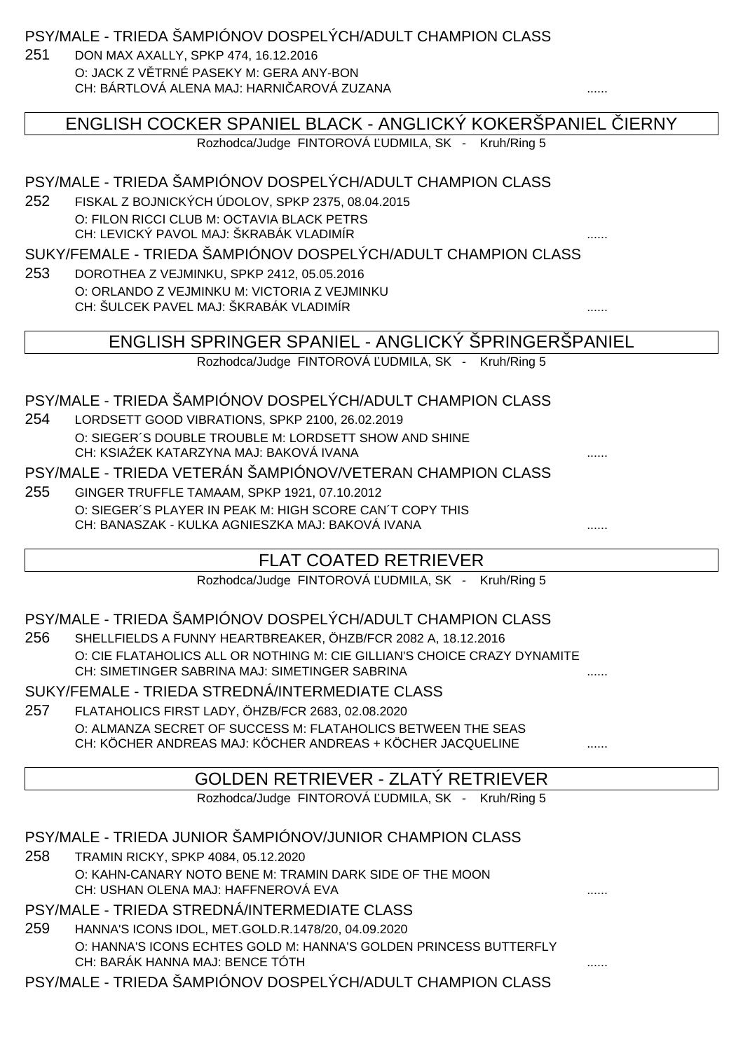PSY/MALE - TRIEDA ŠAMPIÓNOV DOSPELÝCH/ADULT CHAMPION CLASS

251 DON MAX AXALLY, SPKP 474, 16.12.2016
O: JACK Z VĚTRNÉ PASEKY M: GERA ANY-BON
CH: BÁRTLOVÁ ALENA MAJ: HARNIČAROVÁ ZUZANA ......

## ENGLISH COCKER SPANIEL BLACK - ANGLICKÝ KOKERŠPANIEL ČIERNY

Rozhodca/Judge FINTOROVÁ ĽUDMILA, SK - Kruh/Ring 5

PSY/MALE - TRIEDA ŠAMPIÓNOV DOSPELÝCH/ADULT CHAMPION CLASS

252 FISKAL Z BOJNICKÝCH ÚDOLOV, SPKP 2375, 08.04.2015
O: FILON RICCI CLUB M: OCTAVIA BLACK PETRS
CH: LEVICKÝ PAVOL MAJ: ŠKRABÁK VLADIMÍR ......

SUKY/FEMALE - TRIEDA ŠAMPIÓNOV DOSPELÝCH/ADULT CHAMPION CLASS

253 DOROTHEA Z VEJMINKU, SPKP 2412, 05.05.2016
O: ORLANDO Z VEJMINKU M: VICTORIA Z VEJMINKU
CH: ŠULCEK PAVEL MAJ: ŠKRABÁK VLADIMÍR ......

## ENGLISH SPRINGER SPANIEL - ANGLICKÝ ŠPRINGERŠPANIEL

Rozhodca/Judge FINTOROVÁ ĽUDMILA, SK - Kruh/Ring 5

PSY/MALE - TRIEDA ŠAMPIÓNOV DOSPELÝCH/ADULT CHAMPION CLASS

254 LORDSETT GOOD VIBRATIONS, SPKP 2100, 26.02.2019
O: SIEGER´S DOUBLE TROUBLE M: LORDSETT SHOW AND SHINE
CH: KSIAŹEK KATARZYNA MAJ: BAKOVÁ IVANA ......

PSY/MALE - TRIEDA VETERÁN ŠAMPIÓNOV/VETERAN CHAMPION CLASS

255 GINGER TRUFFLE TAMAAM, SPKP 1921, 07.10.2012
O: SIEGER´S PLAYER IN PEAK M: HIGH SCORE CAN´T COPY THIS
CH: BANASZAK - KULKA AGNIESZKA MAJ: BAKOVÁ IVANA ......

## FLAT COATED RETRIEVER

Rozhodca/Judge FINTOROVÁ ĽUDMILA, SK - Kruh/Ring 5

PSY/MALE - TRIEDA ŠAMPIÓNOV DOSPELÝCH/ADULT CHAMPION CLASS

256 SHELLFIELDS A FUNNY HEARTBREAKER, ÖHZB/FCR 2082 A, 18.12.2016
O: CIE FLATAHOLICS ALL OR NOTHING M: CIE GILLIAN'S CHOICE CRAZY DYNAMITE
CH: SIMETINGER SABRINA MAJ: SIMETINGER SABRINA ......

SUKY/FEMALE - TRIEDA STREDNÁ/INTERMEDIATE CLASS

257 FLATAHOLICS FIRST LADY, ÖHZB/FCR 2683, 02.08.2020
O: ALMANZA SECRET OF SUCCESS M: FLATAHOLICS BETWEEN THE SEAS
CH: KÖCHER ANDREAS MAJ: KÖCHER ANDREAS + KÖCHER JACQUELINE ......

## GOLDEN RETRIEVER - ZLATÝ RETRIEVER

Rozhodca/Judge FINTOROVÁ ĽUDMILA, SK - Kruh/Ring 5

PSY/MALE - TRIEDA JUNIOR ŠAMPIÓNOV/JUNIOR CHAMPION CLASS

258 TRAMIN RICKY, SPKP 4084, 05.12.2020
O: KAHN-CANARY NOTO BENE M: TRAMIN DARK SIDE OF THE MOON
CH: USHAN OLENA MAJ: HAFFNEROVÁ EVA ......

PSY/MALE - TRIEDA STREDNÁ/INTERMEDIATE CLASS

259 HANNA'S ICONS IDOL, MET.GOLD.R.1478/20, 04.09.2020
O: HANNA'S ICONS ECHTES GOLD M: HANNA'S GOLDEN PRINCESS BUTTERFLY
CH: BARÁK HANNA MAJ: BENCE TÓTH ......

PSY/MALE - TRIEDA ŠAMPIÓNOV DOSPELÝCH/ADULT CHAMPION CLASS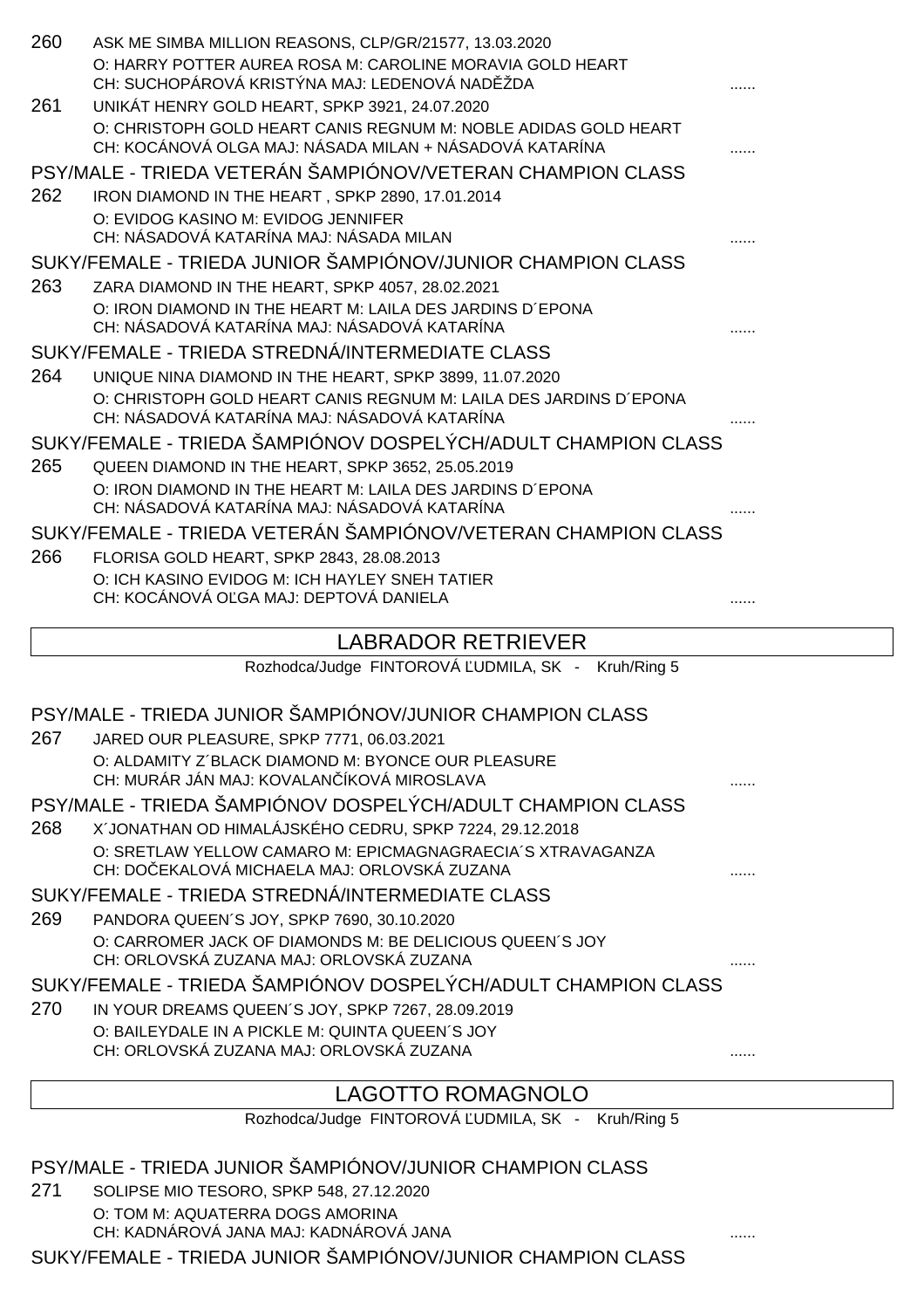260 ASK ME SIMBA MILLION REASONS, CLP/GR/21577, 13.03.2020
O: HARRY POTTER AUREA ROSA M: CAROLINE MORAVIA GOLD HEART
CH: SUCHOPÁROVÁ KRISTÝNA MAJ: LEDENOVÁ NADĚŽDA ......

261 UNIKÁT HENRY GOLD HEART, SPKP 3921, 24.07.2020
O: CHRISTOPH GOLD HEART CANIS REGNUM M: NOBLE ADIDAS GOLD HEART
CH: KOCÁNOVÁ OLGA MAJ: NÁSADA MILAN + NÁSADOVÁ KATARÍNA ......

PSY/MALE - TRIEDA VETERÁN ŠAMPIÓNOV/VETERAN CHAMPION CLASS

262 IRON DIAMOND IN THE HEART , SPKP 2890, 17.01.2014
O: EVIDOG KASINO M: EVIDOG JENNIFER
CH: NÁSADOVÁ KATARÍNA MAJ: NÁSADA MILAN ......

SUKY/FEMALE - TRIEDA JUNIOR ŠAMPIÓNOV/JUNIOR CHAMPION CLASS

263 ZARA DIAMOND IN THE HEART, SPKP 4057, 28.02.2021
O: IRON DIAMOND IN THE HEART M: LAILA DES JARDINS D´EPONA
CH: NÁSADOVÁ KATARÍNA MAJ: NÁSADOVÁ KATARÍNA ......

SUKY/FEMALE - TRIEDA STREDNÁ/INTERMEDIATE CLASS

264 UNIQUE NINA DIAMOND IN THE HEART, SPKP 3899, 11.07.2020
O: CHRISTOPH GOLD HEART CANIS REGNUM M: LAILA DES JARDINS D´EPONA
CH: NÁSADOVÁ KATARÍNA MAJ: NÁSADOVÁ KATARÍNA ......

SUKY/FEMALE - TRIEDA ŠAMPIÓNOV DOSPELÝCH/ADULT CHAMPION CLASS

265 QUEEN DIAMOND IN THE HEART, SPKP 3652, 25.05.2019
O: IRON DIAMOND IN THE HEART M: LAILA DES JARDINS D´EPONA
CH: NÁSADOVÁ KATARÍNA MAJ: NÁSADOVÁ KATARÍNA ......

SUKY/FEMALE - TRIEDA VETERÁN ŠAMPIÓNOV/VETERAN CHAMPION CLASS

266 FLORISA GOLD HEART, SPKP 2843, 28.08.2013
O: ICH KASINO EVIDOG M: ICH HAYLEY SNEH TATIER
CH: KOCÁNOVÁ OĽGA MAJ: DEPTOVÁ DANIELA ......

## LABRADOR RETRIEVER

Rozhodca/Judge FINTOROVÁ ĽUDMILA, SK - Kruh/Ring 5

PSY/MALE - TRIEDA JUNIOR ŠAMPIÓNOV/JUNIOR CHAMPION CLASS

267 JARED OUR PLEASURE, SPKP 7771, 06.03.2021
O: ALDAMITY Z´BLACK DIAMOND M: BYONCE OUR PLEASURE
CH: MURÁR JÁN MAJ: KOVALANČÍKOVÁ MIROSLAVA ......

PSY/MALE - TRIEDA ŠAMPIÓNOV DOSPELÝCH/ADULT CHAMPION CLASS

268 X´JONATHAN OD HIMALÁJSKÉHO CEDRU, SPKP 7224, 29.12.2018
O: SRETLAW YELLOW CAMARO M: EPICMAGNAGRAECIA´S XTRAVAGANZA
CH: DOČEKALOVÁ MICHAELA MAJ: ORLOVSKÁ ZUZANA ......

SUKY/FEMALE - TRIEDA STREDNÁ/INTERMEDIATE CLASS

269 PANDORA QUEEN´S JOY, SPKP 7690, 30.10.2020
O: CARROMER JACK OF DIAMONDS M: BE DELICIOUS QUEEN´S JOY
CH: ORLOVSKÁ ZUZANA MAJ: ORLOVSKÁ ZUZANA ......

SUKY/FEMALE - TRIEDA ŠAMPIÓNOV DOSPELÝCH/ADULT CHAMPION CLASS

270 IN YOUR DREAMS QUEEN´S JOY, SPKP 7267, 28.09.2019
O: BAILEYDALE IN A PICKLE M: QUINTA QUEEN´S JOY
CH: ORLOVSKÁ ZUZANA MAJ: ORLOVSKÁ ZUZANA ......

## LAGOTTO ROMAGNOLO

Rozhodca/Judge FINTOROVÁ ĽUDMILA, SK - Kruh/Ring 5

PSY/MALE - TRIEDA JUNIOR ŠAMPIÓNOV/JUNIOR CHAMPION CLASS

271 SOLIPSE MIO TESORO, SPKP 548, 27.12.2020
O: TOM M: AQUATERRA DOGS AMORINA
CH: KADNÁROVÁ JANA MAJ: KADNÁROVÁ JANA ......

SUKY/FEMALE - TRIEDA JUNIOR ŠAMPIÓNOV/JUNIOR CHAMPION CLASS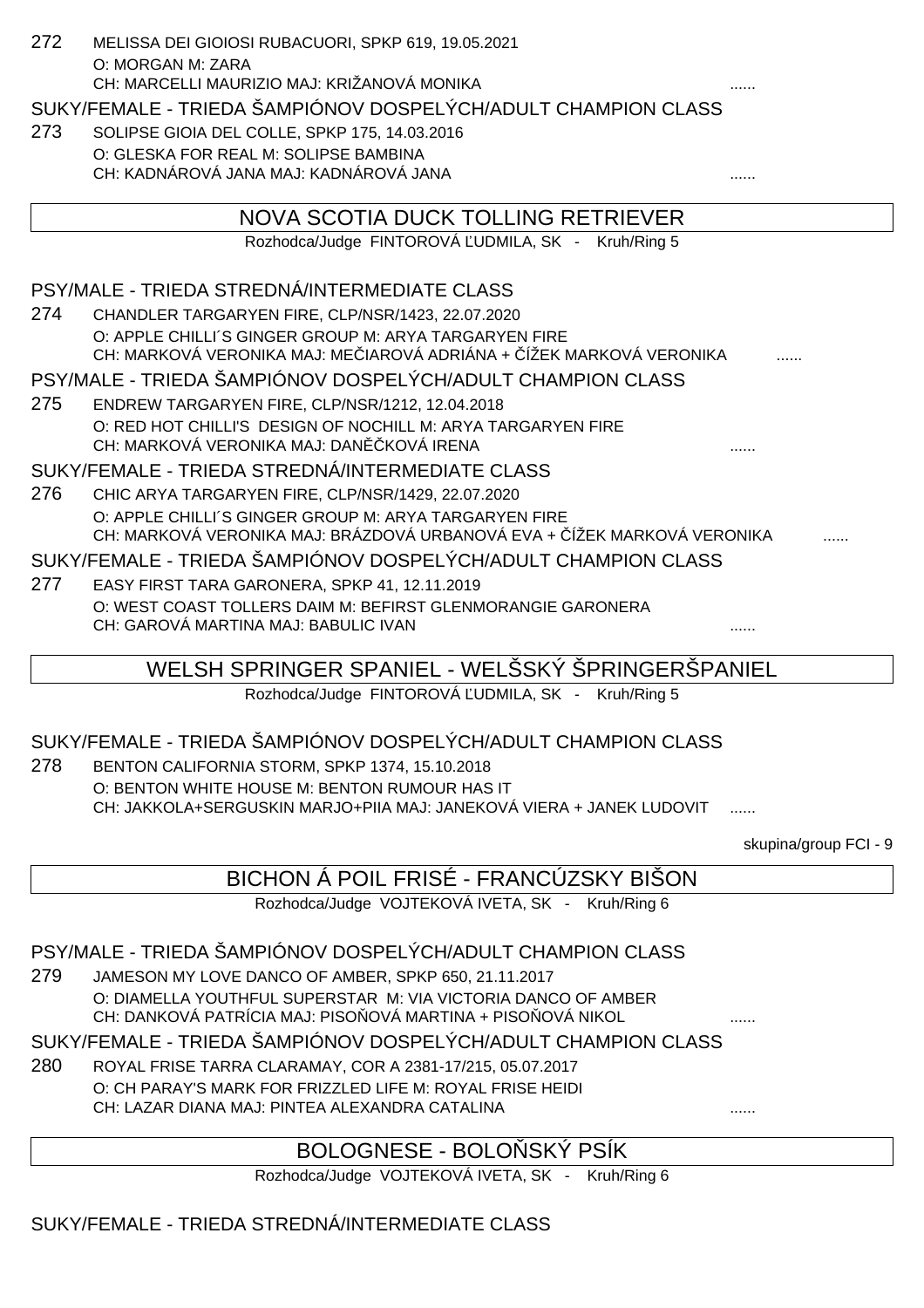272 MELISSA DEI GIOIOSI RUBACUORI, SPKP 619, 19.05.2021
O: MORGAN M: ZARA
CH: MARCELLI MAURIZIO MAJ: KRIŽANOVÁ MONIKA ......

SUKY/FEMALE - TRIEDA ŠAMPIÓNOV DOSPELÝCH/ADULT CHAMPION CLASS

273 SOLIPSE GIOIA DEL COLLE, SPKP 175, 14.03.2016
O: GLESKA FOR REAL M: SOLIPSE BAMBINA
CH: KADNÁROVÁ JANA MAJ: KADNÁROVÁ JANA ......

## NOVA SCOTIA DUCK TOLLING RETRIEVER

Rozhodca/Judge FINTOROVÁ ĽUDMILA, SK - Kruh/Ring 5

PSY/MALE - TRIEDA STREDNÁ/INTERMEDIATE CLASS

274 CHANDLER TARGARYEN FIRE, CLP/NSR/1423, 22.07.2020
O: APPLE CHILLI´S GINGER GROUP M: ARYA TARGARYEN FIRE
CH: MARKOVÁ VERONIKA MAJ: MEČIAROVÁ ADRIÁNA + ČÍŽEK MARKOVÁ VERONIKA ......

PSY/MALE - TRIEDA ŠAMPIÓNOV DOSPELÝCH/ADULT CHAMPION CLASS

275 ENDREW TARGARYEN FIRE, CLP/NSR/1212, 12.04.2018
O: RED HOT CHILLI'S DESIGN OF NOCHILL M: ARYA TARGARYEN FIRE
CH: MARKOVÁ VERONIKA MAJ: DANĚČKOVÁ IRENA ......

SUKY/FEMALE - TRIEDA STREDNÁ/INTERMEDIATE CLASS

276 CHIC ARYA TARGARYEN FIRE, CLP/NSR/1429, 22.07.2020
O: APPLE CHILLI´S GINGER GROUP M: ARYA TARGARYEN FIRE
CH: MARKOVÁ VERONIKA MAJ: BRÁZDOVÁ URBANOVÁ EVA + ČÍŽEK MARKOVÁ VERONIKA ......

SUKY/FEMALE - TRIEDA ŠAMPIÓNOV DOSPELÝCH/ADULT CHAMPION CLASS

277 EASY FIRST TARA GARONERA, SPKP 41, 12.11.2019
O: WEST COAST TOLLERS DAIM M: BEFIRST GLENMORANGIE GARONERA
CH: GAROVÁ MARTINA MAJ: BABULIC IVAN ......

## WELSH SPRINGER SPANIEL - WELŠSKÝ ŠPRINGERŠPANIEL

Rozhodca/Judge FINTOROVÁ ĽUDMILA, SK - Kruh/Ring 5

SUKY/FEMALE - TRIEDA ŠAMPIÓNOV DOSPELÝCH/ADULT CHAMPION CLASS

278 BENTON CALIFORNIA STORM, SPKP 1374, 15.10.2018
O: BENTON WHITE HOUSE M: BENTON RUMOUR HAS IT
CH: JAKKOLA+SERGUSKIN MARJO+PIIA MAJ: JANEKOVÁ VIERA + JANEK LUDOVIT ......

skupina/group FCI - 9

## BICHON Á POIL FRISÉ - FRANCÚZSKY BIŠON

Rozhodca/Judge VOJTEKOVÁ IVETA, SK - Kruh/Ring 6

PSY/MALE - TRIEDA ŠAMPIÓNOV DOSPELÝCH/ADULT CHAMPION CLASS

279 JAMESON MY LOVE DANCO OF AMBER, SPKP 650, 21.11.2017
O: DIAMELLA YOUTHFUL SUPERSTAR M: VIA VICTORIA DANCO OF AMBER
CH: DANKOVÁ PATRÍCIA MAJ: PISOŇOVÁ MARTINA + PISOŇOVÁ NIKOL ......

SUKY/FEMALE - TRIEDA ŠAMPIÓNOV DOSPELÝCH/ADULT CHAMPION CLASS

280 ROYAL FRISE TARRA CLARAMAY, COR A 2381-17/215, 05.07.2017
O: CH PARAY'S MARK FOR FRIZZLED LIFE M: ROYAL FRISE HEIDI
CH: LAZAR DIANA MAJ: PINTEA ALEXANDRA CATALINA ......

## BOLOGNESE - BOLOŇSKÝ PSÍK

Rozhodca/Judge VOJTEKOVÁ IVETA, SK - Kruh/Ring 6

SUKY/FEMALE - TRIEDA STREDNÁ/INTERMEDIATE CLASS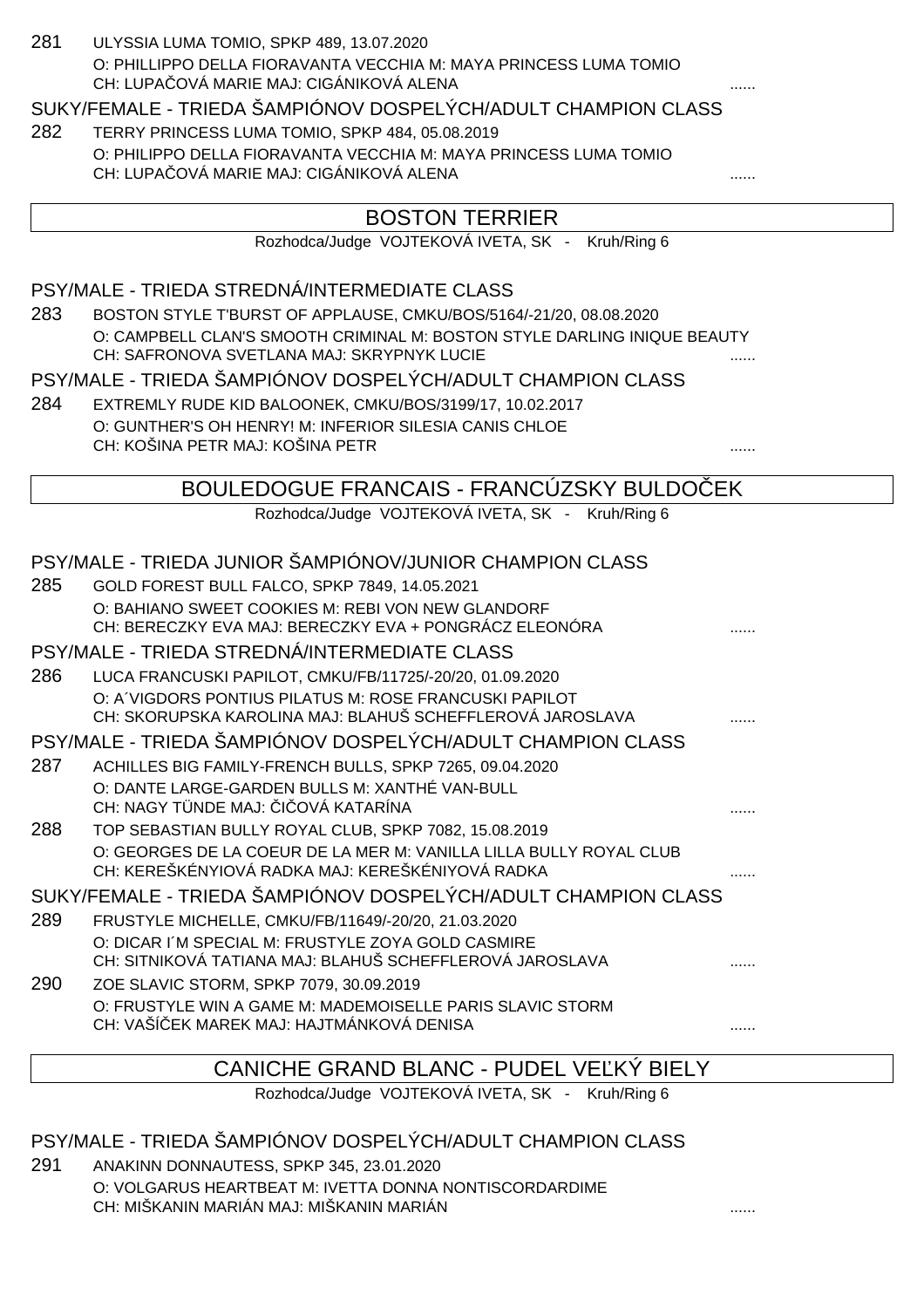281 ULYSSIA LUMA TOMIO, SPKP 489, 13.07.2020
O: PHILLIPPO DELLA FIORAVANTA VECCHIA M: MAYA PRINCESS LUMA TOMIO
CH: LUPAČOVÁ MARIE MAJ: CIGÁNIKOVÁ ALENA ......

### SUKY/FEMALE - TRIEDA ŠAMPIÓNOV DOSPELÝCH/ADULT CHAMPION CLASS

282 TERRY PRINCESS LUMA TOMIO, SPKP 484, 05.08.2019
O: PHILIPPO DELLA FIORAVANTA VECCHIA M: MAYA PRINCESS LUMA TOMIO
CH: LUPAČOVÁ MARIE MAJ: CIGÁNIKOVÁ ALENA ......

## BOSTON TERRIER

Rozhodca/Judge VOJTEKOVÁ IVETA, SK - Kruh/Ring 6

### PSY/MALE - TRIEDA STREDNÁ/INTERMEDIATE CLASS

283 BOSTON STYLE T'BURST OF APPLAUSE, CMKU/BOS/5164/-21/20, 08.08.2020
O: CAMPBELL CLAN'S SMOOTH CRIMINAL M: BOSTON STYLE DARLING INIQUE BEAUTY
CH: SAFRONOVA SVETLANA MAJ: SKRYPNYK LUCIE ......

### PSY/MALE - TRIEDA ŠAMPIÓNOV DOSPELÝCH/ADULT CHAMPION CLASS

284 EXTREMLY RUDE KID BALOONEK, CMKU/BOS/3199/17, 10.02.2017
O: GUNTHER'S OH HENRY! M: INFERIOR SILESIA CANIS CHLOE
CH: KOŠINA PETR MAJ: KOŠINA PETR ......

## BOULEDOGUE FRANCAIS - FRANCÚZSKY BULDOČEK

Rozhodca/Judge VOJTEKOVÁ IVETA, SK - Kruh/Ring 6

### PSY/MALE - TRIEDA JUNIOR ŠAMPIÓNOV/JUNIOR CHAMPION CLASS

285 GOLD FOREST BULL FALCO, SPKP 7849, 14.05.2021
O: BAHIANO SWEET COOKIES M: REBI VON NEW GLANDORF
CH: BERECZKY EVA MAJ: BERECZKY EVA + PONGRÁCZ ELEONÓRA ......

### PSY/MALE - TRIEDA STREDNÁ/INTERMEDIATE CLASS

286 LUCA FRANCUSKI PAPILOT, CMKU/FB/11725/-20/20, 01.09.2020
O: A´VIGDORS PONTIUS PILATUS M: ROSE FRANCUSKI PAPILOT
CH: SKORUPSKA KAROLINA MAJ: BLAHUŠ SCHEFFLEROVÁ JAROSLAVA ......

### PSY/MALE - TRIEDA ŠAMPIÓNOV DOSPELÝCH/ADULT CHAMPION CLASS

287 ACHILLES BIG FAMILY-FRENCH BULLS, SPKP 7265, 09.04.2020
O: DANTE LARGE-GARDEN BULLS M: XANTHÉ VAN-BULL
CH: NAGY TÜNDE MAJ: ČIČOVÁ KATARÍNA ......

288 TOP SEBASTIAN BULLY ROYAL CLUB, SPKP 7082, 15.08.2019
O: GEORGES DE LA COEUR DE LA MER M: VANILLA LILLA BULLY ROYAL CLUB
CH: KEREŠKÉNYIOVÁ RADKA MAJ: KEREŠKÉNIYOVÁ RADKA ......

### SUKY/FEMALE - TRIEDA ŠAMPIÓNOV DOSPELÝCH/ADULT CHAMPION CLASS

289 FRUSTYLE MICHELLE, CMKU/FB/11649/-20/20, 21.03.2020
O: DICAR I´M SPECIAL M: FRUSTYLE ZOYA GOLD CASMIRE
CH: SITNIKOVÁ TATIANA MAJ: BLAHUŠ SCHEFFLEROVÁ JAROSLAVA ......

290 ZOE SLAVIC STORM, SPKP 7079, 30.09.2019
O: FRUSTYLE WIN A GAME M: MADEMOISELLE PARIS SLAVIC STORM
CH: VAŠÍČEK MAREK MAJ: HAJTMÁNKOVÁ DENISA ......

## CANICHE GRAND BLANC - PUDEL VEĽKÝ BIELY

Rozhodca/Judge VOJTEKOVÁ IVETA, SK - Kruh/Ring 6

### PSY/MALE - TRIEDA ŠAMPIÓNOV DOSPELÝCH/ADULT CHAMPION CLASS

291 ANAKINN DONNAUTESS, SPKP 345, 23.01.2020
O: VOLGARUS HEARTBEAT M: IVETTA DONNA NONTISCORDARDIME
CH: MIŠKANIN MARIÁN MAJ: MIŠKANIN MARIÁN ......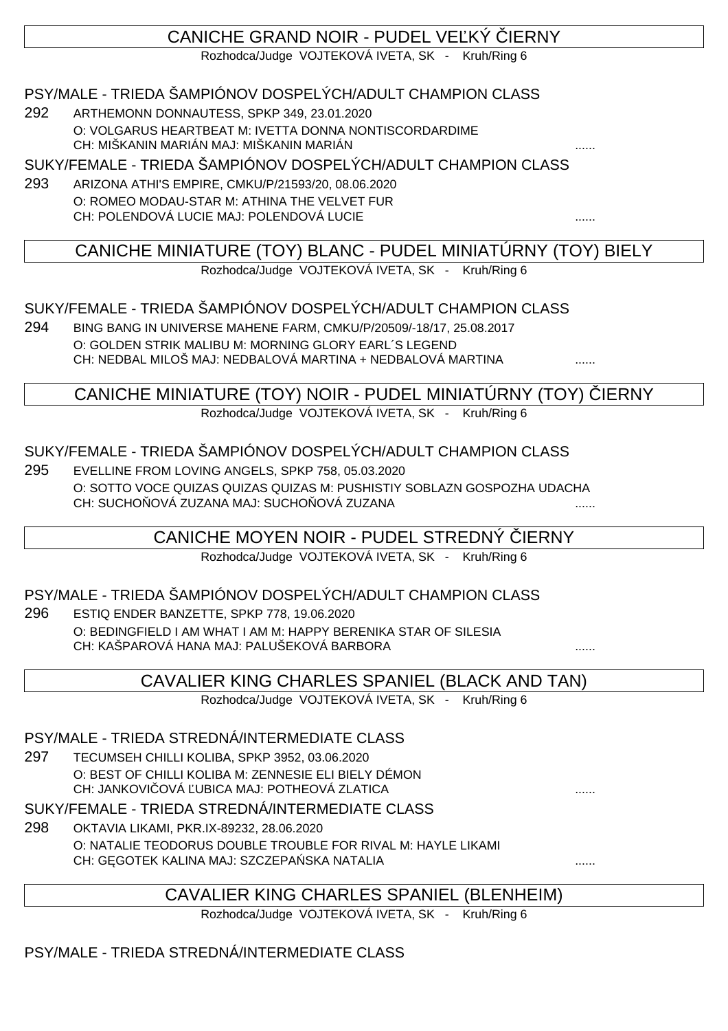## CANICHE GRAND NOIR - PUDEL VEĽKÝ ČIERNY

Rozhodca/Judge VOJTEKOVÁ IVETA, SK - Kruh/Ring 6

### PSY/MALE - TRIEDA ŠAMPIÓNOV DOSPELÝCH/ADULT CHAMPION CLASS

292 ARTHEMONN DONNAUTESS, SPKP 349, 23.01.2020
O: VOLGARUS HEARTBEAT M: IVETTA DONNA NONTISCORDARDIME
CH: MIŠKANIN MARIÁN MAJ: MIŠKANIN MARIÁN ......

### SUKY/FEMALE - TRIEDA ŠAMPIÓNOV DOSPELÝCH/ADULT CHAMPION CLASS

293 ARIZONA ATHI'S EMPIRE, CMKU/P/21593/20, 08.06.2020
O: ROMEO MODAU-STAR M: ATHINA THE VELVET FUR
CH: POLENDOVÁ LUCIE MAJ: POLENDOVÁ LUCIE ......

## CANICHE MINIATURE (TOY) BLANC - PUDEL MINIATÚRNY (TOY) BIELY

Rozhodca/Judge VOJTEKOVÁ IVETA, SK - Kruh/Ring 6

### SUKY/FEMALE - TRIEDA ŠAMPIÓNOV DOSPELÝCH/ADULT CHAMPION CLASS

294 BING BANG IN UNIVERSE MAHENE FARM, CMKU/P/20509/-18/17, 25.08.2017
O: GOLDEN STRIK MALIBU M: MORNING GLORY EARL´S LEGEND
CH: NEDBAL MILOŠ MAJ: NEDBALOVÁ MARTINA + NEDBALOVÁ MARTINA ......

## CANICHE MINIATURE (TOY) NOIR - PUDEL MINIATÚRNY (TOY) ČIERNY

Rozhodca/Judge VOJTEKOVÁ IVETA, SK - Kruh/Ring 6

### SUKY/FEMALE - TRIEDA ŠAMPIÓNOV DOSPELÝCH/ADULT CHAMPION CLASS

295 EVELLINE FROM LOVING ANGELS, SPKP 758, 05.03.2020
O: SOTTO VOCE QUIZAS QUIZAS QUIZAS M: PUSHISTIY SOBLAZN GOSPOZHA UDACHA
CH: SUCHOŇOVÁ ZUZANA MAJ: SUCHOŇOVÁ ZUZANA ......

## CANICHE MOYEN NOIR - PUDEL STREDNÝ ČIERNY

Rozhodca/Judge VOJTEKOVÁ IVETA, SK - Kruh/Ring 6

### PSY/MALE - TRIEDA ŠAMPIÓNOV DOSPELÝCH/ADULT CHAMPION CLASS

296 ESTIQ ENDER BANZETTE, SPKP 778, 19.06.2020
O: BEDINGFIELD I AM WHAT I AM M: HAPPY BERENIKA STAR OF SILESIA
CH: KAŠPAROVÁ HANA MAJ: PALUŠEKOVÁ BARBORA ......

## CAVALIER KING CHARLES SPANIEL (BLACK AND TAN)

Rozhodca/Judge VOJTEKOVÁ IVETA, SK - Kruh/Ring 6

### PSY/MALE - TRIEDA STREDNÁ/INTERMEDIATE CLASS

297 TECUMSEH CHILLI KOLIBA, SPKP 3952, 03.06.2020
O: BEST OF CHILLI KOLIBA M: ZENNESIE ELI BIELY DÉMON
CH: JANKOVIČOVÁ ĽUBICA MAJ: POTHEOVÁ ZLATICA ......

### SUKY/FEMALE - TRIEDA STREDNÁ/INTERMEDIATE CLASS

298 OKTAVIA LIKAMI, PKR.IX-89232, 28.06.2020
O: NATALIE TEODORUS DOUBLE TROUBLE FOR RIVAL M: HAYLE LIKAMI
CH: GĘGOTEK KALINA MAJ: SZCZEPAŃSKA NATALIA ......

## CAVALIER KING CHARLES SPANIEL (BLENHEIM)

Rozhodca/Judge VOJTEKOVÁ IVETA, SK - Kruh/Ring 6

### PSY/MALE - TRIEDA STREDNÁ/INTERMEDIATE CLASS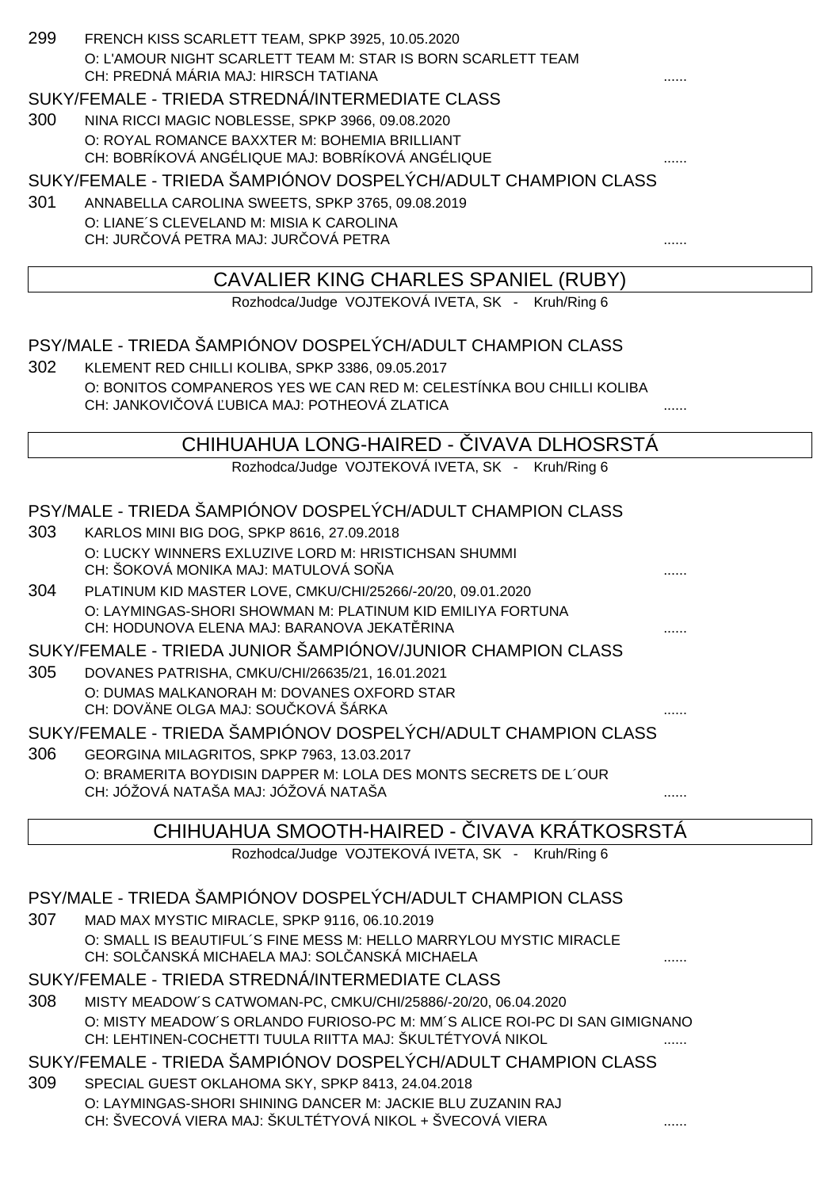299 FRENCH KISS SCARLETT TEAM, SPKP 3925, 10.05.2020
O: L'AMOUR NIGHT SCARLETT TEAM M: STAR IS BORN SCARLETT TEAM
CH: PREDNÁ MÁRIA MAJ: HIRSCH TATIANA ......

SUKY/FEMALE - TRIEDA STREDNÁ/INTERMEDIATE CLASS

300 NINA RICCI MAGIC NOBLESSE, SPKP 3966, 09.08.2020
O: ROYAL ROMANCE BAXXTER M: BOHEMIA BRILLIANT
CH: BOBRÍKOVÁ ANGÉLIQUE MAJ: BOBRÍKOVÁ ANGÉLIQUE ......

SUKY/FEMALE - TRIEDA ŠAMPIÓNOV DOSPELÝCH/ADULT CHAMPION CLASS

301 ANNABELLA CAROLINA SWEETS, SPKP 3765, 09.08.2019
O: LIANE´S CLEVELAND M: MISIA K CAROLINA
CH: JURČOVÁ PETRA MAJ: JURČOVÁ PETRA ......

## CAVALIER KING CHARLES SPANIEL (RUBY)

Rozhodca/Judge VOJTEKOVÁ IVETA, SK - Kruh/Ring 6

PSY/MALE - TRIEDA ŠAMPIÓNOV DOSPELÝCH/ADULT CHAMPION CLASS

302 KLEMENT RED CHILLI KOLIBA, SPKP 3386, 09.05.2017
O: BONITOS COMPANEROS YES WE CAN RED M: CELESTÍNKA BOU CHILLI KOLIBA
CH: JANKOVIČOVÁ ĽUBICA MAJ: POTHEOVÁ ZLATICA ......

## CHIHUAHUA LONG-HAIRED - ČIVAVA DLHOSRSTÁ

Rozhodca/Judge VOJTEKOVÁ IVETA, SK - Kruh/Ring 6

PSY/MALE - TRIEDA ŠAMPIÓNOV DOSPELÝCH/ADULT CHAMPION CLASS

303 KARLOS MINI BIG DOG, SPKP 8616, 27.09.2018
O: LUCKY WINNERS EXLUZIVE LORD M: HRISTICHSAN SHUMMI
CH: ŠOKOVÁ MONIKA MAJ: MATULOVÁ SOŇA ......

304 PLATINUM KID MASTER LOVE, CMKU/CHI/25266/-20/20, 09.01.2020
O: LAYMINGAS-SHORI SHOWMAN M: PLATINUM KID EMILIYA FORTUNA
CH: HODUNOVA ELENA MAJ: BARANOVA JEKATĚRINA ......

SUKY/FEMALE - TRIEDA JUNIOR ŠAMPIÓNOV/JUNIOR CHAMPION CLASS

305 DOVANES PATRISHA, CMKU/CHI/26635/21, 16.01.2021
O: DUMAS MALKANORAH M: DOVANES OXFORD STAR
CH: DOVÄNE OLGA MAJ: SOUČKOVÁ ŠÁRKA ......

SUKY/FEMALE - TRIEDA ŠAMPIÓNOV DOSPELÝCH/ADULT CHAMPION CLASS

306 GEORGINA MILAGRITOS, SPKP 7963, 13.03.2017
O: BRAMERITA BOYDISIN DAPPER M: LOLA DES MONTS SECRETS DE L´OUR
CH: JÓŽOVÁ NATAŠA MAJ: JÓŽOVÁ NATAŠA ......

## CHIHUAHUA SMOOTH-HAIRED - ČIVAVA KRÁTKOSRSTÁ

Rozhodca/Judge VOJTEKOVÁ IVETA, SK - Kruh/Ring 6

PSY/MALE - TRIEDA ŠAMPIÓNOV DOSPELÝCH/ADULT CHAMPION CLASS

307 MAD MAX MYSTIC MIRACLE, SPKP 9116, 06.10.2019
O: SMALL IS BEAUTIFUL´S FINE MESS M: HELLO MARRYLOU MYSTIC MIRACLE
CH: SOLČANSKÁ MICHAELA MAJ: SOLČANSKÁ MICHAELA ......

SUKY/FEMALE - TRIEDA STREDNÁ/INTERMEDIATE CLASS

308 MISTY MEADOW´S CATWOMAN-PC, CMKU/CHI/25886/-20/20, 06.04.2020
O: MISTY MEADOW´S ORLANDO FURIOSO-PC M: MM´S ALICE ROI-PC DI SAN GIMIGNANO
CH: LEHTINEN-COCHETTI TUULA RIITTA MAJ: ŠKULTÉTYOVÁ NIKOL ......

SUKY/FEMALE - TRIEDA ŠAMPIÓNOV DOSPELÝCH/ADULT CHAMPION CLASS

309 SPECIAL GUEST OKLAHOMA SKY, SPKP 8413, 24.04.2018
O: LAYMINGAS-SHORI SHINING DANCER M: JACKIE BLU ZUZANIN RAJ
CH: ŠVECOVÁ VIERA MAJ: ŠKULTÉTYOVÁ NIKOL + ŠVECOVÁ VIERA ......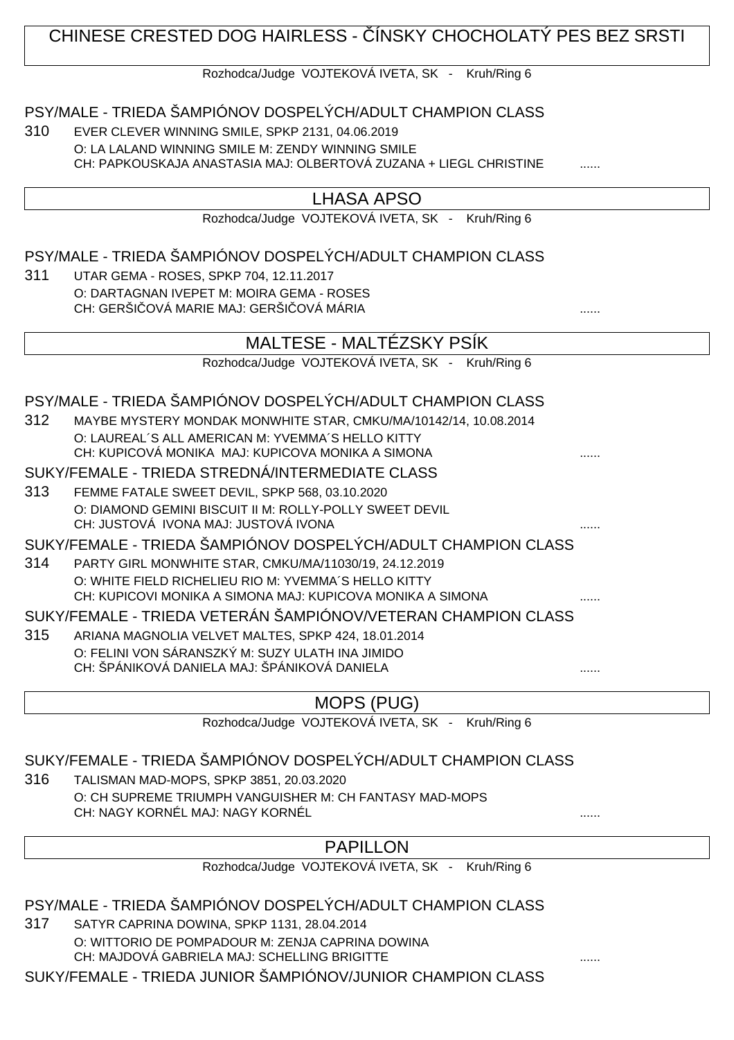## CHINESE CRESTED DOG HAIRLESS - ČÍNSKY CHOCHOLATÝ PES BEZ SRSTI

Rozhodca/Judge VOJTEKOVÁ IVETA, SK - Kruh/Ring 6

### PSY/MALE - TRIEDA ŠAMPIÓNOV DOSPELÝCH/ADULT CHAMPION CLASS

310 EVER CLEVER WINNING SMILE, SPKP 2131, 04.06.2019
O: LA LALAND WINNING SMILE M: ZENDY WINNING SMILE
CH: PAPKOUSKAJA ANASTASIA MAJ: OLBERTOVÁ ZUZANA + LIEGL CHRISTINE ......

## LHASA APSO

Rozhodca/Judge VOJTEKOVÁ IVETA, SK - Kruh/Ring 6

### PSY/MALE - TRIEDA ŠAMPIÓNOV DOSPELÝCH/ADULT CHAMPION CLASS

311 UTAR GEMA - ROSES, SPKP 704, 12.11.2017
O: DARTAGNAN IVEPET M: MOIRA GEMA - ROSES
CH: GERŠIČOVÁ MARIE MAJ: GERŠIČOVÁ MÁRIA ......

## MALTESE - MALTÉZSKY PSÍK

Rozhodca/Judge VOJTEKOVÁ IVETA, SK - Kruh/Ring 6

### PSY/MALE - TRIEDA ŠAMPIÓNOV DOSPELÝCH/ADULT CHAMPION CLASS

312 MAYBE MYSTERY MONDAK MONWHITE STAR, CMKU/MA/10142/14, 10.08.2014
O: LAUREAL´S ALL AMERICAN M: YVEMMA´S HELLO KITTY
CH: KUPICOVÁ MONIKA MAJ: KUPICOVA MONIKA A SIMONA ......

### SUKY/FEMALE - TRIEDA STREDNÁ/INTERMEDIATE CLASS

313 FEMME FATALE SWEET DEVIL, SPKP 568, 03.10.2020
O: DIAMOND GEMINI BISCUIT II M: ROLLY-POLLY SWEET DEVIL
CH: JUSTOVÁ IVONA MAJ: JUSTOVÁ IVONA ......

### SUKY/FEMALE - TRIEDA ŠAMPIÓNOV DOSPELÝCH/ADULT CHAMPION CLASS

314 PARTY GIRL MONWHITE STAR, CMKU/MA/11030/19, 24.12.2019
O: WHITE FIELD RICHELIEU RIO M: YVEMMA´S HELLO KITTY
CH: KUPICOVI MONIKA A SIMONA MAJ: KUPICOVA MONIKA A SIMONA ......

### SUKY/FEMALE - TRIEDA VETERÁN ŠAMPIÓNOV/VETERAN CHAMPION CLASS

315 ARIANA MAGNOLIA VELVET MALTES, SPKP 424, 18.01.2014
O: FELINI VON SÁRANSZKÝ M: SUZY ULATH INA JIMIDO
CH: ŠPÁNIKOVÁ DANIELA MAJ: ŠPÁNIKOVÁ DANIELA ......

## MOPS (PUG)

Rozhodca/Judge VOJTEKOVÁ IVETA, SK - Kruh/Ring 6

### SUKY/FEMALE - TRIEDA ŠAMPIÓNOV DOSPELÝCH/ADULT CHAMPION CLASS

316 TALISMAN MAD-MOPS, SPKP 3851, 20.03.2020
O: CH SUPREME TRIUMPH VANGUISHER M: CH FANTASY MAD-MOPS
CH: NAGY KORNÉL MAJ: NAGY KORNÉL ......

## PAPILLON

Rozhodca/Judge VOJTEKOVÁ IVETA, SK - Kruh/Ring 6

### PSY/MALE - TRIEDA ŠAMPIÓNOV DOSPELÝCH/ADULT CHAMPION CLASS

317 SATYR CAPRINA DOWINA, SPKP 1131, 28.04.2014
O: WITTORIO DE POMPADOUR M: ZENJA CAPRINA DOWINA
CH: MAJDOVÁ GABRIELA MAJ: SCHELLING BRIGITTE ......

### SUKY/FEMALE - TRIEDA JUNIOR ŠAMPIÓNOV/JUNIOR CHAMPION CLASS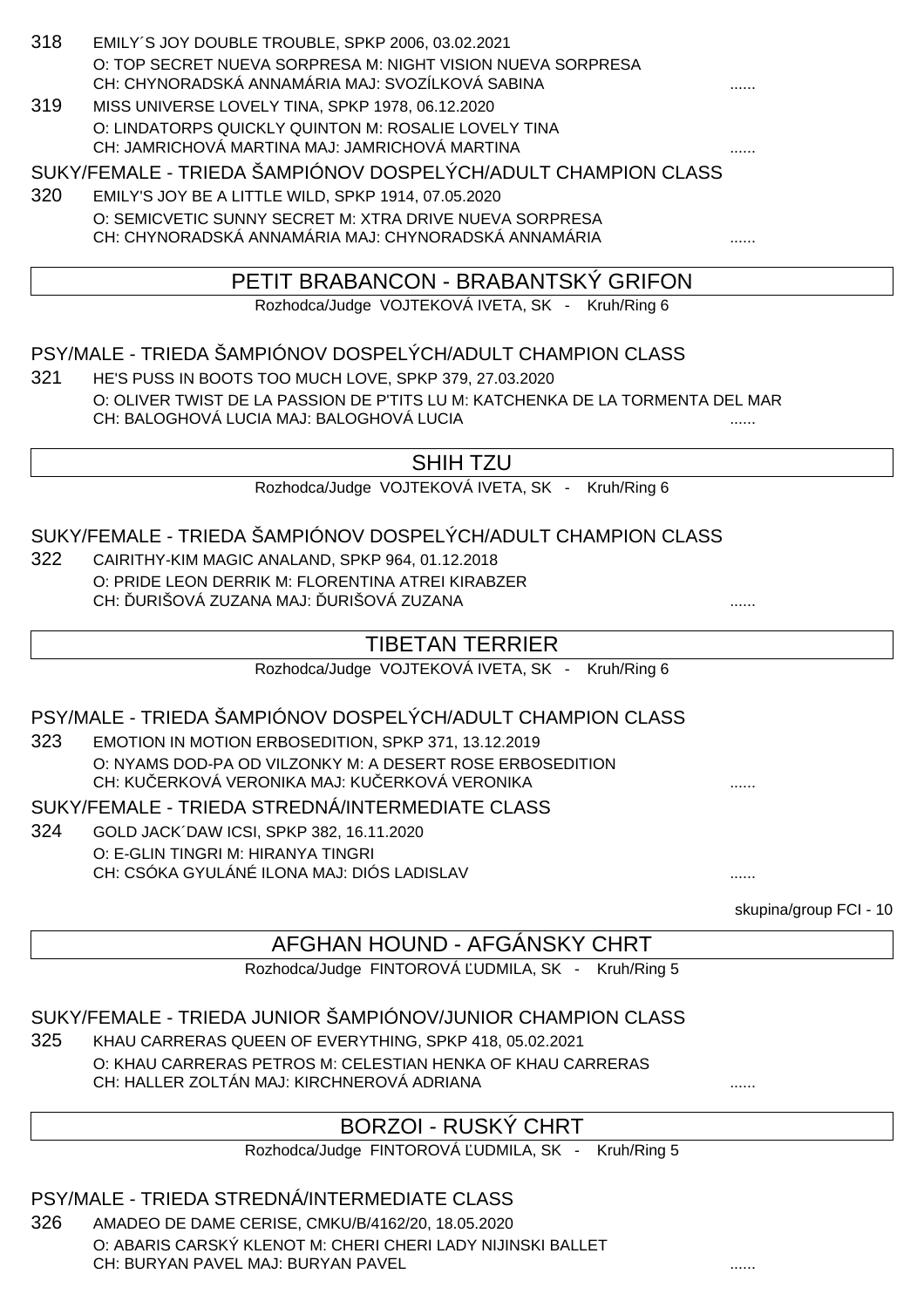318 EMILY´S JOY DOUBLE TROUBLE, SPKP 2006, 03.02.2021
O: TOP SECRET NUEVA SORPRESA M: NIGHT VISION NUEVA SORPRESA
CH: CHYNORADSKÁ ANNAMÁRIA MAJ: SVOZÍLKOVÁ SABINA ......

319 MISS UNIVERSE LOVELY TINA, SPKP 1978, 06.12.2020
O: LINDATORPS QUICKLY QUINTON M: ROSALIE LOVELY TINA
CH: JAMRICHOVÁ MARTINA MAJ: JAMRICHOVÁ MARTINA ......

### SUKY/FEMALE - TRIEDA ŠAMPIÓNOV DOSPELÝCH/ADULT CHAMPION CLASS

320 EMILY'S JOY BE A LITTLE WILD, SPKP 1914, 07.05.2020
O: SEMICVETIC SUNNY SECRET M: XTRA DRIVE NUEVA SORPRESA
CH: CHYNORADSKÁ ANNAMÁRIA MAJ: CHYNORADSKÁ ANNAMÁRIA ......

## PETIT BRABANCON - BRABANTSKÝ GRIFON

Rozhodca/Judge VOJTEKOVÁ IVETA, SK - Kruh/Ring 6

### PSY/MALE - TRIEDA ŠAMPIÓNOV DOSPELÝCH/ADULT CHAMPION CLASS

321 HE'S PUSS IN BOOTS TOO MUCH LOVE, SPKP 379, 27.03.2020
O: OLIVER TWIST DE LA PASSION DE P'TITS LU M: KATCHENKA DE LA TORMENTA DEL MAR
CH: BALOGHOVÁ LUCIA MAJ: BALOGHOVÁ LUCIA ......

## SHIH TZU

Rozhodca/Judge VOJTEKOVÁ IVETA, SK - Kruh/Ring 6

### SUKY/FEMALE - TRIEDA ŠAMPIÓNOV DOSPELÝCH/ADULT CHAMPION CLASS

322 CAIRITHY-KIM MAGIC ANALAND, SPKP 964, 01.12.2018
O: PRIDE LEON DERRIK M: FLORENTINA ATREI KIRABZER
CH: ĎURIŠOVÁ ZUZANA MAJ: ĎURIŠOVÁ ZUZANA ......

## TIBETAN TERRIER

Rozhodca/Judge VOJTEKOVÁ IVETA, SK - Kruh/Ring 6

### PSY/MALE - TRIEDA ŠAMPIÓNOV DOSPELÝCH/ADULT CHAMPION CLASS

323 EMOTION IN MOTION ERBOSEDITION, SPKP 371, 13.12.2019
O: NYAMS DOD-PA OD VILZONKY M: A DESERT ROSE ERBOSEDITION
CH: KUČERKOVÁ VERONIKA MAJ: KUČERKOVÁ VERONIKA ......

### SUKY/FEMALE - TRIEDA STREDNÁ/INTERMEDIATE CLASS

324 GOLD JACK´DAW ICSI, SPKP 382, 16.11.2020
O: E-GLIN TINGRI M: HIRANYA TINGRI
CH: CSÓKA GYULÁNÉ ILONA MAJ: DIÓS LADISLAV ......

skupina/group FCI - 10

## AFGHAN HOUND - AFGÁNSKY CHRT

Rozhodca/Judge FINTOROVÁ ĽUDMILA, SK - Kruh/Ring 5

### SUKY/FEMALE - TRIEDA JUNIOR ŠAMPIÓNOV/JUNIOR CHAMPION CLASS

325 KHAU CARRERAS QUEEN OF EVERYTHING, SPKP 418, 05.02.2021
O: KHAU CARRERAS PETROS M: CELESTIAN HENKA OF KHAU CARRERAS
CH: HALLER ZOLTÁN MAJ: KIRCHNEROVÁ ADRIANA ......

## BORZOI - RUSKÝ CHRT

Rozhodca/Judge FINTOROVÁ ĽUDMILA, SK - Kruh/Ring 5

### PSY/MALE - TRIEDA STREDNÁ/INTERMEDIATE CLASS

326 AMADEO DE DAME CERISE, CMKU/B/4162/20, 18.05.2020
O: ABARIS CARSKÝ KLENOT M: CHERI CHERI LADY NIJINSKI BALLET
CH: BURYAN PAVEL MAJ: BURYAN PAVEL ......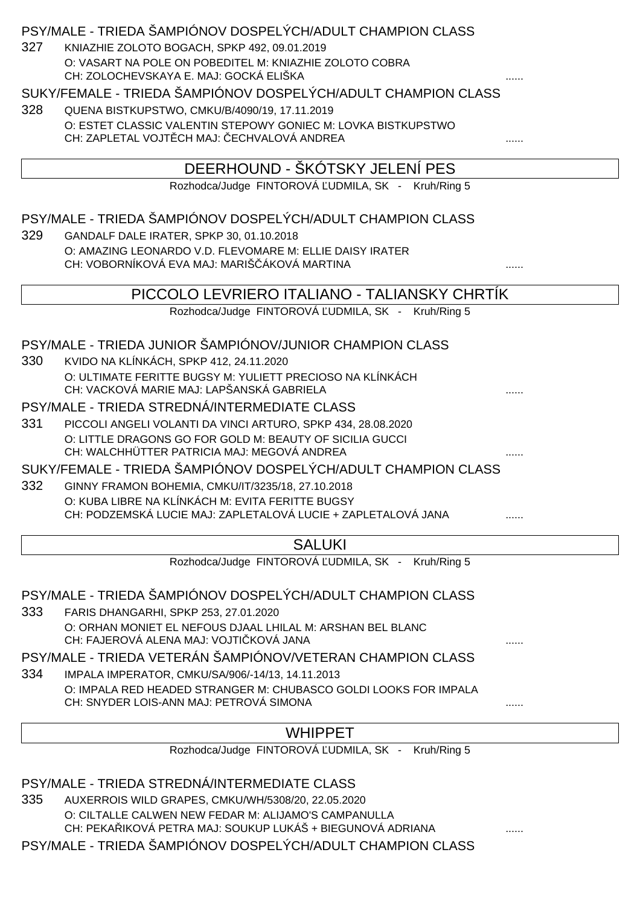PSY/MALE - TRIEDA ŠAMPIÓNOV DOSPELÝCH/ADULT CHAMPION CLASS

327 KNIAZHIE ZOLOTO BOGACH, SPKP 492, 09.01.2019
O: VASART NA POLE ON POBEDITEL M: KNIAZHIE ZOLOTO COBRA
CH: ZOLOCHEVSKAYA E. MAJ: GOCKÁ ELIŠKA ......

SUKY/FEMALE - TRIEDA ŠAMPIÓNOV DOSPELÝCH/ADULT CHAMPION CLASS

328 QUENA BISTKUPSTWO, CMKU/B/4090/19, 17.11.2019
O: ESTET CLASSIC VALENTIN STEPOWY GONIEC M: LOVKA BISTKUPSTWO
CH: ZAPLETAL VOJTĚCH MAJ: ČECHVALOVÁ ANDREA ......

## DEERHOUND - ŠKÓTSKY JELENÍ PES

Rozhodca/Judge FINTOROVÁ ĽUDMILA, SK - Kruh/Ring 5

PSY/MALE - TRIEDA ŠAMPIÓNOV DOSPELÝCH/ADULT CHAMPION CLASS

329 GANDALF DALE IRATER, SPKP 30, 01.10.2018
O: AMAZING LEONARDO V.D. FLEVOMARE M: ELLIE DAISY IRATER
CH: VOBORNÍKOVÁ EVA MAJ: MARIŠČÁKOVÁ MARTINA ......

## PICCOLO LEVRIERO ITALIANO - TALIANSKY CHRTÍK

Rozhodca/Judge FINTOROVÁ ĽUDMILA, SK - Kruh/Ring 5

PSY/MALE - TRIEDA JUNIOR ŠAMPIÓNOV/JUNIOR CHAMPION CLASS

330 KVIDO NA KLÍNKÁCH, SPKP 412, 24.11.2020
O: ULTIMATE FERITTE BUGSY M: YULIETT PRECIOSO NA KLÍNKÁCH
CH: VACKOVÁ MARIE MAJ: LAPŠANSKÁ GABRIELA ......

PSY/MALE - TRIEDA STREDNÁ/INTERMEDIATE CLASS

331 PICCOLI ANGELI VOLANTI DA VINCI ARTURO, SPKP 434, 28.08.2020
O: LITTLE DRAGONS GO FOR GOLD M: BEAUTY OF SICILIA GUCCI
CH: WALCHHÜTTER PATRICIA MAJ: MEGOVÁ ANDREA ......

SUKY/FEMALE - TRIEDA ŠAMPIÓNOV DOSPELÝCH/ADULT CHAMPION CLASS

332 GINNY FRAMON BOHEMIA, CMKU/IT/3235/18, 27.10.2018
O: KUBA LIBRE NA KLÍNKÁCH M: EVITA FERITTE BUGSY
CH: PODZEMSKÁ LUCIE MAJ: ZAPLETALOVÁ LUCIE + ZAPLETALOVÁ JANA ......

## SALUKI

Rozhodca/Judge FINTOROVÁ ĽUDMILA, SK - Kruh/Ring 5

PSY/MALE - TRIEDA ŠAMPIÓNOV DOSPELÝCH/ADULT CHAMPION CLASS

333 FARIS DHANGARHI, SPKP 253, 27.01.2020
O: ORHAN MONIET EL NEFOUS DJAAL LHILAL M: ARSHAN BEL BLANC
CH: FAJEROVÁ ALENA MAJ: VOJTIČKOVÁ JANA ......

PSY/MALE - TRIEDA VETERÁN ŠAMPIÓNOV/VETERAN CHAMPION CLASS

334 IMPALA IMPERATOR, CMKU/SA/906/-14/13, 14.11.2013
O: IMPALA RED HEADED STRANGER M: CHUBASCO GOLDI LOOKS FOR IMPALA
CH: SNYDER LOIS-ANN MAJ: PETROVÁ SIMONA ......

## WHIPPET

Rozhodca/Judge FINTOROVÁ ĽUDMILA, SK - Kruh/Ring 5

PSY/MALE - TRIEDA STREDNÁ/INTERMEDIATE CLASS

335 AUXERROIS WILD GRAPES, CMKU/WH/5308/20, 22.05.2020
O: CILTALLE CALWEN NEW FEDAR M: ALIJAMO'S CAMPANULLA
CH: PEKAŘIKOVÁ PETRA MAJ: SOUKUP LUKÁŠ + BIEGUNOVÁ ADRIANA ......

PSY/MALE - TRIEDA ŠAMPIÓNOV DOSPELÝCH/ADULT CHAMPION CLASS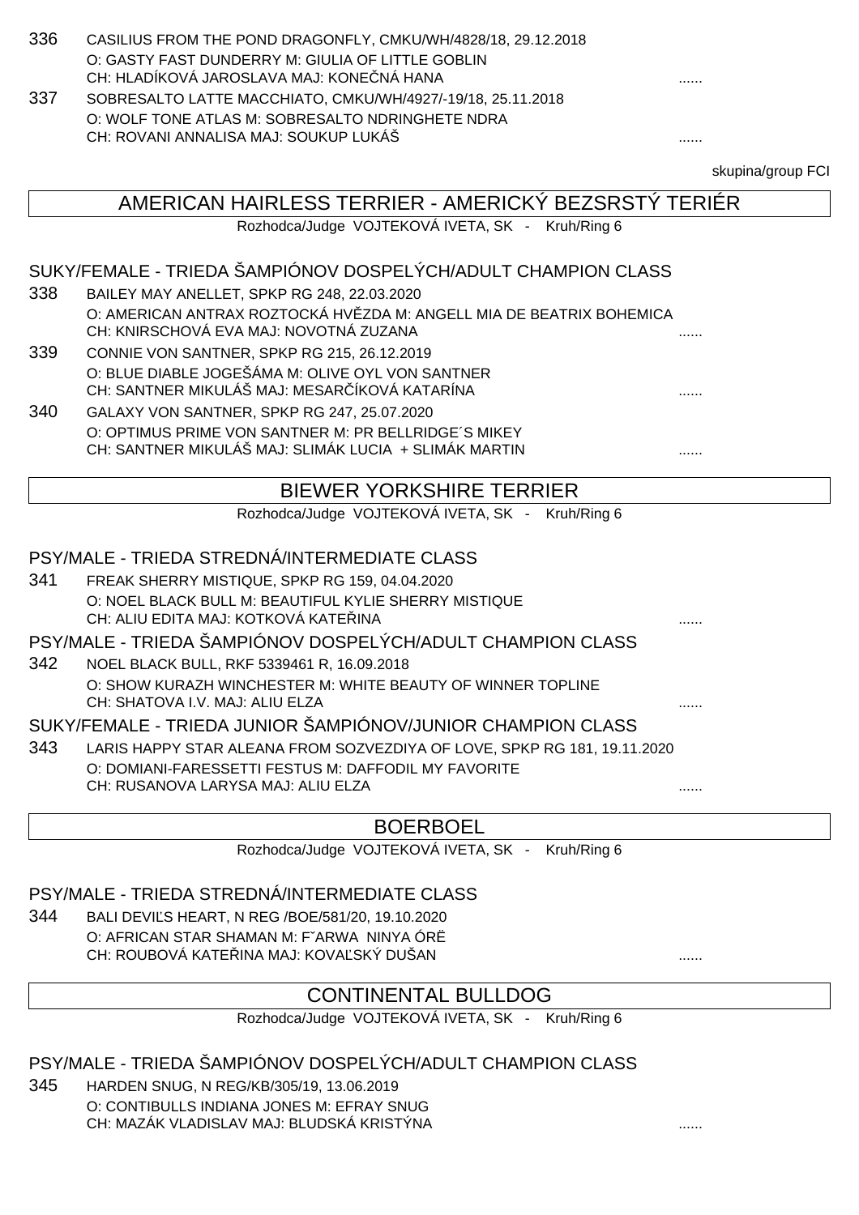336 CASILIUS FROM THE POND DRAGONFLY, CMKU/WH/4828/18, 29.12.2018
O: GASTY FAST DUNDERRY M: GIULIA OF LITTLE GOBLIN
CH: HLADÍKOVÁ JAROSLAVA MAJ: KONEČNÁ HANA ......

337 SOBRESALTO LATTE MACCHIATO, CMKU/WH/4927/-19/18, 25.11.2018
O: WOLF TONE ATLAS M: SOBRESALTO NDRINGHETE NDRA
CH: ROVANI ANNALISA MAJ: SOUKUP LUKÁŠ ......

skupina/group FCI

## AMERICAN HAIRLESS TERRIER - AMERICKÝ BEZSRSTÝ TERIÉR

Rozhodca/Judge VOJTEKOVÁ IVETA, SK - Kruh/Ring 6

### SUKY/FEMALE - TRIEDA ŠAMPIÓNOV DOSPELÝCH/ADULT CHAMPION CLASS

338 BAILEY MAY ANELLET, SPKP RG 248, 22.03.2020
O: AMERICAN ANTRAX ROZTOCKÁ HVĚZDA M: ANGELL MIA DE BEATRIX BOHEMICA
CH: KNIRSCHOVÁ EVA MAJ: NOVOTNÁ ZUZANA ......

339 CONNIE VON SANTNER, SPKP RG 215, 26.12.2019
O: BLUE DIABLE JOGEŠÁMA M: OLIVE OYL VON SANTNER
CH: SANTNER MIKULÁŠ MAJ: MESARČÍKOVÁ KATARÍNA ......

340 GALAXY VON SANTNER, SPKP RG 247, 25.07.2020
O: OPTIMUS PRIME VON SANTNER M: PR BELLRIDGE´S MIKEY
CH: SANTNER MIKULÁŠ MAJ: SLIMÁK LUCIA + SLIMÁK MARTIN ......

## BIEWER YORKSHIRE TERRIER

Rozhodca/Judge VOJTEKOVÁ IVETA, SK - Kruh/Ring 6

### PSY/MALE - TRIEDA STREDNÁ/INTERMEDIATE CLASS

341 FREAK SHERRY MISTIQUE, SPKP RG 159, 04.04.2020
O: NOEL BLACK BULL M: BEAUTIFUL KYLIE SHERRY MISTIQUE
CH: ALIU EDITA MAJ: KOTKOVÁ KATEŘINA ......

### PSY/MALE - TRIEDA ŠAMPIÓNOV DOSPELÝCH/ADULT CHAMPION CLASS

342 NOEL BLACK BULL, RKF 5339461 R, 16.09.2018
O: SHOW KURAZH WINCHESTER M: WHITE BEAUTY OF WINNER TOPLINE
CH: SHATOVA I.V. MAJ: ALIU ELZA ......

### SUKY/FEMALE - TRIEDA JUNIOR ŠAMPIÓNOV/JUNIOR CHAMPION CLASS

343 LARIS HAPPY STAR ALEANA FROM SOZVEZDIYA OF LOVE, SPKP RG 181, 19.11.2020
O: DOMIANI-FARESSETTI FESTUS M: DAFFODIL MY FAVORITE
CH: RUSANOVA LARYSA MAJ: ALIU ELZA ......

## BOERBOEL

Rozhodca/Judge VOJTEKOVÁ IVETA, SK - Kruh/Ring 6

### PSY/MALE - TRIEDA STREDNÁ/INTERMEDIATE CLASS

344 BALI DEVIĽS HEART, N REG /BOE/581/20, 19.10.2020
O: AFRICAN STAR SHAMAN M: F˜ARWA NINYA ÓRË
CH: ROUBOVÁ KATEŘINA MAJ: KOVAĽSKÝ DUŠAN ......

## CONTINENTAL BULLDOG

Rozhodca/Judge VOJTEKOVÁ IVETA, SK - Kruh/Ring 6

### PSY/MALE - TRIEDA ŠAMPIÓNOV DOSPELÝCH/ADULT CHAMPION CLASS

345 HARDEN SNUG, N REG/KB/305/19, 13.06.2019
O: CONTIBULLS INDIANA JONES M: EFRAY SNUG
CH: MAZÁK VLADISLAV MAJ: BLUDSKÁ KRISTÝNA ......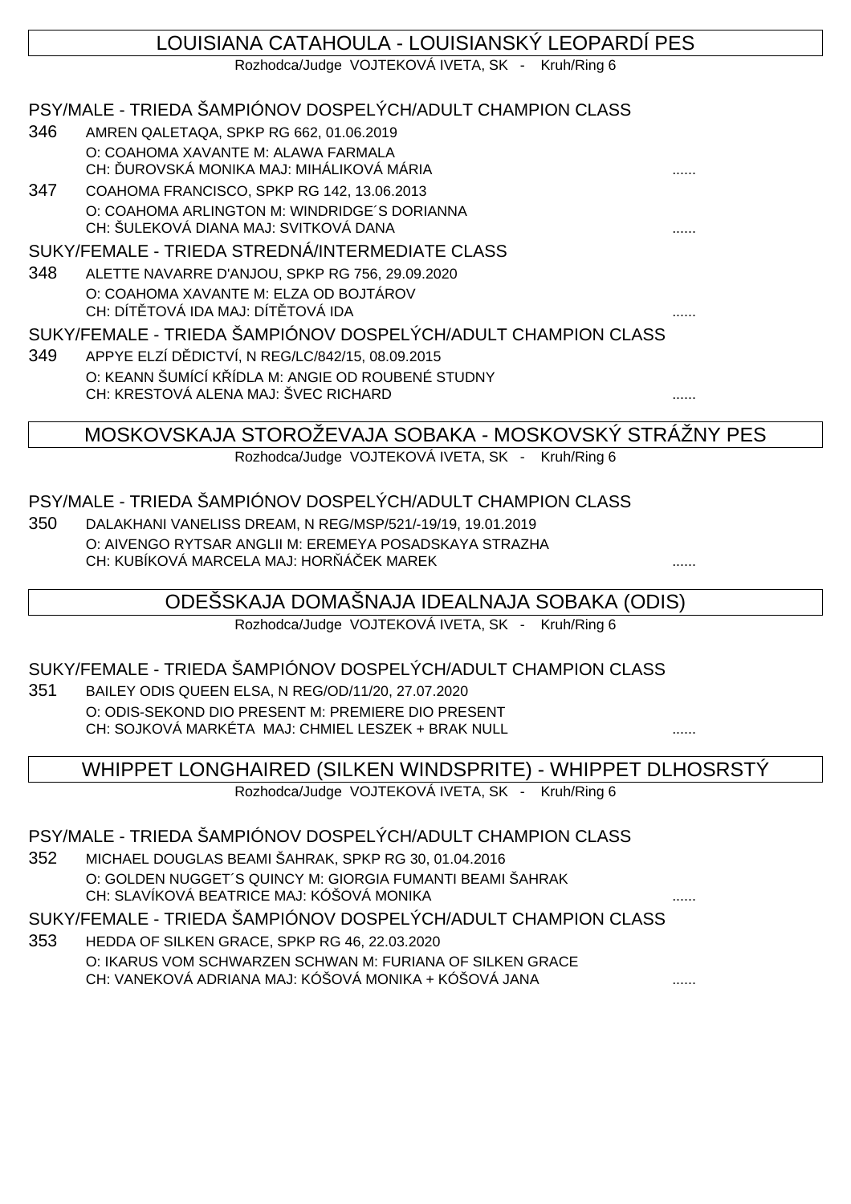## LOUISIANA CATAHOULA - LOUISIANSKÝ LEOPARDÍ PES

Rozhodca/Judge VOJTEKOVÁ IVETA, SK - Kruh/Ring 6

### PSY/MALE - TRIEDA ŠAMPIÓNOV DOSPELÝCH/ADULT CHAMPION CLASS

346 AMREN QALETAQA, SPKP RG 662, 01.06.2019
O: COAHOMA XAVANTE M: ALAWA FARMALA
CH: ĎUROVSKÁ MONIKA MAJ: MIHÁLIKOVÁ MÁRIA ......

347 COAHOMA FRANCISCO, SPKP RG 142, 13.06.2013
O: COAHOMA ARLINGTON M: WINDRIDGE´S DORIANNA
CH: ŠULEKOVÁ DIANA MAJ: SVITKOVÁ DANA ......

### SUKY/FEMALE - TRIEDA STREDNÁ/INTERMEDIATE CLASS

348 ALETTE NAVARRE D'ANJOU, SPKP RG 756, 29.09.2020
O: COAHOMA XAVANTE M: ELZA OD BOJTÁROV
CH: DÍTĚTOVÁ IDA MAJ: DÍTĚTOVÁ IDA ......

### SUKY/FEMALE - TRIEDA ŠAMPIÓNOV DOSPELÝCH/ADULT CHAMPION CLASS

349 APPYE ELZÍ DĚDICTVÍ, N REG/LC/842/15, 08.09.2015
O: KEANN ŠUMÍCÍ KŘÍDLA M: ANGIE OD ROUBENÉ STUDNY
CH: KRESTOVÁ ALENA MAJ: ŠVEC RICHARD ......

## MOSKOVSKAJA STOROŽEVAJA SOBAKA - MOSKOVSKÝ STRÁŽNY PES

Rozhodca/Judge VOJTEKOVÁ IVETA, SK - Kruh/Ring 6

### PSY/MALE - TRIEDA ŠAMPIÓNOV DOSPELÝCH/ADULT CHAMPION CLASS

350 DALAKHANI VANELISS DREAM, N REG/MSP/521/-19/19, 19.01.2019
O: AIVENGO RYTSAR ANGLII M: EREMEYA POSADSKAYA STRAZHA
CH: KUBÍKOVÁ MARCELA MAJ: HORŇÁČEK MAREK ......

## ODEŠSKAJA DOMAŠNAJA IDEALNAJA SOBAKA (ODIS)

Rozhodca/Judge VOJTEKOVÁ IVETA, SK - Kruh/Ring 6

### SUKY/FEMALE - TRIEDA ŠAMPIÓNOV DOSPELÝCH/ADULT CHAMPION CLASS

351 BAILEY ODIS QUEEN ELSA, N REG/OD/11/20, 27.07.2020
O: ODIS-SEKOND DIO PRESENT M: PREMIERE DIO PRESENT
CH: SOJKOVÁ MARKÉTA MAJ: CHMIEL LESZEK + BRAK NULL ......

## WHIPPET LONGHAIRED (SILKEN WINDSPRITE) - WHIPPET DLHOSRSTÝ

Rozhodca/Judge VOJTEKOVÁ IVETA, SK - Kruh/Ring 6

### PSY/MALE - TRIEDA ŠAMPIÓNOV DOSPELÝCH/ADULT CHAMPION CLASS

352 MICHAEL DOUGLAS BEAMI ŠAHRAK, SPKP RG 30, 01.04.2016
O: GOLDEN NUGGET´S QUINCY M: GIORGIA FUMANTI BEAMI ŠAHRAK
CH: SLAVÍKOVÁ BEATRICE MAJ: KÓŠOVÁ MONIKA ......

### SUKY/FEMALE - TRIEDA ŠAMPIÓNOV DOSPELÝCH/ADULT CHAMPION CLASS

353 HEDDA OF SILKEN GRACE, SPKP RG 46, 22.03.2020
O: IKARUS VOM SCHWARZEN SCHWAN M: FURIANA OF SILKEN GRACE
CH: VANEKOVÁ ADRIANA MAJ: KÓŠOVÁ MONIKA + KÓŠOVÁ JANA ......